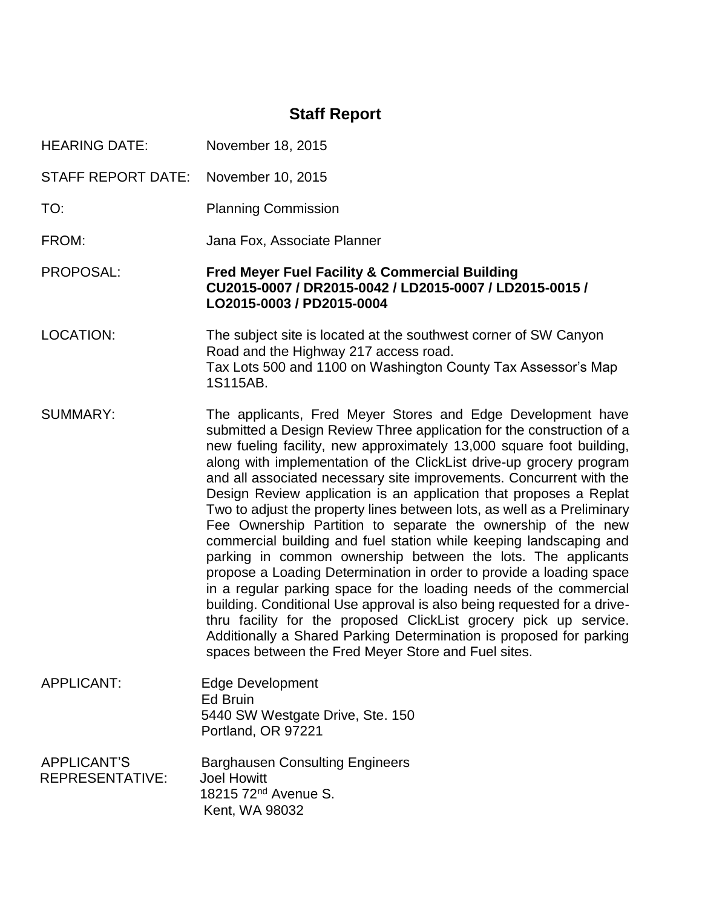# Staff Report

HEARING DATE: November 18, 2015

STAFF REPORT DATE: November 10, 2015

TO: Planning Commission

FROM: Jana Fox, Associate Planner

PROPOSAL: **Fred Meyer Fuel Facility & Commercial Building**
**CU2015-0007 / DR2015-0042 / LD2015-0007 / LD2015-0015 / LO2015-0003 / PD2015-0004**

LOCATION: The subject site is located at the southwest corner of SW Canyon Road and the Highway 217 access road.
Tax Lots 500 and 1100 on Washington County Tax Assessor's Map 1S115AB.

SUMMARY: The applicants, Fred Meyer Stores and Edge Development have submitted a Design Review Three application for the construction of a new fueling facility, new approximately 13,000 square foot building, along with implementation of the ClickList drive-up grocery program and all associated necessary site improvements. Concurrent with the Design Review application is an application that proposes a Replat Two to adjust the property lines between lots, as well as a Preliminary Fee Ownership Partition to separate the ownership of the new commercial building and fuel station while keeping landscaping and parking in common ownership between the lots. The applicants propose a Loading Determination in order to provide a loading space in a regular parking space for the loading needs of the commercial building. Conditional Use approval is also being requested for a drive-thru facility for the proposed ClickList grocery pick up service. Additionally a Shared Parking Determination is proposed for parking spaces between the Fred Meyer Store and Fuel sites.

APPLICANT: Edge Development
Ed Bruin
5440 SW Westgate Drive, Ste. 150
Portland, OR 97221

APPLICANT'S REPRESENTATIVE: Barghausen Consulting Engineers
Joel Howitt
18215 72nd Avenue S.
Kent, WA 98032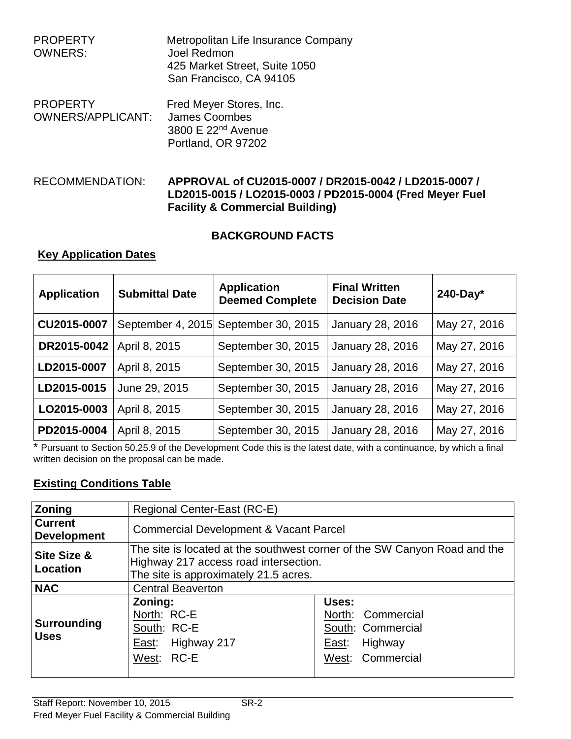PROPERTY OWNERS: Metropolitan Life Insurance Company
Joel Redmon
425 Market Street, Suite 1050
San Francisco, CA 94105

PROPERTY OWNERS/APPLICANT: Fred Meyer Stores, Inc.
James Coombes
3800 E 22nd Avenue
Portland, OR 97202

RECOMMENDATION: **APPROVAL of CU2015-0007 / DR2015-0042 / LD2015-0007 / LD2015-0015 / LO2015-0003 / PD2015-0004 (Fred Meyer Fuel Facility & Commercial Building)**

## BACKGROUND FACTS

### Key Application Dates

| Application | Submittal Date | Application Deemed Complete | Final Written Decision Date | 240-Day* |
|---|---|---|---|---|
| CU2015-0007 | September 4, 2015 | September 30, 2015 | January 28, 2016 | May 27, 2016 |
| DR2015-0042 | April 8, 2015 | September 30, 2015 | January 28, 2016 | May 27, 2016 |
| LD2015-0007 | April 8, 2015 | September 30, 2015 | January 28, 2016 | May 27, 2016 |
| LD2015-0015 | June 29, 2015 | September 30, 2015 | January 28, 2016 | May 27, 2016 |
| LO2015-0003 | April 8, 2015 | September 30, 2015 | January 28, 2016 | May 27, 2016 |
| PD2015-0004 | April 8, 2015 | September 30, 2015 | January 28, 2016 | May 27, 2016 |

* Pursuant to Section 50.25.9 of the Development Code this is the latest date, with a continuance, by which a final written decision on the proposal can be made.

### Existing Conditions Table

| | | |
|---|---|---|
| **Zoning** | Regional Center-East (RC-E) | |
| **Current Development** | Commercial Development & Vacant Parcel | |
| **Site Size & Location** | The site is located at the southwest corner of the SW Canyon Road and the Highway 217 access road intersection. The site is approximately 21.5 acres. | |
| **NAC** | Central Beaverton | |
| **Surrounding Uses** | **Zoning:**<br>North: RC-E<br>South: RC-E<br>East: Highway 217<br>West: RC-E | **Uses:**<br>North: Commercial<br>South: Commercial<br>East: Highway<br>West: Commercial |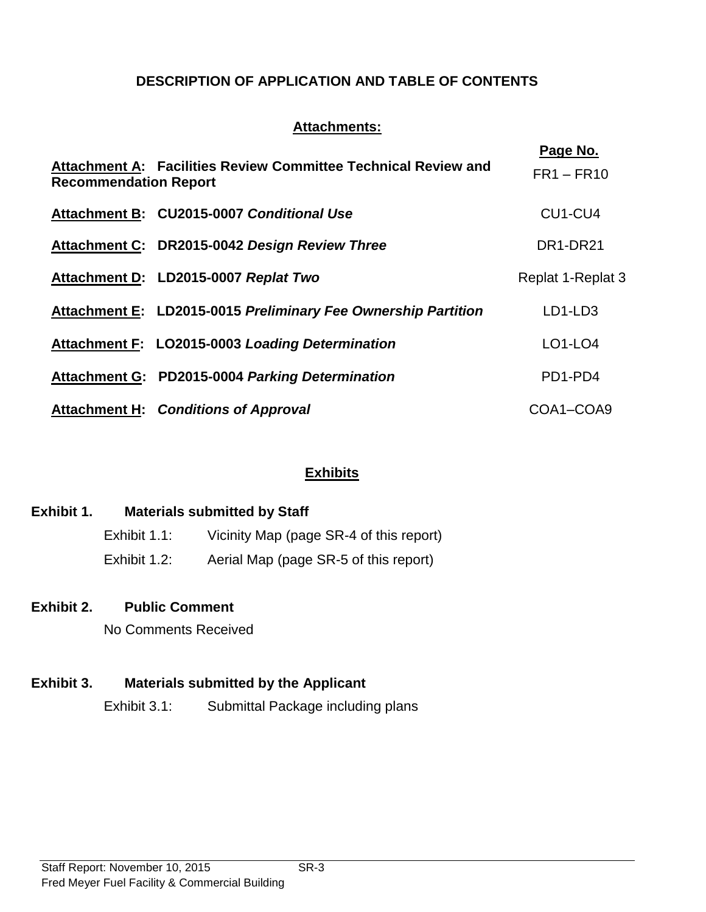# DESCRIPTION OF APPLICATION AND TABLE OF CONTENTS

## Attachments:

| | Page No. |
|---|---|
| **Attachment A: Facilities Review Committee Technical Review and Recommendation Report** | FR1 – FR10 |
| **Attachment B: CU2015-0007 *Conditional Use*** | CU1-CU4 |
| **Attachment C: DR2015-0042 *Design Review Three*** | DR1-DR21 |
| **Attachment D: LD2015-0007 *Replat Two*** | Replat 1-Replat 3 |
| **Attachment E: LD2015-0015 *Preliminary Fee Ownership Partition*** | LD1-LD3 |
| **Attachment F: LO2015-0003 *Loading Determination*** | LO1-LO4 |
| **Attachment G: PD2015-0004 *Parking Determination*** | PD1-PD4 |
| **Attachment H: *Conditions of Approval*** | COA1–COA9 |

## Exhibits

**Exhibit 1. Materials submitted by Staff**

Exhibit 1.1: Vicinity Map (page SR-4 of this report)

Exhibit 1.2: Aerial Map (page SR-5 of this report)

**Exhibit 2. Public Comment**

No Comments Received

**Exhibit 3. Materials submitted by the Applicant**

Exhibit 3.1: Submittal Package including plans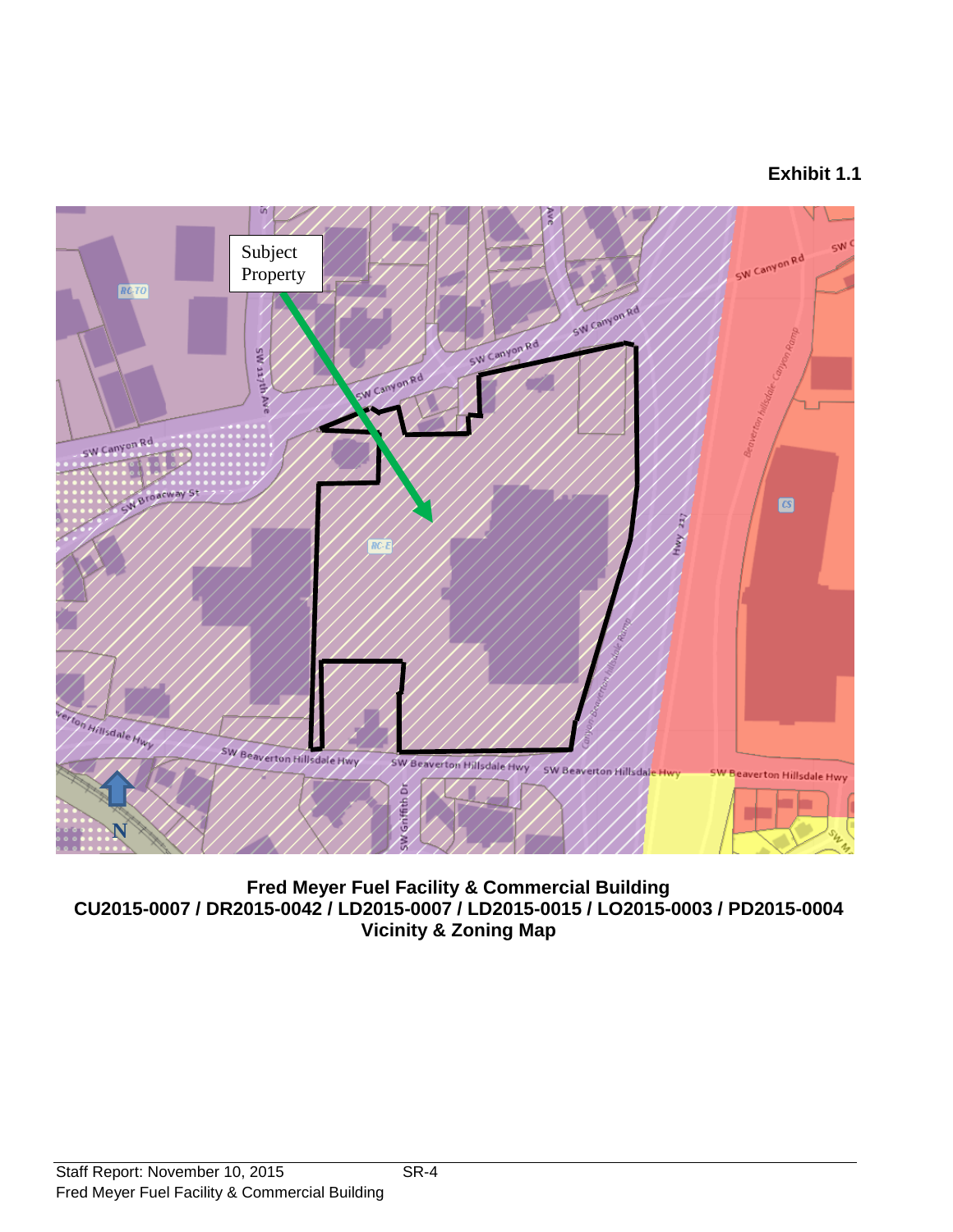**Exhibit 1.1**

**Fred Meyer Fuel Facility & Commercial Building**
**CU2015-0007 / DR2015-0042 / LD2015-0007 / LD2015-0015 / LO2015-0003 / PD2015-0004**
**Vicinity & Zoning Map**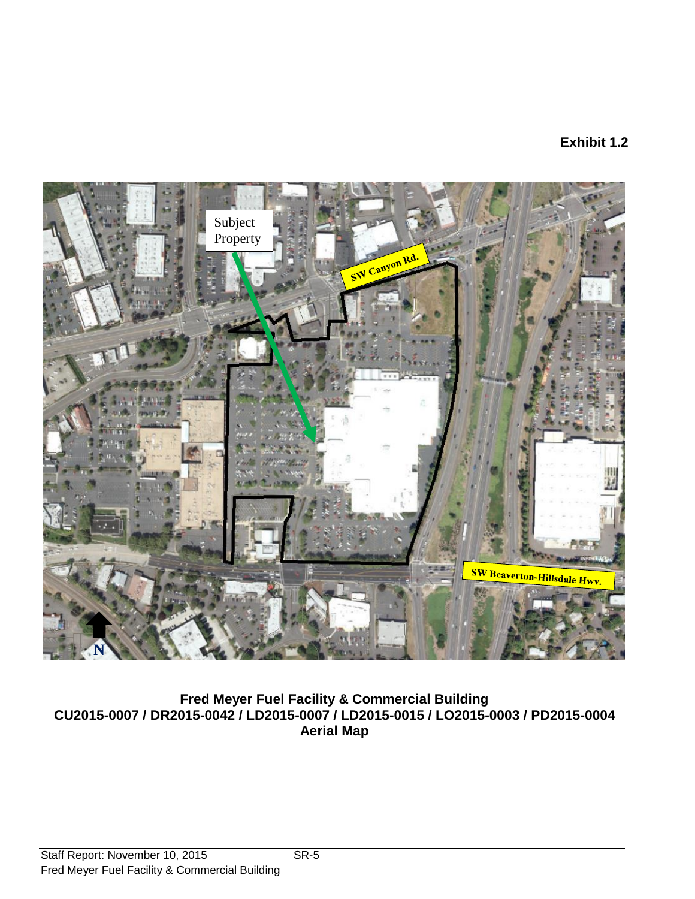**Exhibit 1.2**

Subject Property

SW Canyon Rd.

SW Beaverton-Hillsdale Hwy.

N

**Fred Meyer Fuel Facility & Commercial Building**
**CU2015-0007 / DR2015-0042 / LD2015-0007 / LD2015-0015 / LO2015-0003 / PD2015-0004**
**Aerial Map**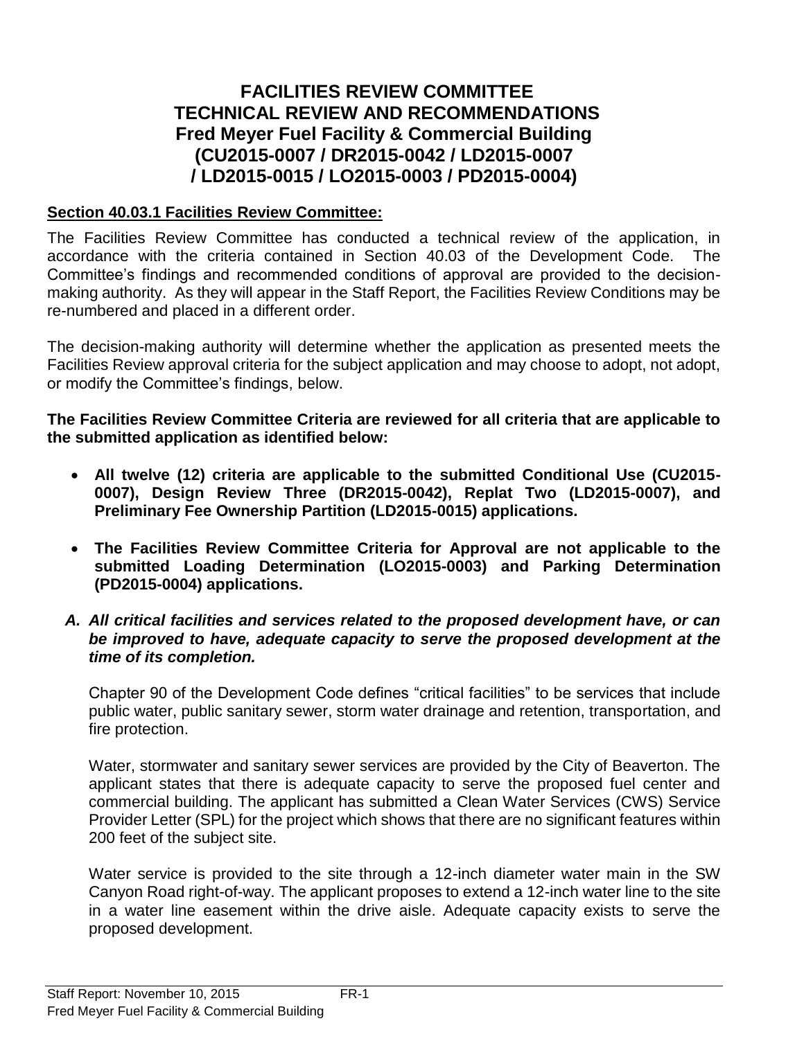# FACILITIES REVIEW COMMITTEE TECHNICAL REVIEW AND RECOMMENDATIONS Fred Meyer Fuel Facility & Commercial Building (CU2015-0007 / DR2015-0042 / LD2015-0007 / LD2015-0015 / LO2015-0003 / PD2015-0004)

**Section 40.03.1 Facilities Review Committee:**

The Facilities Review Committee has conducted a technical review of the application, in accordance with the criteria contained in Section 40.03 of the Development Code. The Committee's findings and recommended conditions of approval are provided to the decision-making authority. As they will appear in the Staff Report, the Facilities Review Conditions may be re-numbered and placed in a different order.

The decision-making authority will determine whether the application as presented meets the Facilities Review approval criteria for the subject application and may choose to adopt, not adopt, or modify the Committee's findings, below.

**The Facilities Review Committee Criteria are reviewed for all criteria that are applicable to the submitted application as identified below:**

- **All twelve (12) criteria are applicable to the submitted Conditional Use (CU2015-0007), Design Review Three (DR2015-0042), Replat Two (LD2015-0007), and Preliminary Fee Ownership Partition (LD2015-0015) applications.**
- **The Facilities Review Committee Criteria for Approval are not applicable to the submitted Loading Determination (LO2015-0003) and Parking Determination (PD2015-0004) applications.**

***A. All critical facilities and services related to the proposed development have, or can be improved to have, adequate capacity to serve the proposed development at the time of its completion.***

Chapter 90 of the Development Code defines "critical facilities" to be services that include public water, public sanitary sewer, storm water drainage and retention, transportation, and fire protection.

Water, stormwater and sanitary sewer services are provided by the City of Beaverton. The applicant states that there is adequate capacity to serve the proposed fuel center and commercial building. The applicant has submitted a Clean Water Services (CWS) Service Provider Letter (SPL) for the project which shows that there are no significant features within 200 feet of the subject site.

Water service is provided to the site through a 12-inch diameter water main in the SW Canyon Road right-of-way. The applicant proposes to extend a 12-inch water line to the site in a water line easement within the drive aisle. Adequate capacity exists to serve the proposed development.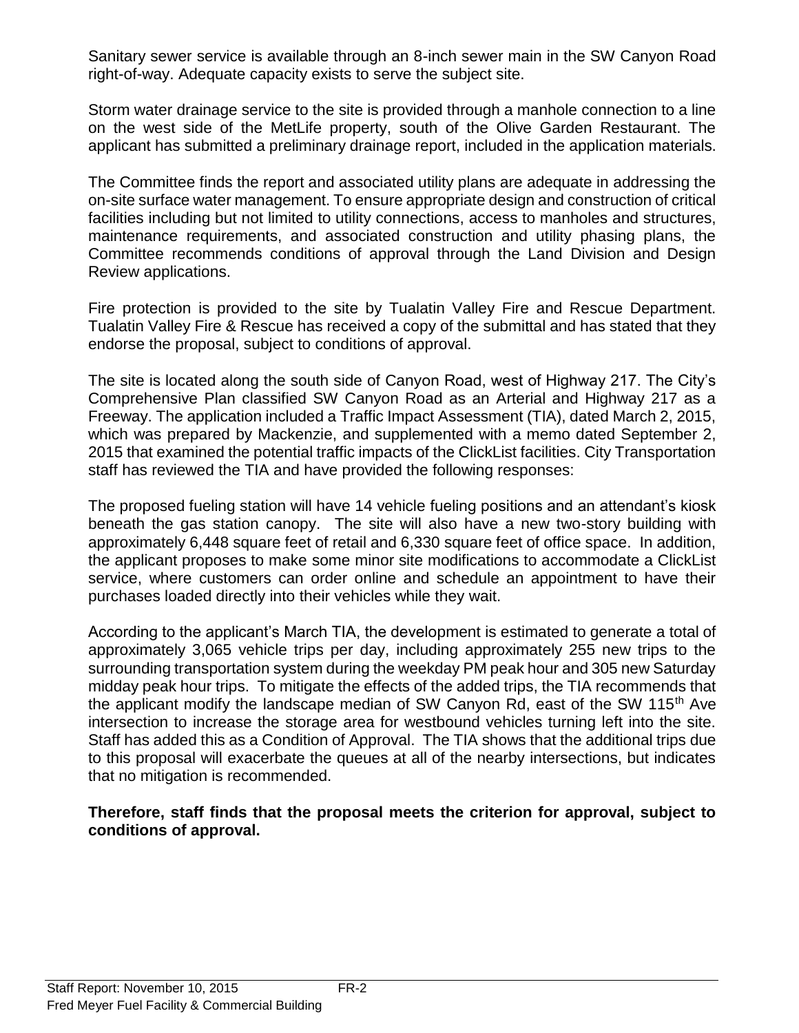Sanitary sewer service is available through an 8-inch sewer main in the SW Canyon Road right-of-way. Adequate capacity exists to serve the subject site.

Storm water drainage service to the site is provided through a manhole connection to a line on the west side of the MetLife property, south of the Olive Garden Restaurant. The applicant has submitted a preliminary drainage report, included in the application materials.

The Committee finds the report and associated utility plans are adequate in addressing the on-site surface water management. To ensure appropriate design and construction of critical facilities including but not limited to utility connections, access to manholes and structures, maintenance requirements, and associated construction and utility phasing plans, the Committee recommends conditions of approval through the Land Division and Design Review applications.

Fire protection is provided to the site by Tualatin Valley Fire and Rescue Department. Tualatin Valley Fire & Rescue has received a copy of the submittal and has stated that they endorse the proposal, subject to conditions of approval.

The site is located along the south side of Canyon Road, west of Highway 217. The City's Comprehensive Plan classified SW Canyon Road as an Arterial and Highway 217 as a Freeway. The application included a Traffic Impact Assessment (TIA), dated March 2, 2015, which was prepared by Mackenzie, and supplemented with a memo dated September 2, 2015 that examined the potential traffic impacts of the ClickList facilities. City Transportation staff has reviewed the TIA and have provided the following responses:

The proposed fueling station will have 14 vehicle fueling positions and an attendant's kiosk beneath the gas station canopy. The site will also have a new two-story building with approximately 6,448 square feet of retail and 6,330 square feet of office space. In addition, the applicant proposes to make some minor site modifications to accommodate a ClickList service, where customers can order online and schedule an appointment to have their purchases loaded directly into their vehicles while they wait.

According to the applicant's March TIA, the development is estimated to generate a total of approximately 3,065 vehicle trips per day, including approximately 255 new trips to the surrounding transportation system during the weekday PM peak hour and 305 new Saturday midday peak hour trips. To mitigate the effects of the added trips, the TIA recommends that the applicant modify the landscape median of SW Canyon Rd, east of the SW 115th Ave intersection to increase the storage area for westbound vehicles turning left into the site. Staff has added this as a Condition of Approval. The TIA shows that the additional trips due to this proposal will exacerbate the queues at all of the nearby intersections, but indicates that no mitigation is recommended.

**Therefore, staff finds that the proposal meets the criterion for approval, subject to conditions of approval.**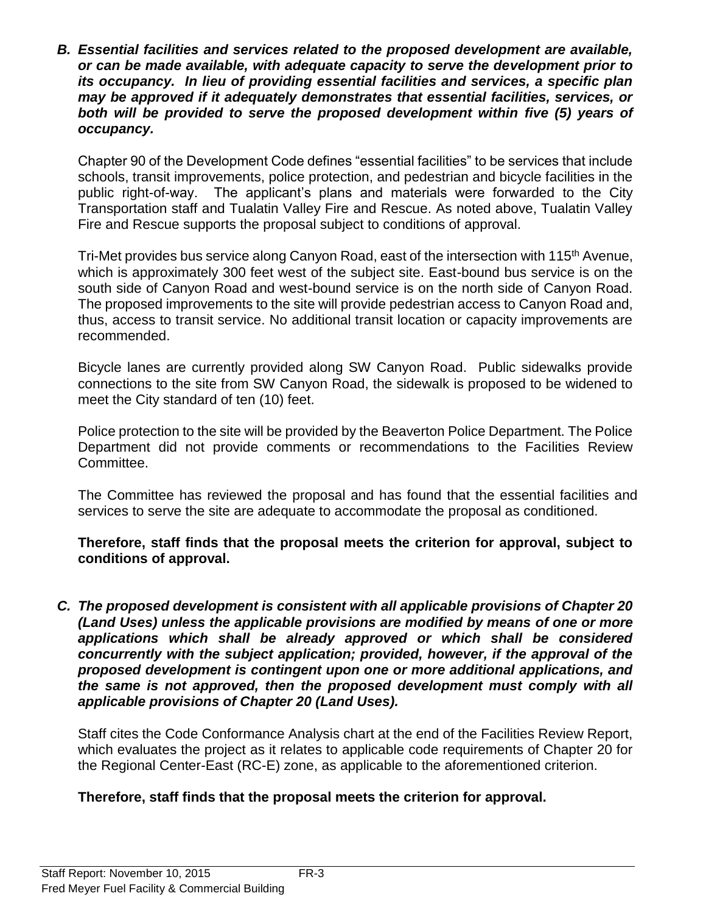***B. Essential facilities and services related to the proposed development are available, or can be made available, with adequate capacity to serve the development prior to its occupancy. In lieu of providing essential facilities and services, a specific plan may be approved if it adequately demonstrates that essential facilities, services, or both will be provided to serve the proposed development within five (5) years of occupancy.***

Chapter 90 of the Development Code defines "essential facilities" to be services that include schools, transit improvements, police protection, and pedestrian and bicycle facilities in the public right-of-way. The applicant's plans and materials were forwarded to the City Transportation staff and Tualatin Valley Fire and Rescue. As noted above, Tualatin Valley Fire and Rescue supports the proposal subject to conditions of approval.

Tri-Met provides bus service along Canyon Road, east of the intersection with 115th Avenue, which is approximately 300 feet west of the subject site. East-bound bus service is on the south side of Canyon Road and west-bound service is on the north side of Canyon Road. The proposed improvements to the site will provide pedestrian access to Canyon Road and, thus, access to transit service. No additional transit location or capacity improvements are recommended.

Bicycle lanes are currently provided along SW Canyon Road. Public sidewalks provide connections to the site from SW Canyon Road, the sidewalk is proposed to be widened to meet the City standard of ten (10) feet.

Police protection to the site will be provided by the Beaverton Police Department. The Police Department did not provide comments or recommendations to the Facilities Review Committee.

The Committee has reviewed the proposal and has found that the essential facilities and services to serve the site are adequate to accommodate the proposal as conditioned.

**Therefore, staff finds that the proposal meets the criterion for approval, subject to conditions of approval.**

***C. The proposed development is consistent with all applicable provisions of Chapter 20 (Land Uses) unless the applicable provisions are modified by means of one or more applications which shall be already approved or which shall be considered concurrently with the subject application; provided, however, if the approval of the proposed development is contingent upon one or more additional applications, and the same is not approved, then the proposed development must comply with all applicable provisions of Chapter 20 (Land Uses).***

Staff cites the Code Conformance Analysis chart at the end of the Facilities Review Report, which evaluates the project as it relates to applicable code requirements of Chapter 20 for the Regional Center-East (RC-E) zone, as applicable to the aforementioned criterion.

**Therefore, staff finds that the proposal meets the criterion for approval.**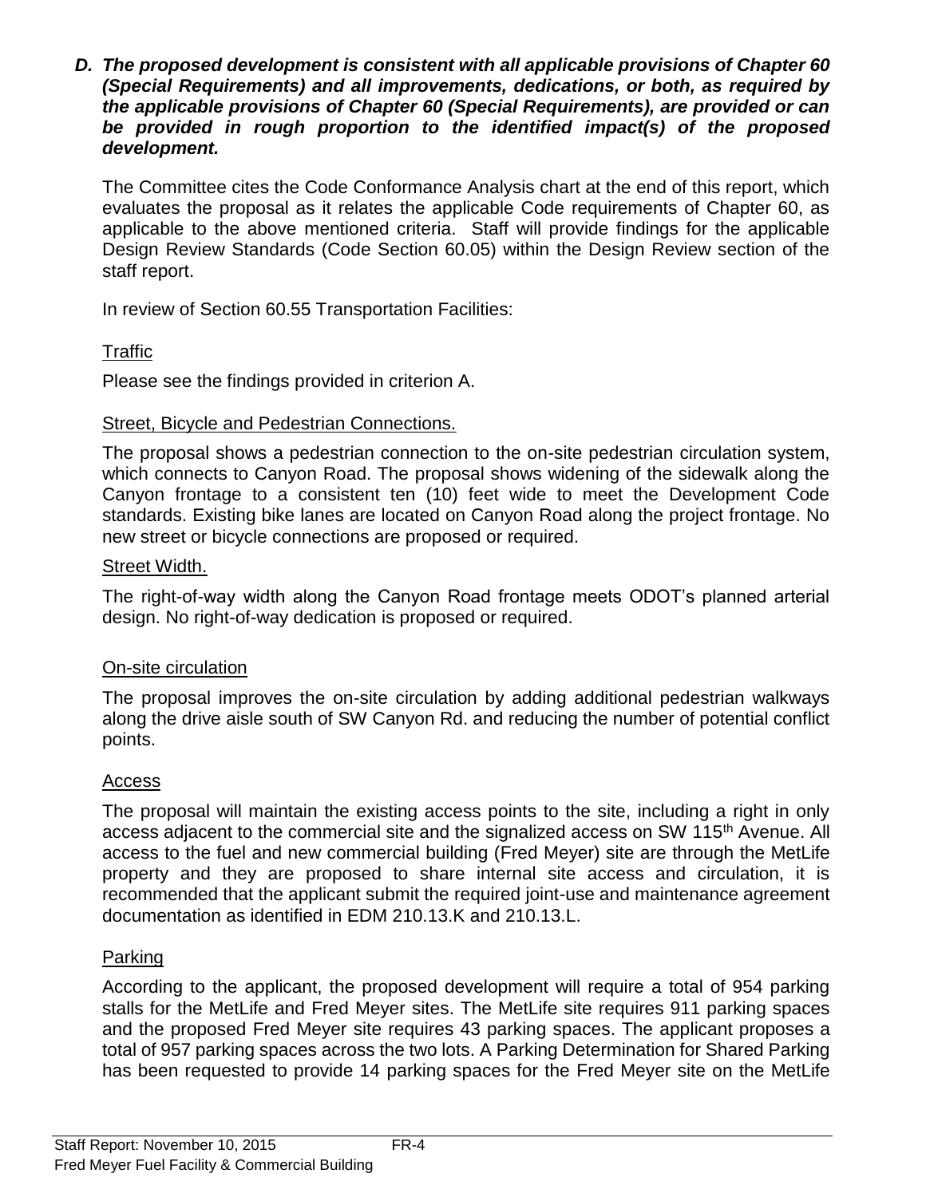***D. The proposed development is consistent with all applicable provisions of Chapter 60 (Special Requirements) and all improvements, dedications, or both, as required by the applicable provisions of Chapter 60 (Special Requirements), are provided or can be provided in rough proportion to the identified impact(s) of the proposed development.***

The Committee cites the Code Conformance Analysis chart at the end of this report, which evaluates the proposal as it relates the applicable Code requirements of Chapter 60, as applicable to the above mentioned criteria. Staff will provide findings for the applicable Design Review Standards (Code Section 60.05) within the Design Review section of the staff report.

In review of Section 60.55 Transportation Facilities:

Traffic

Please see the findings provided in criterion A.

Street, Bicycle and Pedestrian Connections.

The proposal shows a pedestrian connection to the on-site pedestrian circulation system, which connects to Canyon Road. The proposal shows widening of the sidewalk along the Canyon frontage to a consistent ten (10) feet wide to meet the Development Code standards. Existing bike lanes are located on Canyon Road along the project frontage. No new street or bicycle connections are proposed or required.

Street Width.

The right-of-way width along the Canyon Road frontage meets ODOT's planned arterial design. No right-of-way dedication is proposed or required.

On-site circulation

The proposal improves the on-site circulation by adding additional pedestrian walkways along the drive aisle south of SW Canyon Rd. and reducing the number of potential conflict points.

Access

The proposal will maintain the existing access points to the site, including a right in only access adjacent to the commercial site and the signalized access on SW 115th Avenue. All access to the fuel and new commercial building (Fred Meyer) site are through the MetLife property and they are proposed to share internal site access and circulation, it is recommended that the applicant submit the required joint-use and maintenance agreement documentation as identified in EDM 210.13.K and 210.13.L.

Parking

According to the applicant, the proposed development will require a total of 954 parking stalls for the MetLife and Fred Meyer sites. The MetLife site requires 911 parking spaces and the proposed Fred Meyer site requires 43 parking spaces. The applicant proposes a total of 957 parking spaces across the two lots. A Parking Determination for Shared Parking has been requested to provide 14 parking spaces for the Fred Meyer site on the MetLife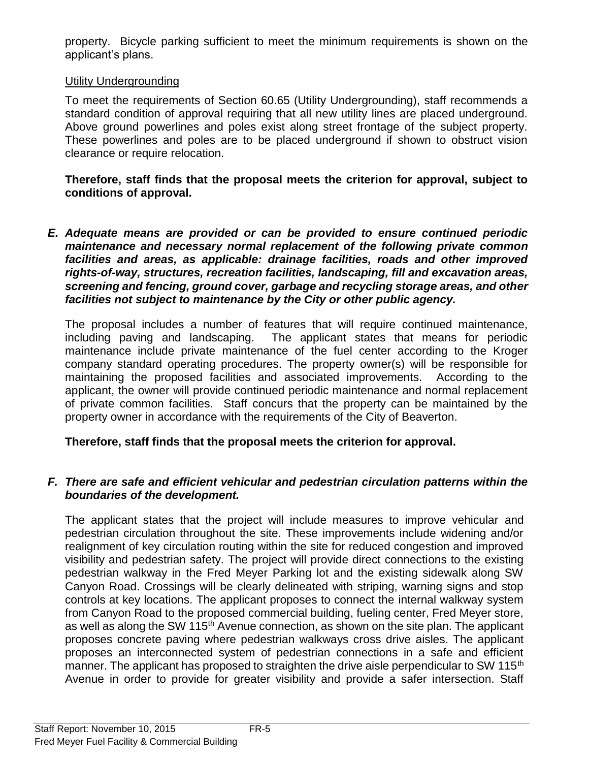property. Bicycle parking sufficient to meet the minimum requirements is shown on the applicant's plans.

Utility Undergrounding

To meet the requirements of Section 60.65 (Utility Undergrounding), staff recommends a standard condition of approval requiring that all new utility lines are placed underground. Above ground powerlines and poles exist along street frontage of the subject property. These powerlines and poles are to be placed underground if shown to obstruct vision clearance or require relocation.

**Therefore, staff finds that the proposal meets the criterion for approval, subject to conditions of approval.**

***E. Adequate means are provided or can be provided to ensure continued periodic maintenance and necessary normal replacement of the following private common facilities and areas, as applicable: drainage facilities, roads and other improved rights-of-way, structures, recreation facilities, landscaping, fill and excavation areas, screening and fencing, ground cover, garbage and recycling storage areas, and other facilities not subject to maintenance by the City or other public agency.***

The proposal includes a number of features that will require continued maintenance, including paving and landscaping. The applicant states that means for periodic maintenance include private maintenance of the fuel center according to the Kroger company standard operating procedures. The property owner(s) will be responsible for maintaining the proposed facilities and associated improvements. According to the applicant, the owner will provide continued periodic maintenance and normal replacement of private common facilities. Staff concurs that the property can be maintained by the property owner in accordance with the requirements of the City of Beaverton.

**Therefore, staff finds that the proposal meets the criterion for approval.**

***F. There are safe and efficient vehicular and pedestrian circulation patterns within the boundaries of the development.***

The applicant states that the project will include measures to improve vehicular and pedestrian circulation throughout the site. These improvements include widening and/or realignment of key circulation routing within the site for reduced congestion and improved visibility and pedestrian safety. The project will provide direct connections to the existing pedestrian walkway in the Fred Meyer Parking lot and the existing sidewalk along SW Canyon Road. Crossings will be clearly delineated with striping, warning signs and stop controls at key locations. The applicant proposes to connect the internal walkway system from Canyon Road to the proposed commercial building, fueling center, Fred Meyer store, as well as along the SW 115th Avenue connection, as shown on the site plan. The applicant proposes concrete paving where pedestrian walkways cross drive aisles. The applicant proposes an interconnected system of pedestrian connections in a safe and efficient manner. The applicant has proposed to straighten the drive aisle perpendicular to SW 115th Avenue in order to provide for greater visibility and provide a safer intersection. Staff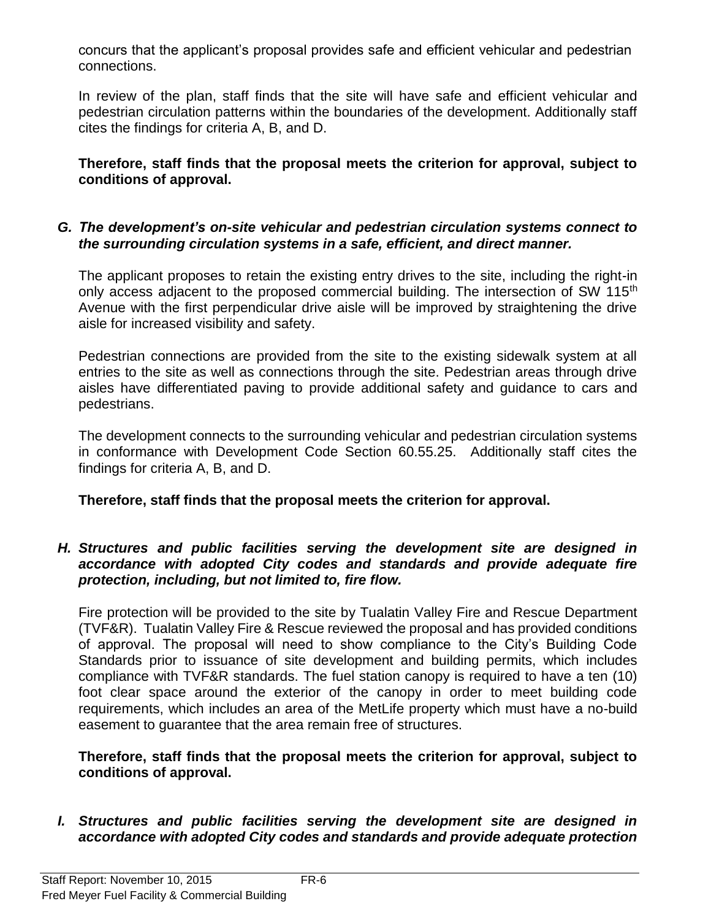concurs that the applicant's proposal provides safe and efficient vehicular and pedestrian connections.

In review of the plan, staff finds that the site will have safe and efficient vehicular and pedestrian circulation patterns within the boundaries of the development. Additionally staff cites the findings for criteria A, B, and D.

**Therefore, staff finds that the proposal meets the criterion for approval, subject to conditions of approval.**

***G. The development's on-site vehicular and pedestrian circulation systems connect to the surrounding circulation systems in a safe, efficient, and direct manner.***

The applicant proposes to retain the existing entry drives to the site, including the right-in only access adjacent to the proposed commercial building. The intersection of SW 115th Avenue with the first perpendicular drive aisle will be improved by straightening the drive aisle for increased visibility and safety.

Pedestrian connections are provided from the site to the existing sidewalk system at all entries to the site as well as connections through the site. Pedestrian areas through drive aisles have differentiated paving to provide additional safety and guidance to cars and pedestrians.

The development connects to the surrounding vehicular and pedestrian circulation systems in conformance with Development Code Section 60.55.25. Additionally staff cites the findings for criteria A, B, and D.

**Therefore, staff finds that the proposal meets the criterion for approval.**

***H. Structures and public facilities serving the development site are designed in accordance with adopted City codes and standards and provide adequate fire protection, including, but not limited to, fire flow.***

Fire protection will be provided to the site by Tualatin Valley Fire and Rescue Department (TVF&R). Tualatin Valley Fire & Rescue reviewed the proposal and has provided conditions of approval. The proposal will need to show compliance to the City's Building Code Standards prior to issuance of site development and building permits, which includes compliance with TVF&R standards. The fuel station canopy is required to have a ten (10) foot clear space around the exterior of the canopy in order to meet building code requirements, which includes an area of the MetLife property which must have a no-build easement to guarantee that the area remain free of structures.

**Therefore, staff finds that the proposal meets the criterion for approval, subject to conditions of approval.**

***I. Structures and public facilities serving the development site are designed in accordance with adopted City codes and standards and provide adequate protection***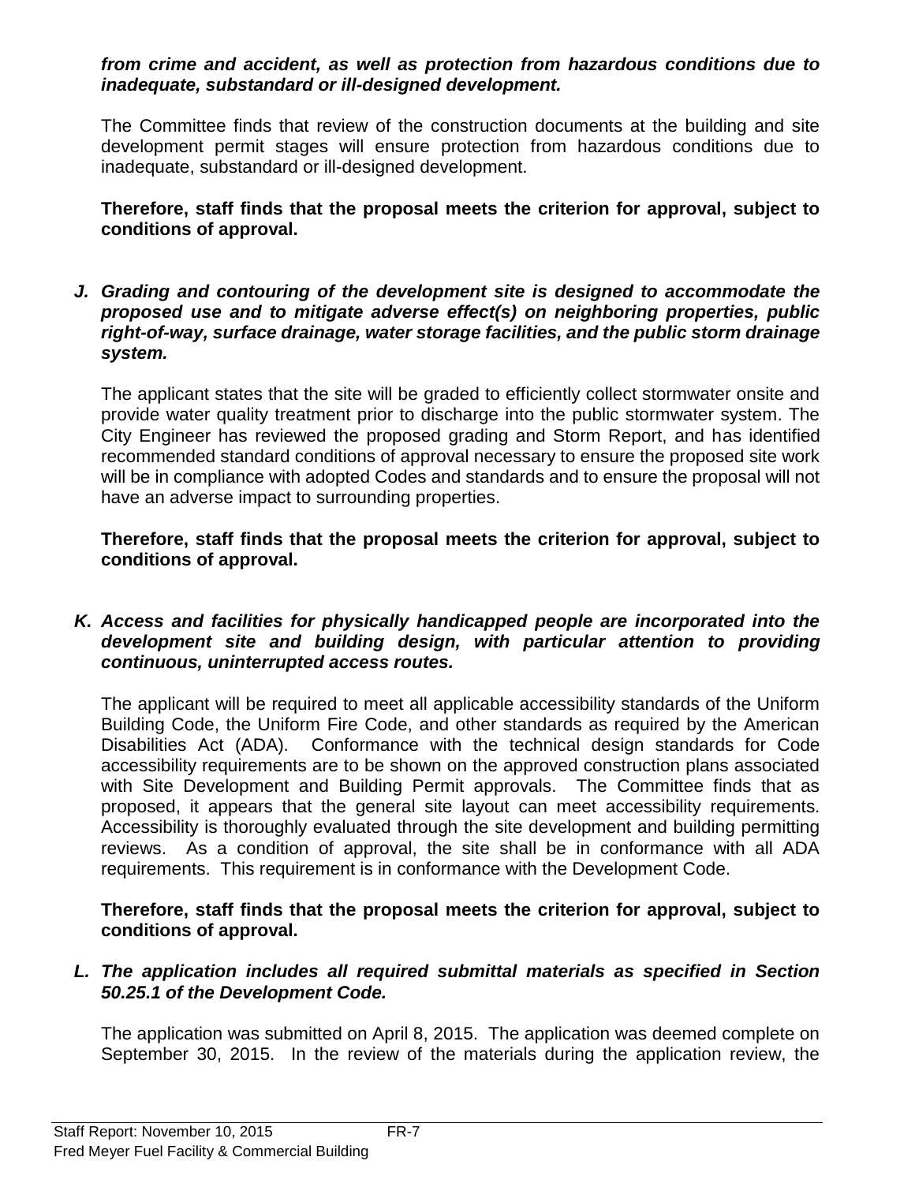***from crime and accident, as well as protection from hazardous conditions due to inadequate, substandard or ill-designed development.***

The Committee finds that review of the construction documents at the building and site development permit stages will ensure protection from hazardous conditions due to inadequate, substandard or ill-designed development.

**Therefore, staff finds that the proposal meets the criterion for approval, subject to conditions of approval.**

***J. Grading and contouring of the development site is designed to accommodate the proposed use and to mitigate adverse effect(s) on neighboring properties, public right-of-way, surface drainage, water storage facilities, and the public storm drainage system.***

The applicant states that the site will be graded to efficiently collect stormwater onsite and provide water quality treatment prior to discharge into the public stormwater system. The City Engineer has reviewed the proposed grading and Storm Report, and has identified recommended standard conditions of approval necessary to ensure the proposed site work will be in compliance with adopted Codes and standards and to ensure the proposal will not have an adverse impact to surrounding properties.

**Therefore, staff finds that the proposal meets the criterion for approval, subject to conditions of approval.**

***K. Access and facilities for physically handicapped people are incorporated into the development site and building design, with particular attention to providing continuous, uninterrupted access routes.***

The applicant will be required to meet all applicable accessibility standards of the Uniform Building Code, the Uniform Fire Code, and other standards as required by the American Disabilities Act (ADA). Conformance with the technical design standards for Code accessibility requirements are to be shown on the approved construction plans associated with Site Development and Building Permit approvals. The Committee finds that as proposed, it appears that the general site layout can meet accessibility requirements. Accessibility is thoroughly evaluated through the site development and building permitting reviews. As a condition of approval, the site shall be in conformance with all ADA requirements. This requirement is in conformance with the Development Code.

**Therefore, staff finds that the proposal meets the criterion for approval, subject to conditions of approval.**

***L. The application includes all required submittal materials as specified in Section 50.25.1 of the Development Code.***

The application was submitted on April 8, 2015. The application was deemed complete on September 30, 2015. In the review of the materials during the application review, the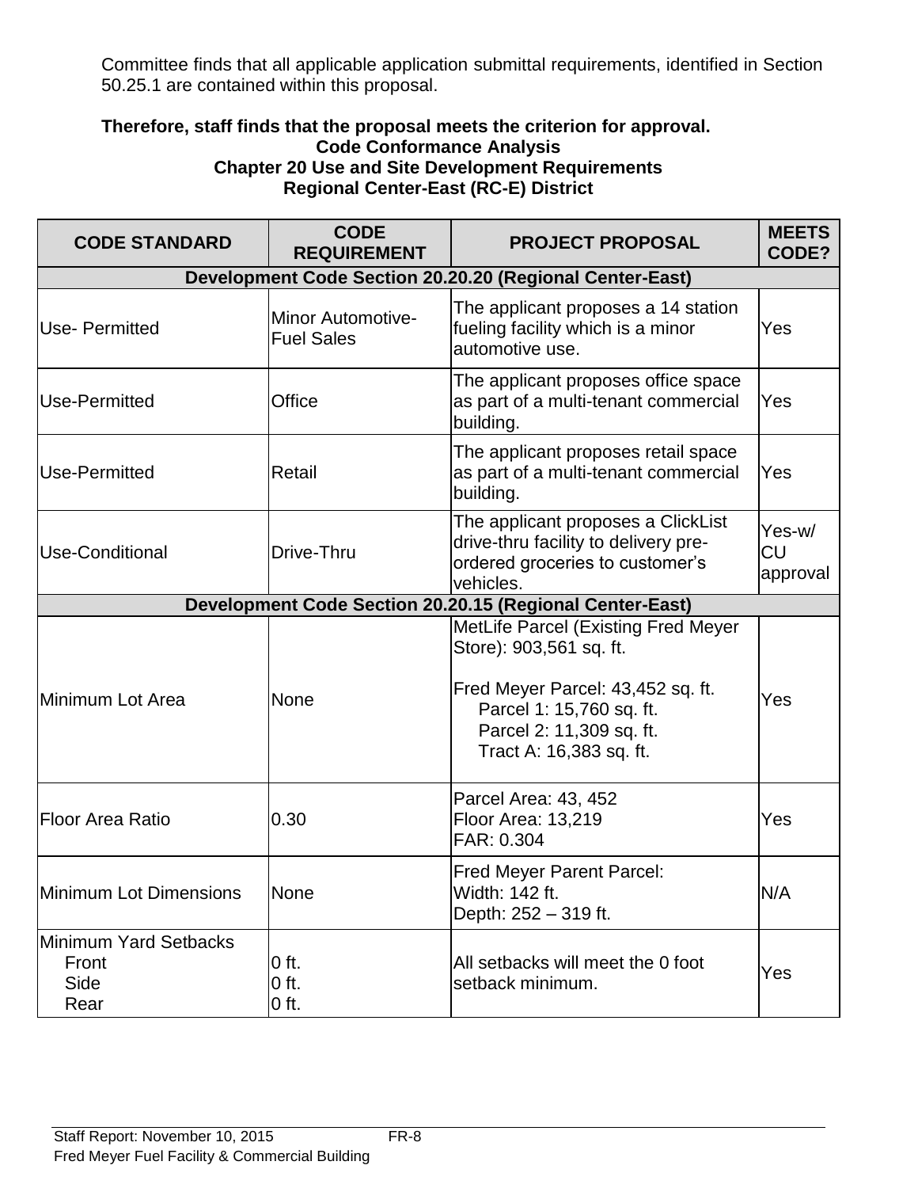Committee finds that all applicable application submittal requirements, identified in Section 50.25.1 are contained within this proposal.

**Therefore, staff finds that the proposal meets the criterion for approval.**

**Code Conformance Analysis**
**Chapter 20 Use and Site Development Requirements**
**Regional Center-East (RC-E) District**

| CODE STANDARD | CODE REQUIREMENT | PROJECT PROPOSAL | MEETS CODE? |
|---|---|---|---|
| **Development Code Section 20.20.20 (Regional Center-East)** | | | |
| Use- Permitted | Minor Automotive-Fuel Sales | The applicant proposes a 14 station fueling facility which is a minor automotive use. | Yes |
| Use-Permitted | Office | The applicant proposes office space as part of a multi-tenant commercial building. | Yes |
| Use-Permitted | Retail | The applicant proposes retail space as part of a multi-tenant commercial building. | Yes |
| Use-Conditional | Drive-Thru | The applicant proposes a ClickList drive-thru facility to delivery pre-ordered groceries to customer's vehicles. | Yes-w/ CU approval |
| **Development Code Section 20.20.15 (Regional Center-East)** | | | |
| Minimum Lot Area | None | MetLife Parcel (Existing Fred Meyer Store): 903,561 sq. ft.<br><br>Fred Meyer Parcel: 43,452 sq. ft.<br>Parcel 1: 15,760 sq. ft.<br>Parcel 2: 11,309 sq. ft.<br>Tract A: 16,383 sq. ft. | Yes |
| Floor Area Ratio | 0.30 | Parcel Area: 43, 452<br>Floor Area: 13,219<br>FAR: 0.304 | Yes |
| Minimum Lot Dimensions | None | Fred Meyer Parent Parcel:<br>Width: 142 ft.<br>Depth: 252 – 319 ft. | N/A |
| Minimum Yard Setbacks<br>Front<br>Side<br>Rear | <br>0 ft.<br>0 ft.<br>0 ft. | All setbacks will meet the 0 foot setback minimum. | Yes |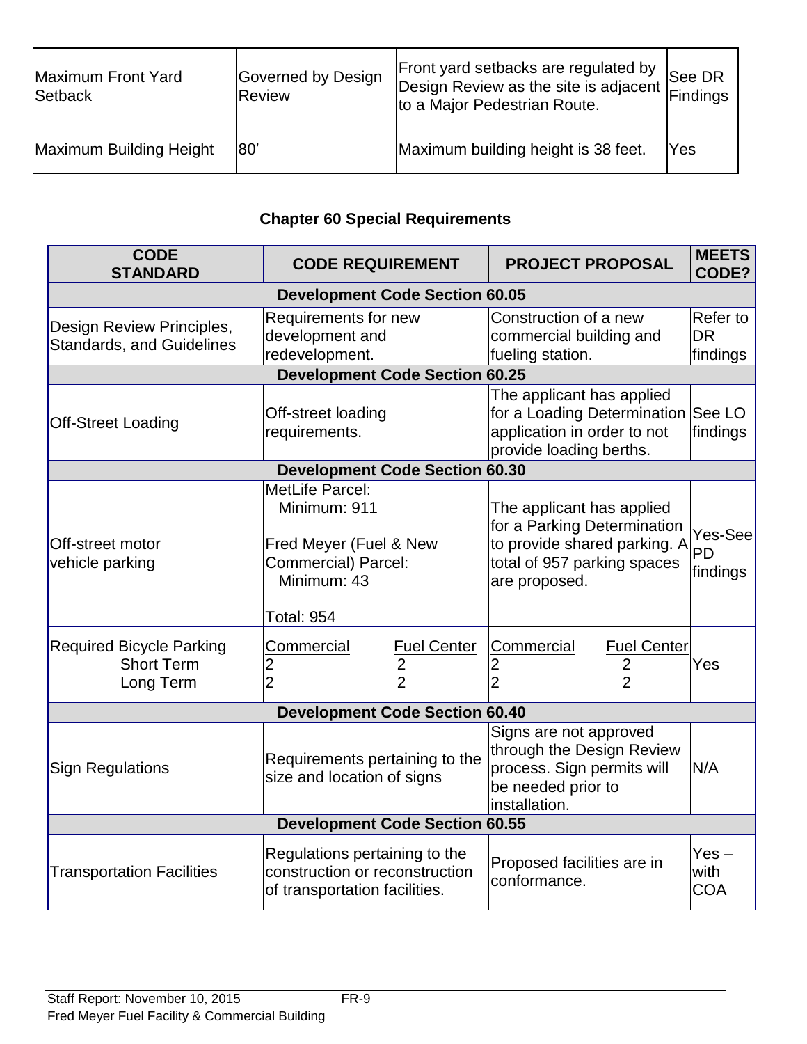| Maximum Front Yard Setback | Governed by Design Review | Front yard setbacks are regulated by Design Review as the site is adjacent to a Major Pedestrian Route. | See DR Findings |
|---|---|---|---|
| Maximum Building Height | 80' | Maximum building height is 38 feet. | Yes |

### Chapter 60 Special Requirements

| CODE STANDARD | CODE REQUIREMENT | PROJECT PROPOSAL | MEETS CODE? |
|---|---|---|---|
| **Development Code Section 60.05** | | | |
| Design Review Principles, Standards, and Guidelines | Requirements for new development and redevelopment. | Construction of a new commercial building and fueling station. | Refer to DR findings |
| **Development Code Section 60.25** | | | |
| Off-Street Loading | Off-street loading requirements. | The applicant has applied for a Loading Determination application in order to not provide loading berths. | See LO findings |
| **Development Code Section 60.30** | | | |
| Off-street motor vehicle parking | MetLife Parcel:<br>Minimum: 911<br><br>Fred Meyer (Fuel & New Commercial) Parcel:<br>Minimum: 43<br><br>Total: 954 | The applicant has applied for a Parking Determination to provide shared parking. A total of 957 parking spaces are proposed. | Yes-See PD findings |
| Required Bicycle Parking<br>Short Term<br>Long Term | Commercial / Fuel Center<br>2 / 2<br>2 / 2 | Commercial / Fuel Center<br>2 / 2<br>2 / 2 | Yes |
| **Development Code Section 60.40** | | | |
| Sign Regulations | Requirements pertaining to the size and location of signs | Signs are not approved through the Design Review process. Sign permits will be needed prior to installation. | N/A |
| **Development Code Section 60.55** | | | |
| Transportation Facilities | Regulations pertaining to the construction or reconstruction of transportation facilities. | Proposed facilities are in conformance. | Yes – with COA |

Staff Report: November 10, 2015
Fred Meyer Fuel Facility & Commercial Building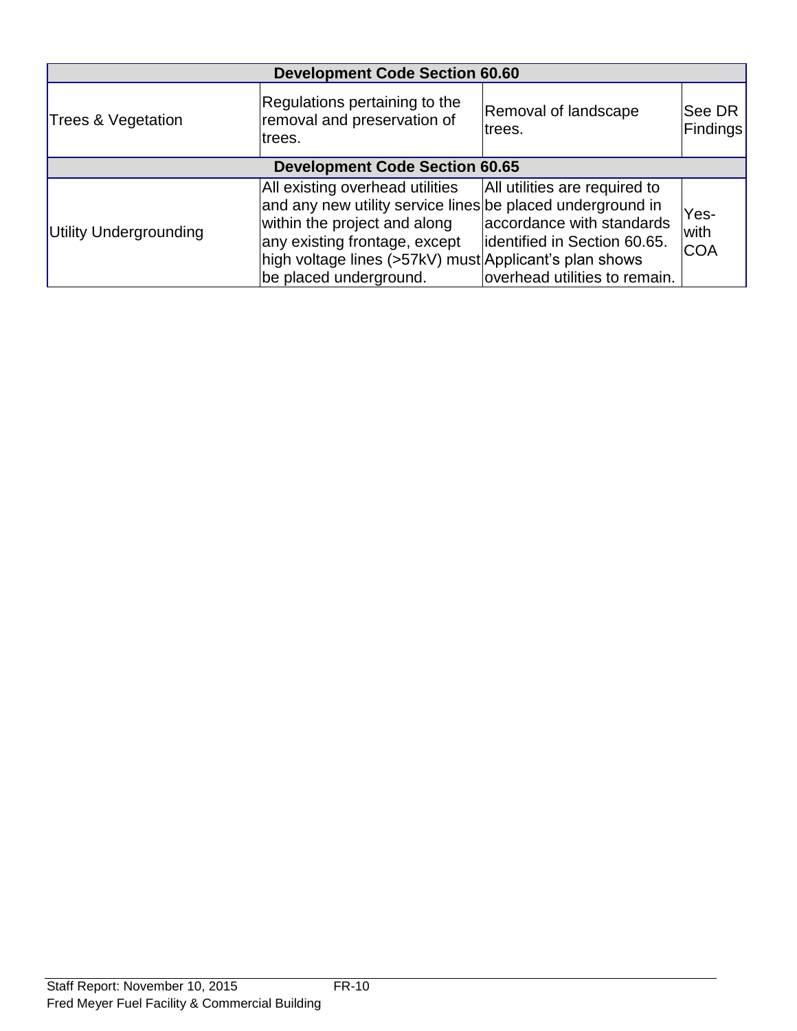| Development Code Section 60.60 | | | |
|---|---|---|---|
| Trees & Vegetation | Regulations pertaining to the removal and preservation of trees. | Removal of landscape trees. | See DR Findings |
| **Development Code Section 60.65** | | | |
| Utility Undergrounding | All existing overhead utilities and any new utility service lines within the project and along any existing frontage, except high voltage lines (>57kV) must be placed underground. | All utilities are required to be placed underground in accordance with standards identified in Section 60.65. Applicant's plan shows overhead utilities to remain. | Yes-with COA |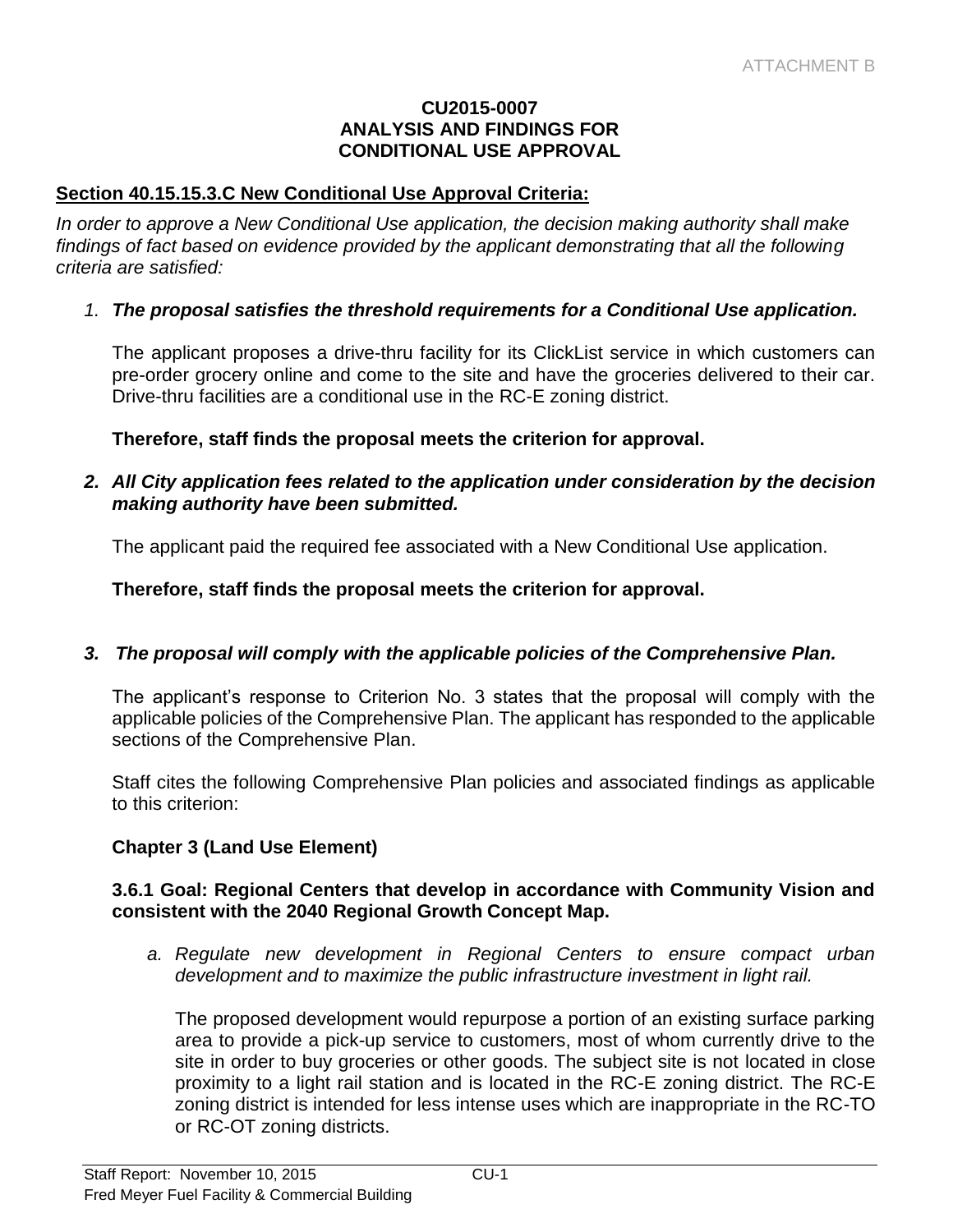ATTACHMENT B

**CU2015-0007**
**ANALYSIS AND FINDINGS FOR**
**CONDITIONAL USE APPROVAL**

**Section 40.15.15.3.C New Conditional Use Approval Criteria:**

*In order to approve a New Conditional Use application, the decision making authority shall make findings of fact based on evidence provided by the applicant demonstrating that all the following criteria are satisfied:*

1. ***The proposal satisfies the threshold requirements for a Conditional Use application.***

   The applicant proposes a drive-thru facility for its ClickList service in which customers can pre-order grocery online and come to the site and have the groceries delivered to their car. Drive-thru facilities are a conditional use in the RC-E zoning district.

   **Therefore, staff finds the proposal meets the criterion for approval.**

2. ***All City application fees related to the application under consideration by the decision making authority have been submitted.***

   The applicant paid the required fee associated with a New Conditional Use application.

   **Therefore, staff finds the proposal meets the criterion for approval.**

3. ***The proposal will comply with the applicable policies of the Comprehensive Plan.***

   The applicant's response to Criterion No. 3 states that the proposal will comply with the applicable policies of the Comprehensive Plan. The applicant has responded to the applicable sections of the Comprehensive Plan.

   Staff cites the following Comprehensive Plan policies and associated findings as applicable to this criterion:

   **Chapter 3 (Land Use Element)**

   **3.6.1 Goal: Regional Centers that develop in accordance with Community Vision and consistent with the 2040 Regional Growth Concept Map.**

   a. *Regulate new development in Regional Centers to ensure compact urban development and to maximize the public infrastructure investment in light rail.*

      The proposed development would repurpose a portion of an existing surface parking area to provide a pick-up service to customers, most of whom currently drive to the site in order to buy groceries or other goods. The subject site is not located in close proximity to a light rail station and is located in the RC-E zoning district. The RC-E zoning district is intended for less intense uses which are inappropriate in the RC-TO or RC-OT zoning districts.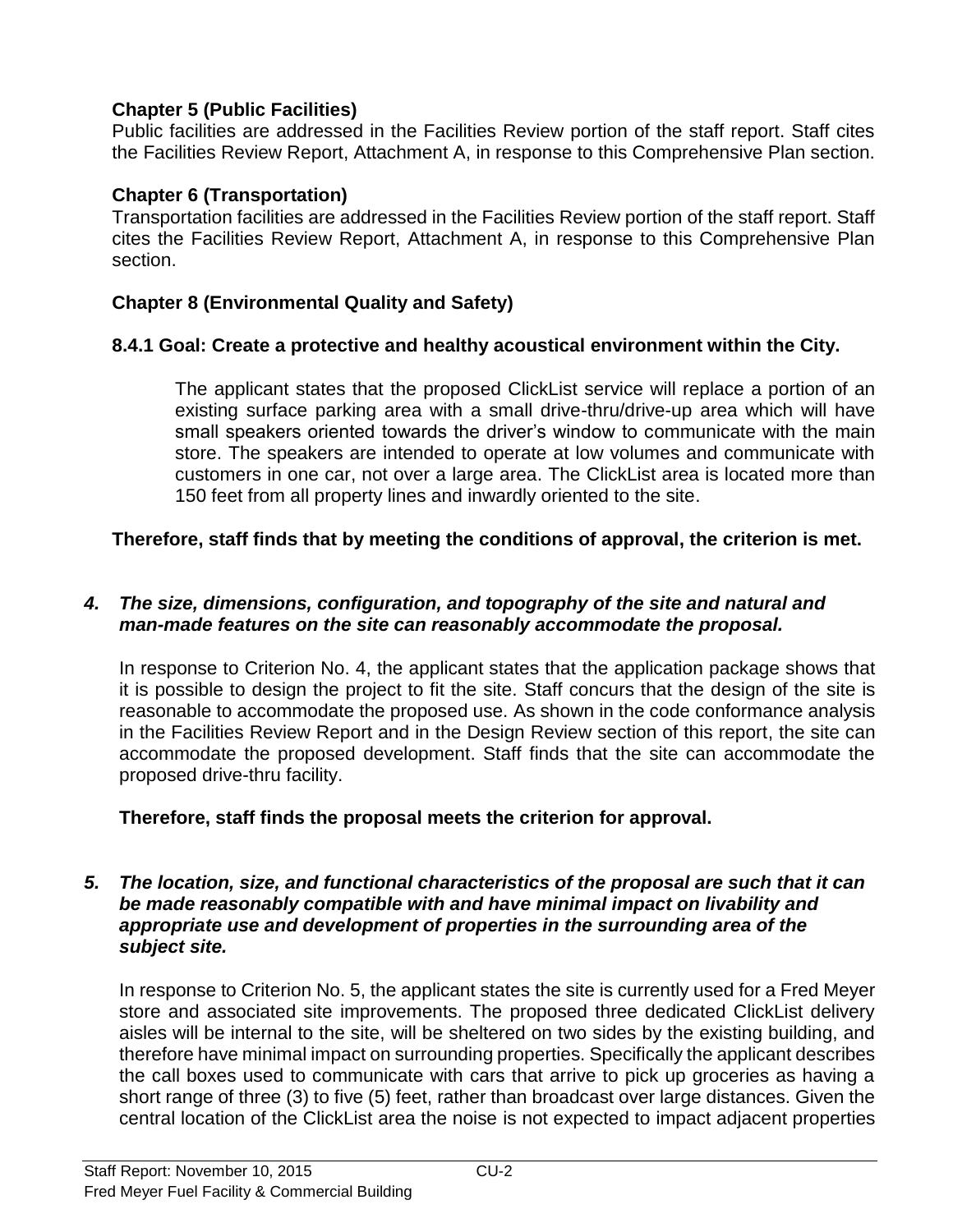**Chapter 5 (Public Facilities)**
Public facilities are addressed in the Facilities Review portion of the staff report. Staff cites the Facilities Review Report, Attachment A, in response to this Comprehensive Plan section.

**Chapter 6 (Transportation)**
Transportation facilities are addressed in the Facilities Review portion of the staff report. Staff cites the Facilities Review Report, Attachment A, in response to this Comprehensive Plan section.

**Chapter 8 (Environmental Quality and Safety)**

**8.4.1 Goal: Create a protective and healthy acoustical environment within the City.**

The applicant states that the proposed ClickList service will replace a portion of an existing surface parking area with a small drive-thru/drive-up area which will have small speakers oriented towards the driver's window to communicate with the main store. The speakers are intended to operate at low volumes and communicate with customers in one car, not over a large area. The ClickList area is located more than 150 feet from all property lines and inwardly oriented to the site.

**Therefore, staff finds that by meeting the conditions of approval, the criterion is met.**

***4. The size, dimensions, configuration, and topography of the site and natural and man-made features on the site can reasonably accommodate the proposal.***

In response to Criterion No. 4, the applicant states that the application package shows that it is possible to design the project to fit the site. Staff concurs that the design of the site is reasonable to accommodate the proposed use. As shown in the code conformance analysis in the Facilities Review Report and in the Design Review section of this report, the site can accommodate the proposed development. Staff finds that the site can accommodate the proposed drive-thru facility.

**Therefore, staff finds the proposal meets the criterion for approval.**

***5. The location, size, and functional characteristics of the proposal are such that it can be made reasonably compatible with and have minimal impact on livability and appropriate use and development of properties in the surrounding area of the subject site.***

In response to Criterion No. 5, the applicant states the site is currently used for a Fred Meyer store and associated site improvements. The proposed three dedicated ClickList delivery aisles will be internal to the site, will be sheltered on two sides by the existing building, and therefore have minimal impact on surrounding properties. Specifically the applicant describes the call boxes used to communicate with cars that arrive to pick up groceries as having a short range of three (3) to five (5) feet, rather than broadcast over large distances. Given the central location of the ClickList area the noise is not expected to impact adjacent properties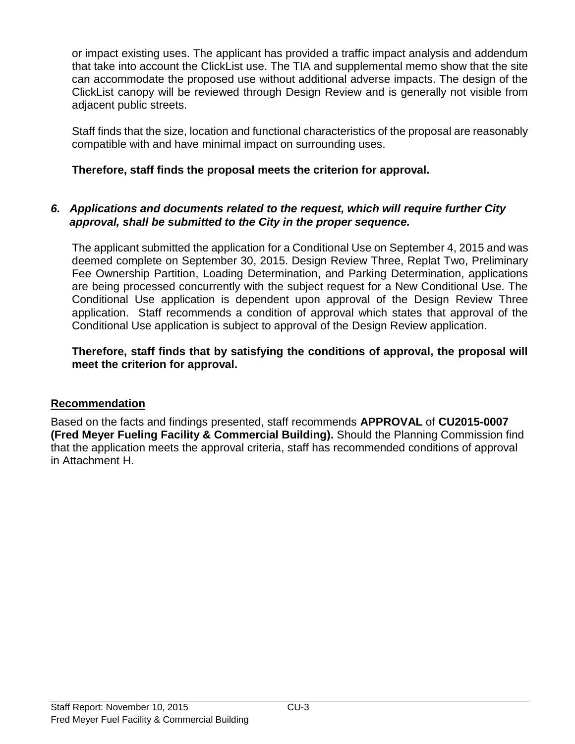or impact existing uses. The applicant has provided a traffic impact analysis and addendum that take into account the ClickList use. The TIA and supplemental memo show that the site can accommodate the proposed use without additional adverse impacts. The design of the ClickList canopy will be reviewed through Design Review and is generally not visible from adjacent public streets.

Staff finds that the size, location and functional characteristics of the proposal are reasonably compatible with and have minimal impact on surrounding uses.

**Therefore, staff finds the proposal meets the criterion for approval.**

***6. Applications and documents related to the request, which will require further City approval, shall be submitted to the City in the proper sequence.***

The applicant submitted the application for a Conditional Use on September 4, 2015 and was deemed complete on September 30, 2015. Design Review Three, Replat Two, Preliminary Fee Ownership Partition, Loading Determination, and Parking Determination, applications are being processed concurrently with the subject request for a New Conditional Use. The Conditional Use application is dependent upon approval of the Design Review Three application. Staff recommends a condition of approval which states that approval of the Conditional Use application is subject to approval of the Design Review application.

**Therefore, staff finds that by satisfying the conditions of approval, the proposal will meet the criterion for approval.**

## Recommendation

Based on the facts and findings presented, staff recommends **APPROVAL** of **CU2015-0007 (Fred Meyer Fueling Facility & Commercial Building).** Should the Planning Commission find that the application meets the approval criteria, staff has recommended conditions of approval in Attachment H.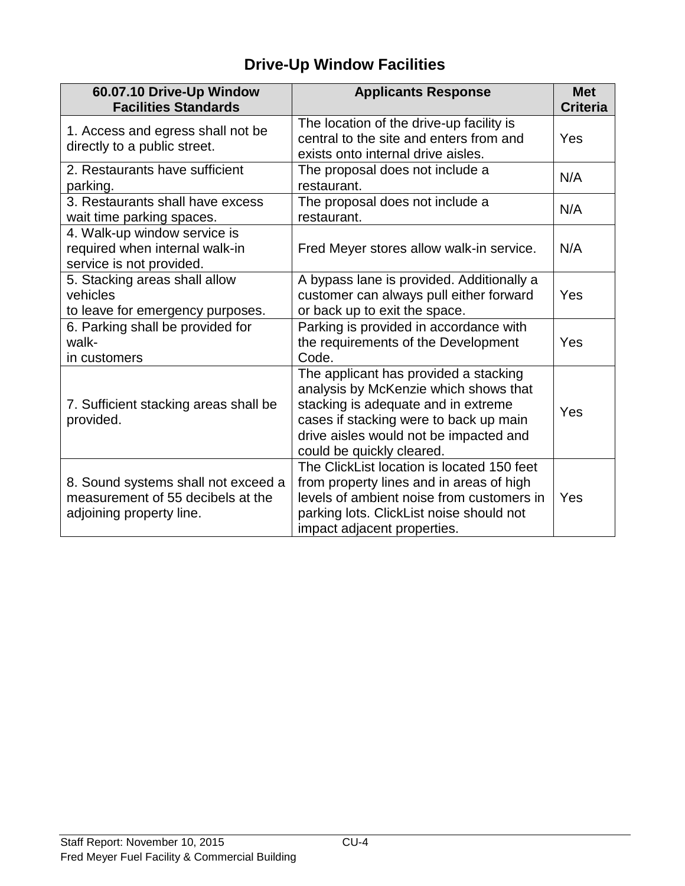## Drive-Up Window Facilities

| 60.07.10 Drive-Up Window Facilities Standards | Applicants Response | Met Criteria |
|---|---|---|
| 1. Access and egress shall not be directly to a public street. | The location of the drive-up facility is central to the site and enters from and exists onto internal drive aisles. | Yes |
| 2. Restaurants have sufficient parking. | The proposal does not include a restaurant. | N/A |
| 3. Restaurants shall have excess wait time parking spaces. | The proposal does not include a restaurant. | N/A |
| 4. Walk-up window service is required when internal walk-in service is not provided. | Fred Meyer stores allow walk-in service. | N/A |
| 5. Stacking areas shall allow vehicles to leave for emergency purposes. | A bypass lane is provided. Additionally a customer can always pull either forward or back up to exit the space. | Yes |
| 6. Parking shall be provided for walk-in customers | Parking is provided in accordance with the requirements of the Development Code. | Yes |
| 7. Sufficient stacking areas shall be provided. | The applicant has provided a stacking analysis by McKenzie which shows that stacking is adequate and in extreme cases if stacking were to back up main drive aisles would not be impacted and could be quickly cleared. | Yes |
| 8. Sound systems shall not exceed a measurement of 55 decibels at the adjoining property line. | The ClickList location is located 150 feet from property lines and in areas of high levels of ambient noise from customers in parking lots. ClickList noise should not impact adjacent properties. | Yes |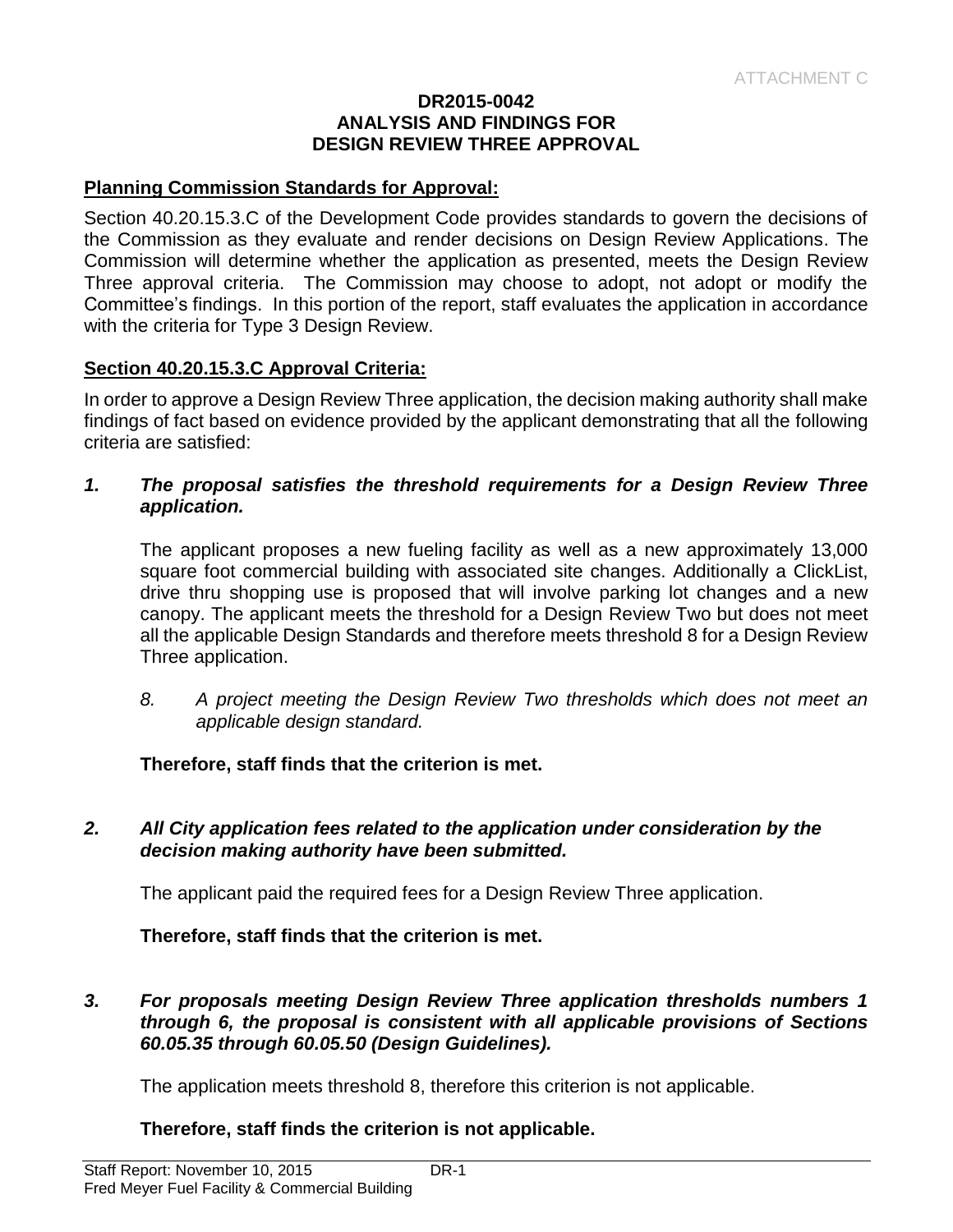ATTACHMENT C

**DR2015-0042**
**ANALYSIS AND FINDINGS FOR**
**DESIGN REVIEW THREE APPROVAL**

**Planning Commission Standards for Approval:**

Section 40.20.15.3.C of the Development Code provides standards to govern the decisions of the Commission as they evaluate and render decisions on Design Review Applications. The Commission will determine whether the application as presented, meets the Design Review Three approval criteria. The Commission may choose to adopt, not adopt or modify the Committee's findings. In this portion of the report, staff evaluates the application in accordance with the criteria for Type 3 Design Review.

**Section 40.20.15.3.C Approval Criteria:**

In order to approve a Design Review Three application, the decision making authority shall make findings of fact based on evidence provided by the applicant demonstrating that all the following criteria are satisfied:

***1. The proposal satisfies the threshold requirements for a Design Review Three application.***

The applicant proposes a new fueling facility as well as a new approximately 13,000 square foot commercial building with associated site changes. Additionally a ClickList, drive thru shopping use is proposed that will involve parking lot changes and a new canopy. The applicant meets the threshold for a Design Review Two but does not meet all the applicable Design Standards and therefore meets threshold 8 for a Design Review Three application.

*8. A project meeting the Design Review Two thresholds which does not meet an applicable design standard.*

**Therefore, staff finds that the criterion is met.**

***2. All City application fees related to the application under consideration by the decision making authority have been submitted.***

The applicant paid the required fees for a Design Review Three application.

**Therefore, staff finds that the criterion is met.**

***3. For proposals meeting Design Review Three application thresholds numbers 1 through 6, the proposal is consistent with all applicable provisions of Sections 60.05.35 through 60.05.50 (Design Guidelines).***

The application meets threshold 8, therefore this criterion is not applicable.

**Therefore, staff finds the criterion is not applicable.**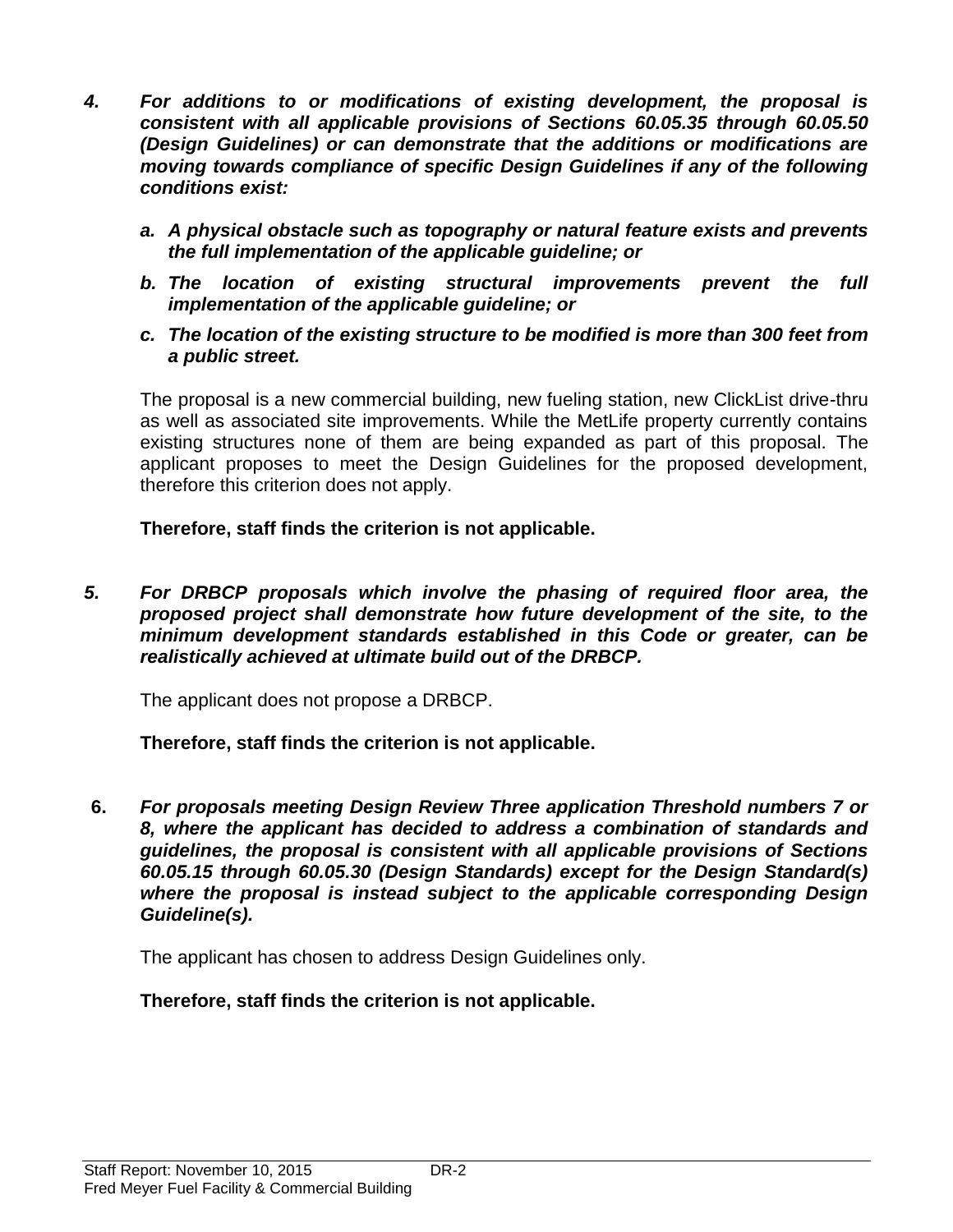***4. For additions to or modifications of existing development, the proposal is consistent with all applicable provisions of Sections 60.05.35 through 60.05.50 (Design Guidelines) or can demonstrate that the additions or modifications are moving towards compliance of specific Design Guidelines if any of the following conditions exist:***

***a. A physical obstacle such as topography or natural feature exists and prevents the full implementation of the applicable guideline; or***

***b. The location of existing structural improvements prevent the full implementation of the applicable guideline; or***

***c. The location of the existing structure to be modified is more than 300 feet from a public street.***

The proposal is a new commercial building, new fueling station, new ClickList drive-thru as well as associated site improvements. While the MetLife property currently contains existing structures none of them are being expanded as part of this proposal. The applicant proposes to meet the Design Guidelines for the proposed development, therefore this criterion does not apply.

**Therefore, staff finds the criterion is not applicable.**

***5. For DRBCP proposals which involve the phasing of required floor area, the proposed project shall demonstrate how future development of the site, to the minimum development standards established in this Code or greater, can be realistically achieved at ultimate build out of the DRBCP.***

The applicant does not propose a DRBCP.

**Therefore, staff finds the criterion is not applicable.**

**6.** ***For proposals meeting Design Review Three application Threshold numbers 7 or 8, where the applicant has decided to address a combination of standards and guidelines, the proposal is consistent with all applicable provisions of Sections 60.05.15 through 60.05.30 (Design Standards) except for the Design Standard(s) where the proposal is instead subject to the applicable corresponding Design Guideline(s).***

The applicant has chosen to address Design Guidelines only.

**Therefore, staff finds the criterion is not applicable.**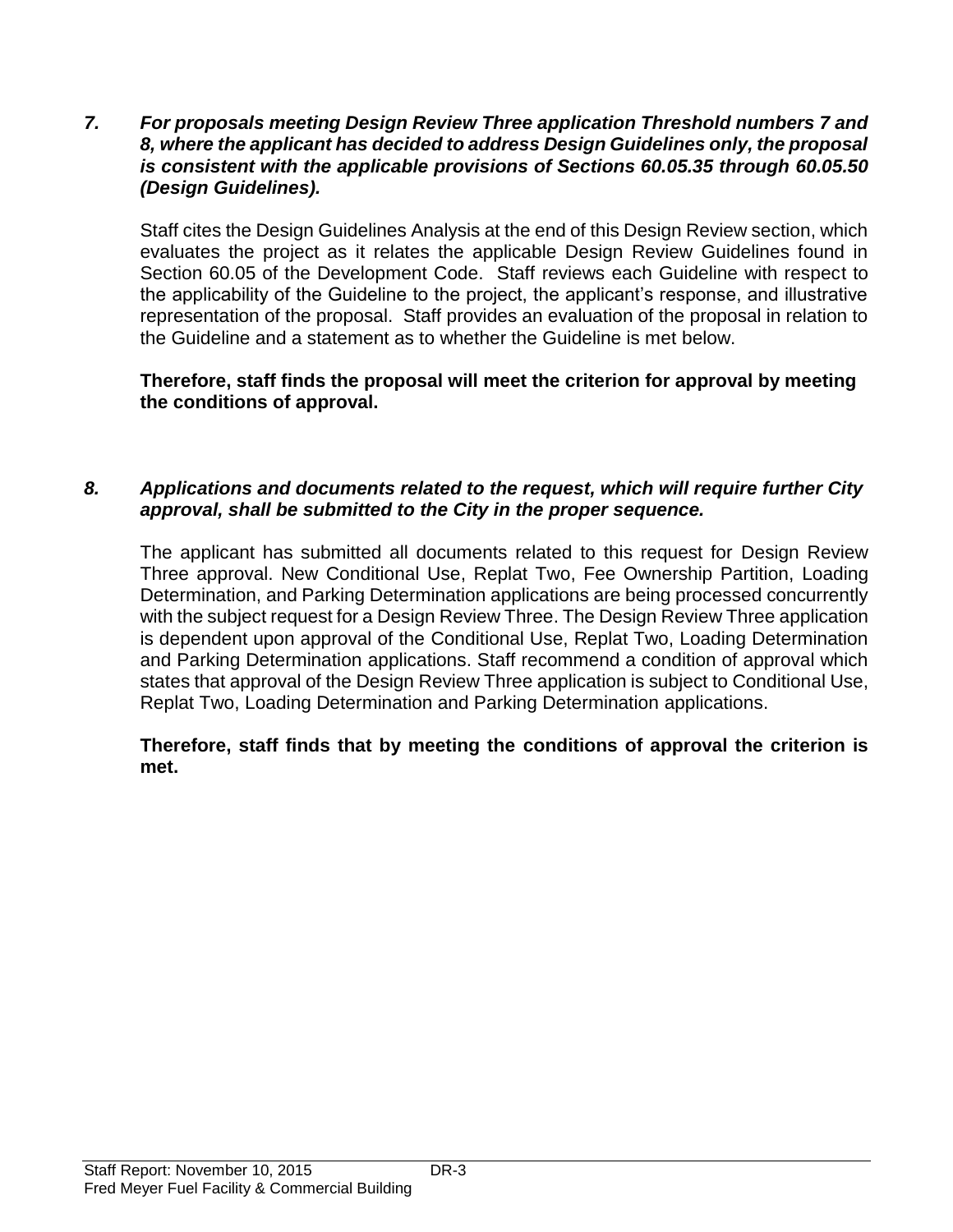*7. For proposals meeting Design Review Three application Threshold numbers 7 and 8, where the applicant has decided to address Design Guidelines only, the proposal is consistent with the applicable provisions of Sections 60.05.35 through 60.05.50 (Design Guidelines).*

Staff cites the Design Guidelines Analysis at the end of this Design Review section, which evaluates the project as it relates the applicable Design Review Guidelines found in Section 60.05 of the Development Code. Staff reviews each Guideline with respect to the applicability of the Guideline to the project, the applicant's response, and illustrative representation of the proposal. Staff provides an evaluation of the proposal in relation to the Guideline and a statement as to whether the Guideline is met below.

**Therefore, staff finds the proposal will meet the criterion for approval by meeting the conditions of approval.**

*8. Applications and documents related to the request, which will require further City approval, shall be submitted to the City in the proper sequence.*

The applicant has submitted all documents related to this request for Design Review Three approval. New Conditional Use, Replat Two, Fee Ownership Partition, Loading Determination, and Parking Determination applications are being processed concurrently with the subject request for a Design Review Three. The Design Review Three application is dependent upon approval of the Conditional Use, Replat Two, Loading Determination and Parking Determination applications. Staff recommend a condition of approval which states that approval of the Design Review Three application is subject to Conditional Use, Replat Two, Loading Determination and Parking Determination applications.

**Therefore, staff finds that by meeting the conditions of approval the criterion is met.**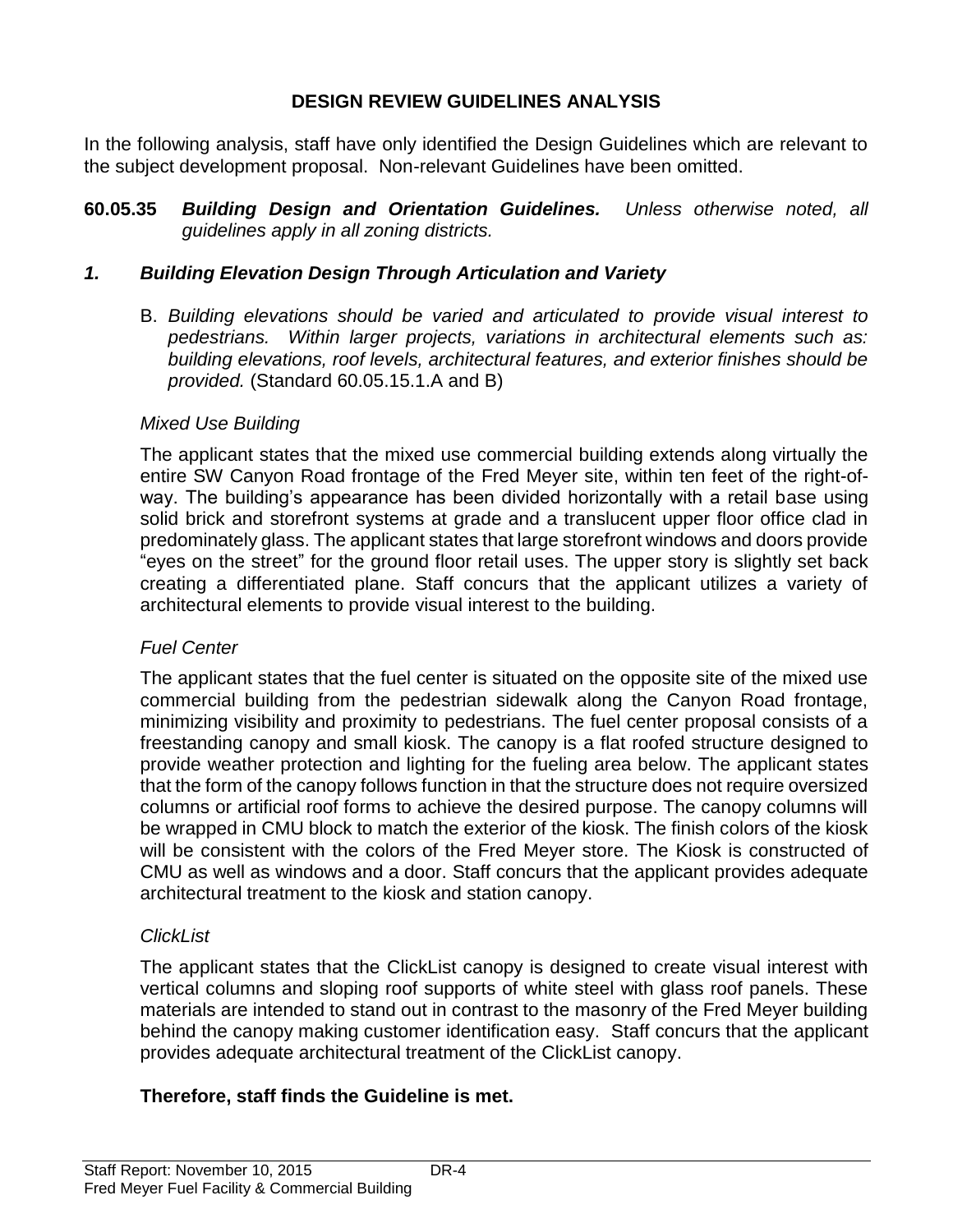## DESIGN REVIEW GUIDELINES ANALYSIS

In the following analysis, staff have only identified the Design Guidelines which are relevant to the subject development proposal. Non-relevant Guidelines have been omitted.

**60.05.35** ***Building Design and Orientation Guidelines.*** *Unless otherwise noted, all guidelines apply in all zoning districts.*

### *1. Building Elevation Design Through Articulation and Variety*

B. *Building elevations should be varied and articulated to provide visual interest to pedestrians. Within larger projects, variations in architectural elements such as: building elevations, roof levels, architectural features, and exterior finishes should be provided.* (Standard 60.05.15.1.A and B)

*Mixed Use Building*

The applicant states that the mixed use commercial building extends along virtually the entire SW Canyon Road frontage of the Fred Meyer site, within ten feet of the right-of-way. The building's appearance has been divided horizontally with a retail base using solid brick and storefront systems at grade and a translucent upper floor office clad in predominately glass. The applicant states that large storefront windows and doors provide "eyes on the street" for the ground floor retail uses. The upper story is slightly set back creating a differentiated plane. Staff concurs that the applicant utilizes a variety of architectural elements to provide visual interest to the building.

*Fuel Center*

The applicant states that the fuel center is situated on the opposite site of the mixed use commercial building from the pedestrian sidewalk along the Canyon Road frontage, minimizing visibility and proximity to pedestrians. The fuel center proposal consists of a freestanding canopy and small kiosk. The canopy is a flat roofed structure designed to provide weather protection and lighting for the fueling area below. The applicant states that the form of the canopy follows function in that the structure does not require oversized columns or artificial roof forms to achieve the desired purpose. The canopy columns will be wrapped in CMU block to match the exterior of the kiosk. The finish colors of the kiosk will be consistent with the colors of the Fred Meyer store. The Kiosk is constructed of CMU as well as windows and a door. Staff concurs that the applicant provides adequate architectural treatment to the kiosk and station canopy.

*ClickList*

The applicant states that the ClickList canopy is designed to create visual interest with vertical columns and sloping roof supports of white steel with glass roof panels. These materials are intended to stand out in contrast to the masonry of the Fred Meyer building behind the canopy making customer identification easy. Staff concurs that the applicant provides adequate architectural treatment of the ClickList canopy.

**Therefore, staff finds the Guideline is met.**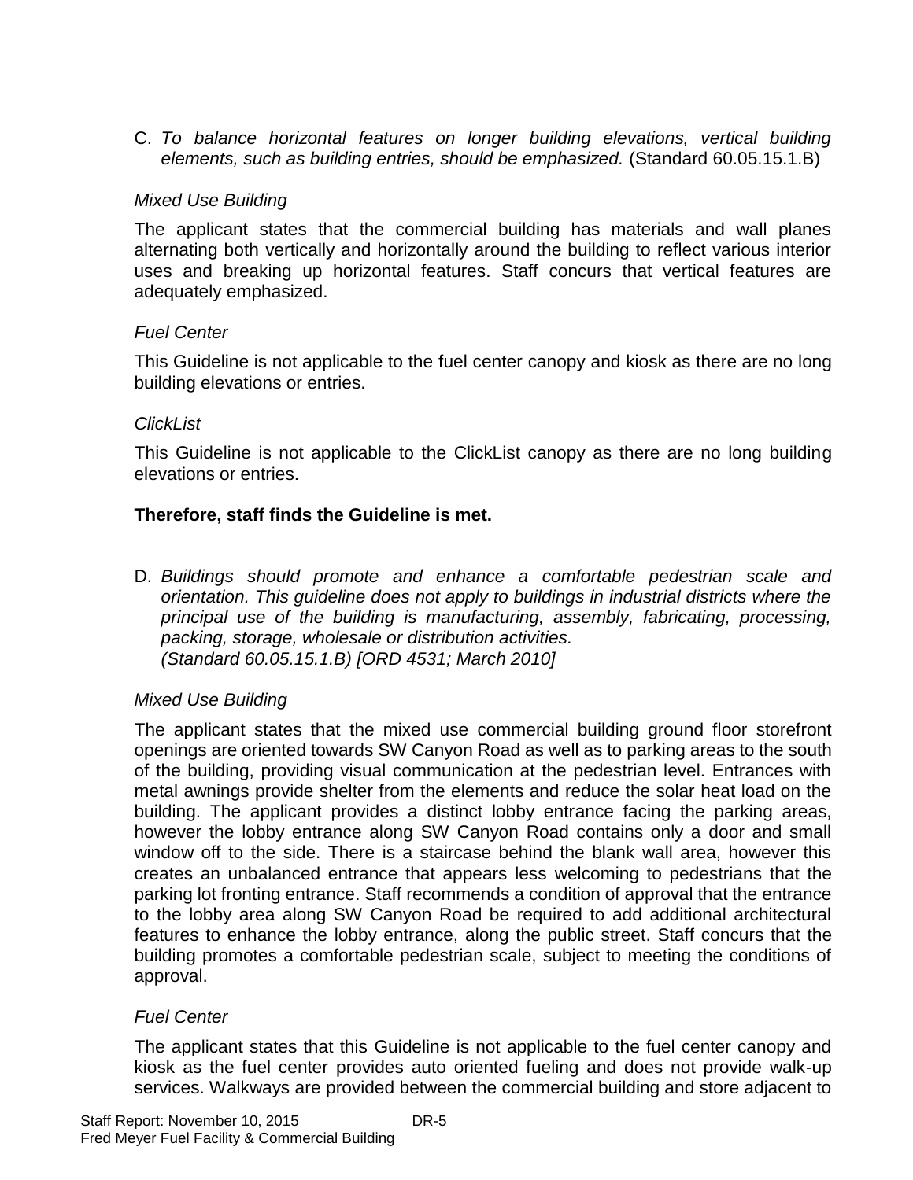C. *To balance horizontal features on longer building elevations, vertical building elements, such as building entries, should be emphasized.* (Standard 60.05.15.1.B)

*Mixed Use Building*

The applicant states that the commercial building has materials and wall planes alternating both vertically and horizontally around the building to reflect various interior uses and breaking up horizontal features. Staff concurs that vertical features are adequately emphasized.

*Fuel Center*

This Guideline is not applicable to the fuel center canopy and kiosk as there are no long building elevations or entries.

*ClickList*

This Guideline is not applicable to the ClickList canopy as there are no long building elevations or entries.

**Therefore, staff finds the Guideline is met.**

D. *Buildings should promote and enhance a comfortable pedestrian scale and orientation. This guideline does not apply to buildings in industrial districts where the principal use of the building is manufacturing, assembly, fabricating, processing, packing, storage, wholesale or distribution activities.*
*(Standard 60.05.15.1.B) [ORD 4531; March 2010]*

*Mixed Use Building*

The applicant states that the mixed use commercial building ground floor storefront openings are oriented towards SW Canyon Road as well as to parking areas to the south of the building, providing visual communication at the pedestrian level. Entrances with metal awnings provide shelter from the elements and reduce the solar heat load on the building. The applicant provides a distinct lobby entrance facing the parking areas, however the lobby entrance along SW Canyon Road contains only a door and small window off to the side. There is a staircase behind the blank wall area, however this creates an unbalanced entrance that appears less welcoming to pedestrians that the parking lot fronting entrance. Staff recommends a condition of approval that the entrance to the lobby area along SW Canyon Road be required to add additional architectural features to enhance the lobby entrance, along the public street. Staff concurs that the building promotes a comfortable pedestrian scale, subject to meeting the conditions of approval.

*Fuel Center*

The applicant states that this Guideline is not applicable to the fuel center canopy and kiosk as the fuel center provides auto oriented fueling and does not provide walk-up services. Walkways are provided between the commercial building and store adjacent to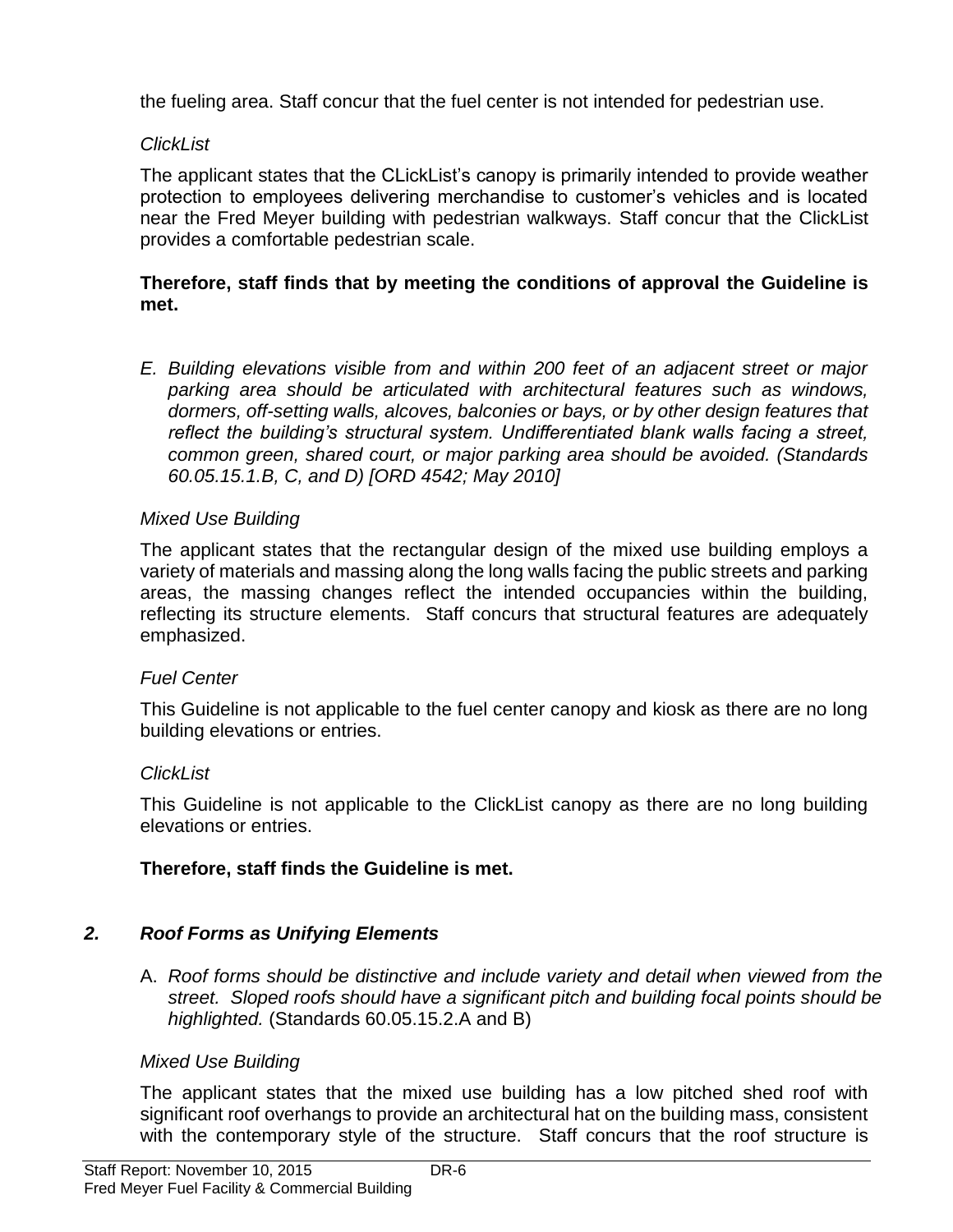the fueling area. Staff concur that the fuel center is not intended for pedestrian use.

*ClickList*

The applicant states that the CLickList's canopy is primarily intended to provide weather protection to employees delivering merchandise to customer's vehicles and is located near the Fred Meyer building with pedestrian walkways. Staff concur that the ClickList provides a comfortable pedestrian scale.

**Therefore, staff finds that by meeting the conditions of approval the Guideline is met.**

E. *Building elevations visible from and within 200 feet of an adjacent street or major parking area should be articulated with architectural features such as windows, dormers, off-setting walls, alcoves, balconies or bays, or by other design features that reflect the building's structural system. Undifferentiated blank walls facing a street, common green, shared court, or major parking area should be avoided. (Standards 60.05.15.1.B, C, and D) [ORD 4542; May 2010]*

*Mixed Use Building*

The applicant states that the rectangular design of the mixed use building employs a variety of materials and massing along the long walls facing the public streets and parking areas, the massing changes reflect the intended occupancies within the building, reflecting its structure elements. Staff concurs that structural features are adequately emphasized.

*Fuel Center*

This Guideline is not applicable to the fuel center canopy and kiosk as there are no long building elevations or entries.

*ClickList*

This Guideline is not applicable to the ClickList canopy as there are no long building elevations or entries.

**Therefore, staff finds the Guideline is met.**

## *2. Roof Forms as Unifying Elements*

A. *Roof forms should be distinctive and include variety and detail when viewed from the street. Sloped roofs should have a significant pitch and building focal points should be highlighted.* (Standards 60.05.15.2.A and B)

*Mixed Use Building*

The applicant states that the mixed use building has a low pitched shed roof with significant roof overhangs to provide an architectural hat on the building mass, consistent with the contemporary style of the structure. Staff concurs that the roof structure is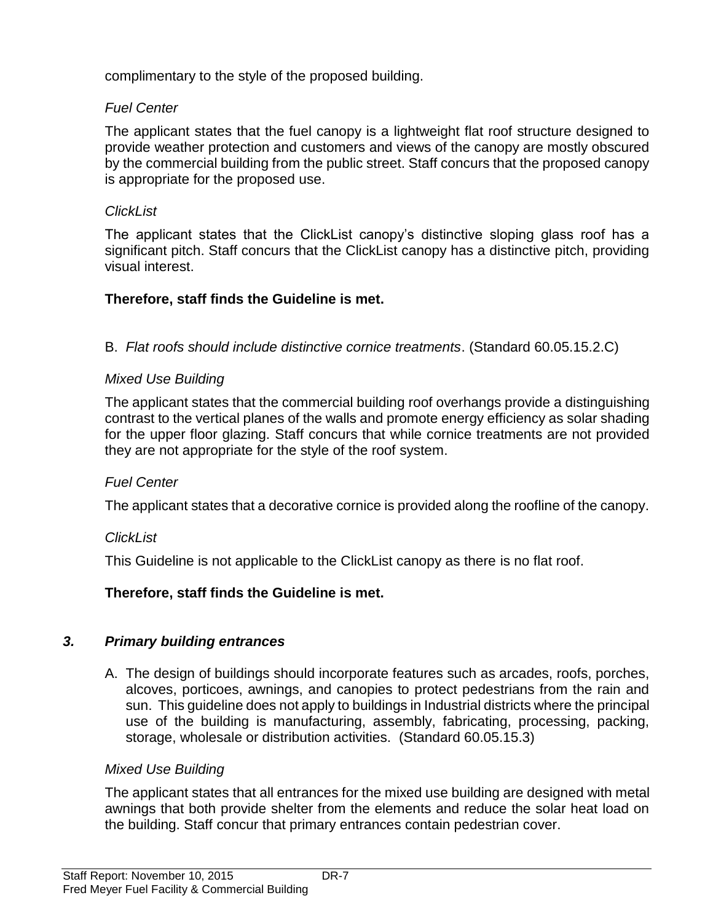complimentary to the style of the proposed building.

*Fuel Center*

The applicant states that the fuel canopy is a lightweight flat roof structure designed to provide weather protection and customers and views of the canopy are mostly obscured by the commercial building from the public street. Staff concurs that the proposed canopy is appropriate for the proposed use.

*ClickList*

The applicant states that the ClickList canopy's distinctive sloping glass roof has a significant pitch. Staff concurs that the ClickList canopy has a distinctive pitch, providing visual interest.

**Therefore, staff finds the Guideline is met.**

B. *Flat roofs should include distinctive cornice treatments*. (Standard 60.05.15.2.C)

*Mixed Use Building*

The applicant states that the commercial building roof overhangs provide a distinguishing contrast to the vertical planes of the walls and promote energy efficiency as solar shading for the upper floor glazing. Staff concurs that while cornice treatments are not provided they are not appropriate for the style of the roof system.

*Fuel Center*

The applicant states that a decorative cornice is provided along the roofline of the canopy.

*ClickList*

This Guideline is not applicable to the ClickList canopy as there is no flat roof.

**Therefore, staff finds the Guideline is met.**

### *3. Primary building entrances*

A. The design of buildings should incorporate features such as arcades, roofs, porches, alcoves, porticoes, awnings, and canopies to protect pedestrians from the rain and sun. This guideline does not apply to buildings in Industrial districts where the principal use of the building is manufacturing, assembly, fabricating, processing, packing, storage, wholesale or distribution activities. (Standard 60.05.15.3)

*Mixed Use Building*

The applicant states that all entrances for the mixed use building are designed with metal awnings that both provide shelter from the elements and reduce the solar heat load on the building. Staff concur that primary entrances contain pedestrian cover.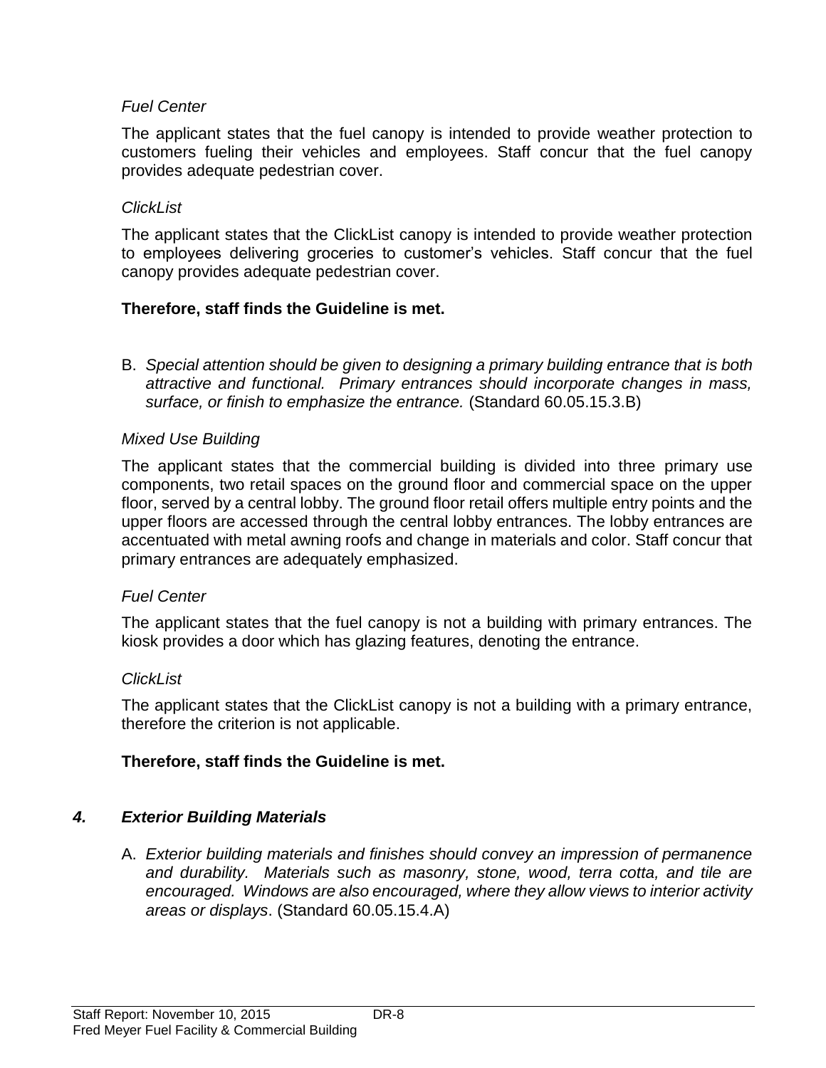*Fuel Center*

The applicant states that the fuel canopy is intended to provide weather protection to customers fueling their vehicles and employees. Staff concur that the fuel canopy provides adequate pedestrian cover.

*ClickList*

The applicant states that the ClickList canopy is intended to provide weather protection to employees delivering groceries to customer's vehicles. Staff concur that the fuel canopy provides adequate pedestrian cover.

**Therefore, staff finds the Guideline is met.**

B. *Special attention should be given to designing a primary building entrance that is both attractive and functional. Primary entrances should incorporate changes in mass, surface, or finish to emphasize the entrance.* (Standard 60.05.15.3.B)

*Mixed Use Building*

The applicant states that the commercial building is divided into three primary use components, two retail spaces on the ground floor and commercial space on the upper floor, served by a central lobby. The ground floor retail offers multiple entry points and the upper floors are accessed through the central lobby entrances. The lobby entrances are accentuated with metal awning roofs and change in materials and color. Staff concur that primary entrances are adequately emphasized.

*Fuel Center*

The applicant states that the fuel canopy is not a building with primary entrances. The kiosk provides a door which has glazing features, denoting the entrance.

*ClickList*

The applicant states that the ClickList canopy is not a building with a primary entrance, therefore the criterion is not applicable.

**Therefore, staff finds the Guideline is met.**

### *4. Exterior Building Materials*

A. *Exterior building materials and finishes should convey an impression of permanence and durability. Materials such as masonry, stone, wood, terra cotta, and tile are encouraged. Windows are also encouraged, where they allow views to interior activity areas or displays*. (Standard 60.05.15.4.A)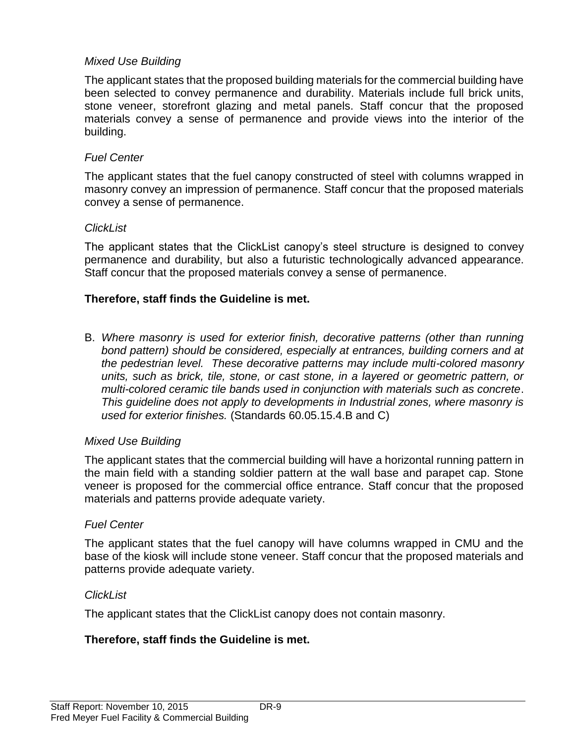*Mixed Use Building*

The applicant states that the proposed building materials for the commercial building have been selected to convey permanence and durability. Materials include full brick units, stone veneer, storefront glazing and metal panels. Staff concur that the proposed materials convey a sense of permanence and provide views into the interior of the building.

*Fuel Center*

The applicant states that the fuel canopy constructed of steel with columns wrapped in masonry convey an impression of permanence. Staff concur that the proposed materials convey a sense of permanence.

*ClickList*

The applicant states that the ClickList canopy's steel structure is designed to convey permanence and durability, but also a futuristic technologically advanced appearance. Staff concur that the proposed materials convey a sense of permanence.

**Therefore, staff finds the Guideline is met.**

B. *Where masonry is used for exterior finish, decorative patterns (other than running bond pattern) should be considered, especially at entrances, building corners and at the pedestrian level. These decorative patterns may include multi-colored masonry units, such as brick, tile, stone, or cast stone, in a layered or geometric pattern, or multi-colored ceramic tile bands used in conjunction with materials such as concrete. This guideline does not apply to developments in Industrial zones, where masonry is used for exterior finishes.* (Standards 60.05.15.4.B and C)

*Mixed Use Building*

The applicant states that the commercial building will have a horizontal running pattern in the main field with a standing soldier pattern at the wall base and parapet cap. Stone veneer is proposed for the commercial office entrance. Staff concur that the proposed materials and patterns provide adequate variety.

*Fuel Center*

The applicant states that the fuel canopy will have columns wrapped in CMU and the base of the kiosk will include stone veneer. Staff concur that the proposed materials and patterns provide adequate variety.

*ClickList*

The applicant states that the ClickList canopy does not contain masonry.

**Therefore, staff finds the Guideline is met.**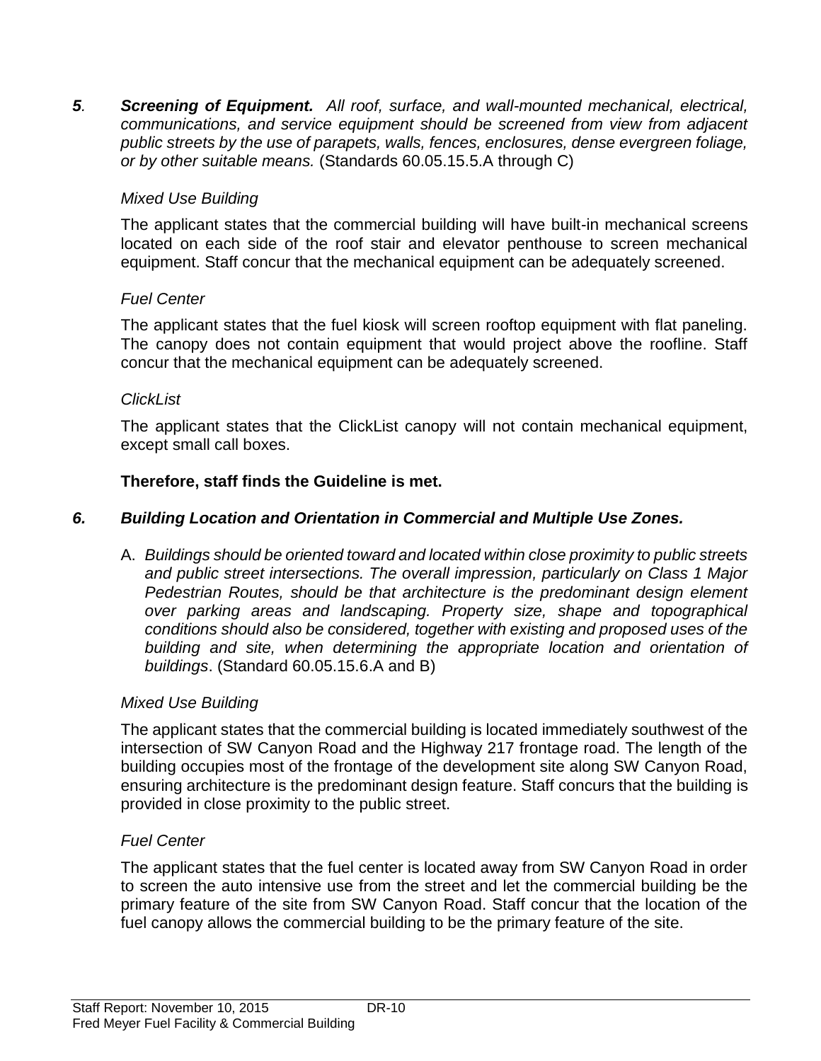***5*. *Screening of Equipment.*** *All roof, surface, and wall-mounted mechanical, electrical, communications, and service equipment should be screened from view from adjacent public streets by the use of parapets, walls, fences, enclosures, dense evergreen foliage, or by other suitable means.* (Standards 60.05.15.5.A through C)

*Mixed Use Building*

The applicant states that the commercial building will have built-in mechanical screens located on each side of the roof stair and elevator penthouse to screen mechanical equipment. Staff concur that the mechanical equipment can be adequately screened.

*Fuel Center*

The applicant states that the fuel kiosk will screen rooftop equipment with flat paneling. The canopy does not contain equipment that would project above the roofline. Staff concur that the mechanical equipment can be adequately screened.

*ClickList*

The applicant states that the ClickList canopy will not contain mechanical equipment, except small call boxes.

**Therefore, staff finds the Guideline is met.**

***6. Building Location and Orientation in Commercial and Multiple Use Zones.***

A. *Buildings should be oriented toward and located within close proximity to public streets and public street intersections. The overall impression, particularly on Class 1 Major Pedestrian Routes, should be that architecture is the predominant design element over parking areas and landscaping. Property size, shape and topographical conditions should also be considered, together with existing and proposed uses of the building and site, when determining the appropriate location and orientation of buildings*. (Standard 60.05.15.6.A and B)

*Mixed Use Building*

The applicant states that the commercial building is located immediately southwest of the intersection of SW Canyon Road and the Highway 217 frontage road. The length of the building occupies most of the frontage of the development site along SW Canyon Road, ensuring architecture is the predominant design feature. Staff concurs that the building is provided in close proximity to the public street.

*Fuel Center*

The applicant states that the fuel center is located away from SW Canyon Road in order to screen the auto intensive use from the street and let the commercial building be the primary feature of the site from SW Canyon Road. Staff concur that the location of the fuel canopy allows the commercial building to be the primary feature of the site.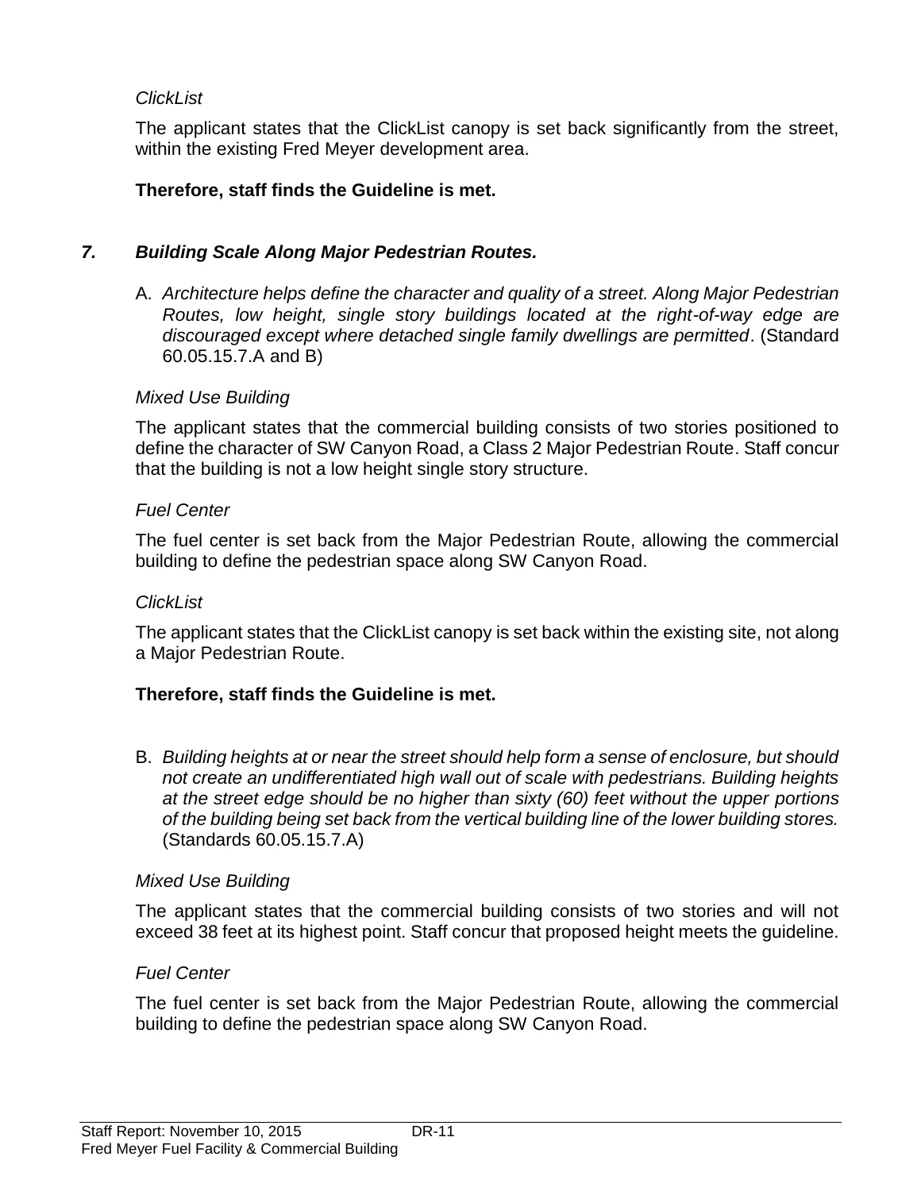*ClickList*

The applicant states that the ClickList canopy is set back significantly from the street, within the existing Fred Meyer development area.

**Therefore, staff finds the Guideline is met.**

## *7. Building Scale Along Major Pedestrian Routes.*

A. *Architecture helps define the character and quality of a street. Along Major Pedestrian Routes, low height, single story buildings located at the right-of-way edge are discouraged except where detached single family dwellings are permitted*. (Standard 60.05.15.7.A and B)

*Mixed Use Building*

The applicant states that the commercial building consists of two stories positioned to define the character of SW Canyon Road, a Class 2 Major Pedestrian Route. Staff concur that the building is not a low height single story structure.

*Fuel Center*

The fuel center is set back from the Major Pedestrian Route, allowing the commercial building to define the pedestrian space along SW Canyon Road.

*ClickList*

The applicant states that the ClickList canopy is set back within the existing site, not along a Major Pedestrian Route.

**Therefore, staff finds the Guideline is met.**

B. *Building heights at or near the street should help form a sense of enclosure, but should not create an undifferentiated high wall out of scale with pedestrians. Building heights at the street edge should be no higher than sixty (60) feet without the upper portions of the building being set back from the vertical building line of the lower building stores.* (Standards 60.05.15.7.A)

*Mixed Use Building*

The applicant states that the commercial building consists of two stories and will not exceed 38 feet at its highest point. Staff concur that proposed height meets the guideline.

*Fuel Center*

The fuel center is set back from the Major Pedestrian Route, allowing the commercial building to define the pedestrian space along SW Canyon Road.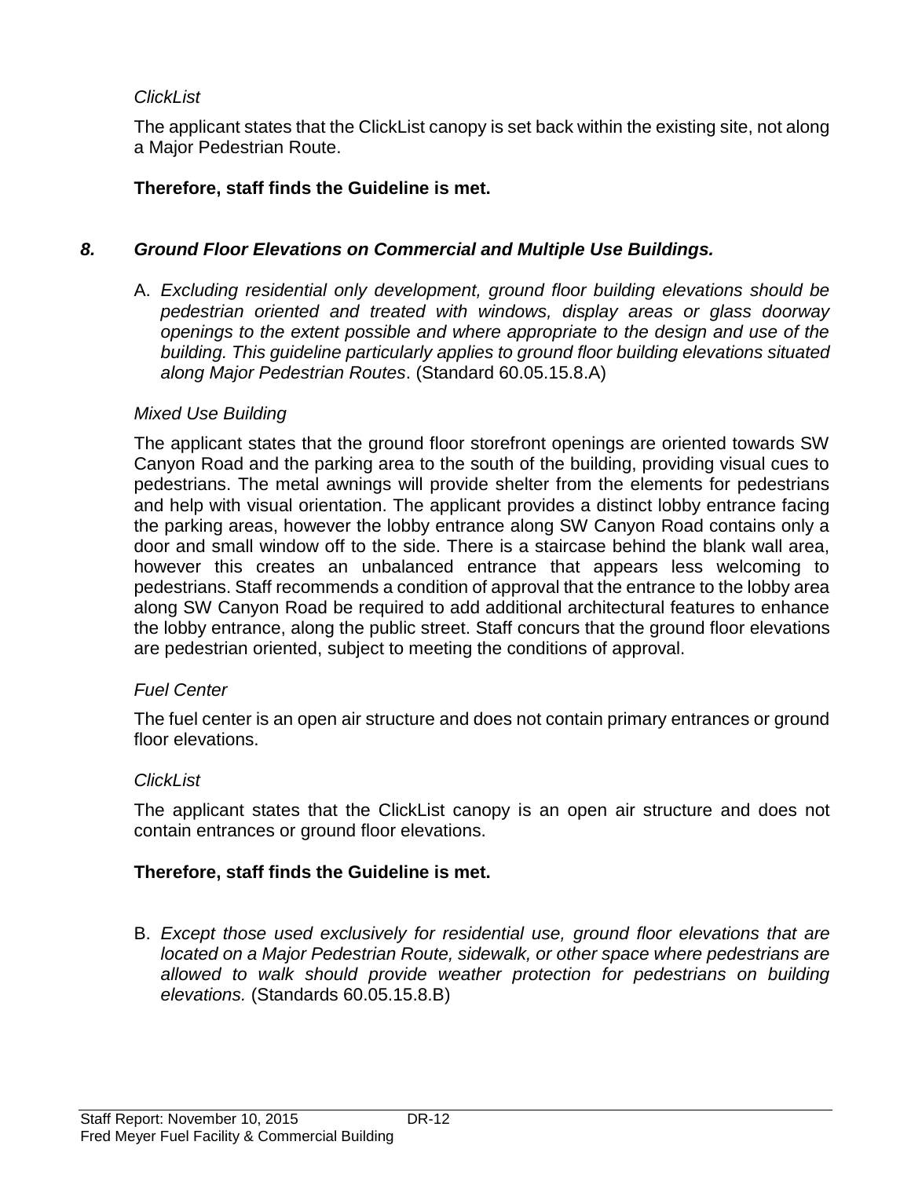*ClickList*

The applicant states that the ClickList canopy is set back within the existing site, not along a Major Pedestrian Route.

**Therefore, staff finds the Guideline is met.**

***8. Ground Floor Elevations on Commercial and Multiple Use Buildings.***

A. *Excluding residential only development, ground floor building elevations should be pedestrian oriented and treated with windows, display areas or glass doorway openings to the extent possible and where appropriate to the design and use of the building. This guideline particularly applies to ground floor building elevations situated along Major Pedestrian Routes*. (Standard 60.05.15.8.A)

*Mixed Use Building*

The applicant states that the ground floor storefront openings are oriented towards SW Canyon Road and the parking area to the south of the building, providing visual cues to pedestrians. The metal awnings will provide shelter from the elements for pedestrians and help with visual orientation. The applicant provides a distinct lobby entrance facing the parking areas, however the lobby entrance along SW Canyon Road contains only a door and small window off to the side. There is a staircase behind the blank wall area, however this creates an unbalanced entrance that appears less welcoming to pedestrians. Staff recommends a condition of approval that the entrance to the lobby area along SW Canyon Road be required to add additional architectural features to enhance the lobby entrance, along the public street. Staff concurs that the ground floor elevations are pedestrian oriented, subject to meeting the conditions of approval.

*Fuel Center*

The fuel center is an open air structure and does not contain primary entrances or ground floor elevations.

*ClickList*

The applicant states that the ClickList canopy is an open air structure and does not contain entrances or ground floor elevations.

**Therefore, staff finds the Guideline is met.**

B. *Except those used exclusively for residential use, ground floor elevations that are located on a Major Pedestrian Route, sidewalk, or other space where pedestrians are allowed to walk should provide weather protection for pedestrians on building elevations.* (Standards 60.05.15.8.B)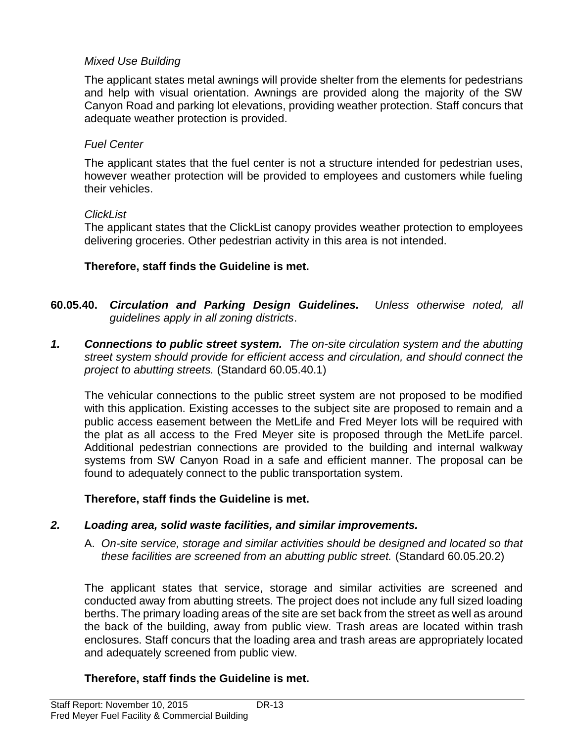*Mixed Use Building*

The applicant states metal awnings will provide shelter from the elements for pedestrians and help with visual orientation. Awnings are provided along the majority of the SW Canyon Road and parking lot elevations, providing weather protection. Staff concurs that adequate weather protection is provided.

*Fuel Center*

The applicant states that the fuel center is not a structure intended for pedestrian uses, however weather protection will be provided to employees and customers while fueling their vehicles.

*ClickList*

The applicant states that the ClickList canopy provides weather protection to employees delivering groceries. Other pedestrian activity in this area is not intended.

**Therefore, staff finds the Guideline is met.**

**60.05.40.** ***Circulation and Parking Design Guidelines.*** *Unless otherwise noted, all guidelines apply in all zoning districts*.

***1. Connections to public street system.*** *The on-site circulation system and the abutting street system should provide for efficient access and circulation, and should connect the project to abutting streets.* (Standard 60.05.40.1)

The vehicular connections to the public street system are not proposed to be modified with this application. Existing accesses to the subject site are proposed to remain and a public access easement between the MetLife and Fred Meyer lots will be required with the plat as all access to the Fred Meyer site is proposed through the MetLife parcel. Additional pedestrian connections are provided to the building and internal walkway systems from SW Canyon Road in a safe and efficient manner. The proposal can be found to adequately connect to the public transportation system.

**Therefore, staff finds the Guideline is met.**

***2. Loading area, solid waste facilities, and similar improvements.***

A. *On-site service, storage and similar activities should be designed and located so that these facilities are screened from an abutting public street.* (Standard 60.05.20.2)

The applicant states that service, storage and similar activities are screened and conducted away from abutting streets. The project does not include any full sized loading berths. The primary loading areas of the site are set back from the street as well as around the back of the building, away from public view. Trash areas are located within trash enclosures. Staff concurs that the loading area and trash areas are appropriately located and adequately screened from public view.

**Therefore, staff finds the Guideline is met.**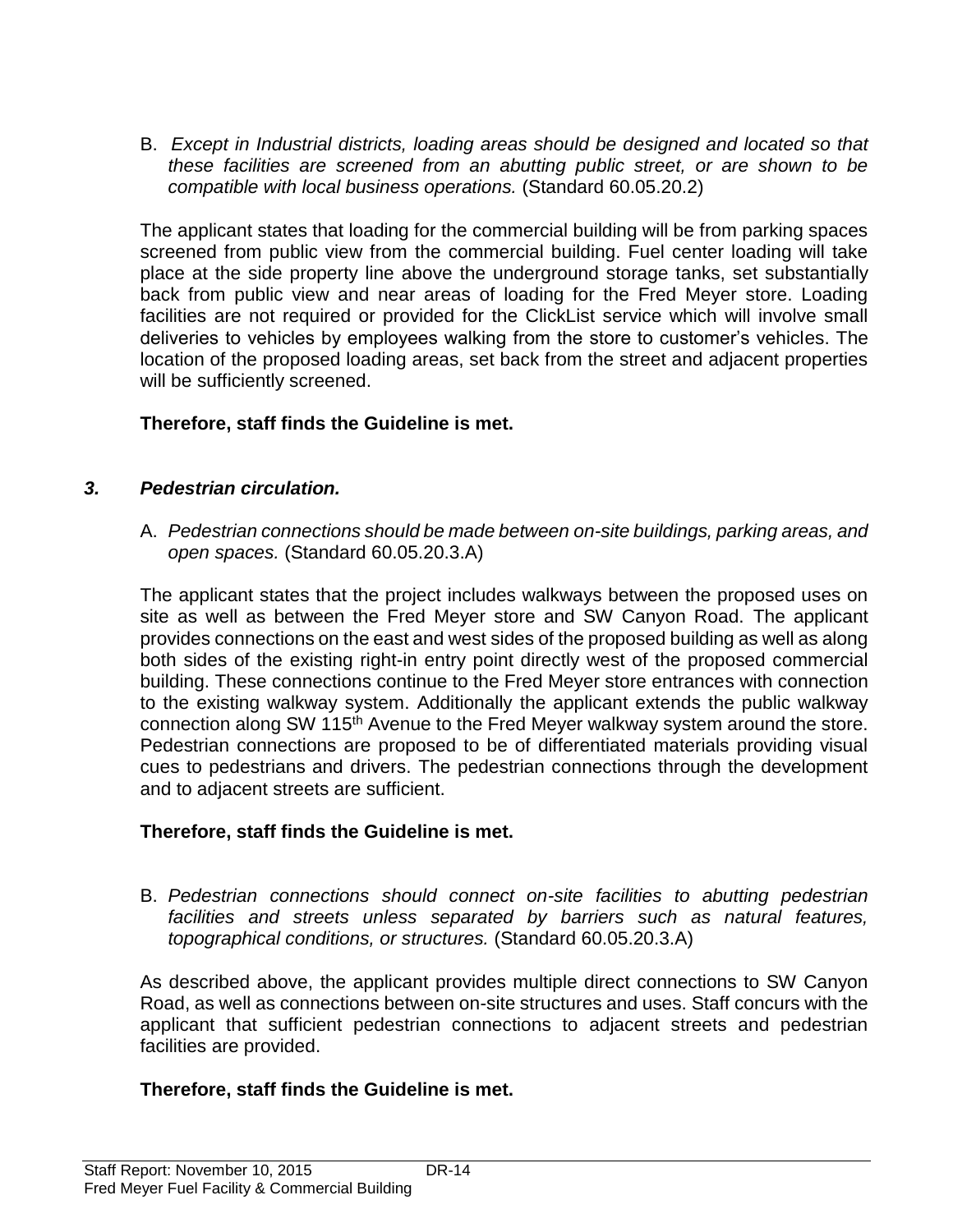B. *Except in Industrial districts, loading areas should be designed and located so that these facilities are screened from an abutting public street, or are shown to be compatible with local business operations.* (Standard 60.05.20.2)

The applicant states that loading for the commercial building will be from parking spaces screened from public view from the commercial building. Fuel center loading will take place at the side property line above the underground storage tanks, set substantially back from public view and near areas of loading for the Fred Meyer store. Loading facilities are not required or provided for the ClickList service which will involve small deliveries to vehicles by employees walking from the store to customer's vehicles. The location of the proposed loading areas, set back from the street and adjacent properties will be sufficiently screened.

**Therefore, staff finds the Guideline is met.**

### *3. Pedestrian circulation.*

A. *Pedestrian connections should be made between on-site buildings, parking areas, and open spaces.* (Standard 60.05.20.3.A)

The applicant states that the project includes walkways between the proposed uses on site as well as between the Fred Meyer store and SW Canyon Road. The applicant provides connections on the east and west sides of the proposed building as well as along both sides of the existing right-in entry point directly west of the proposed commercial building. These connections continue to the Fred Meyer store entrances with connection to the existing walkway system. Additionally the applicant extends the public walkway connection along SW 115th Avenue to the Fred Meyer walkway system around the store. Pedestrian connections are proposed to be of differentiated materials providing visual cues to pedestrians and drivers. The pedestrian connections through the development and to adjacent streets are sufficient.

**Therefore, staff finds the Guideline is met.**

B. *Pedestrian connections should connect on-site facilities to abutting pedestrian facilities and streets unless separated by barriers such as natural features, topographical conditions, or structures.* (Standard 60.05.20.3.A)

As described above, the applicant provides multiple direct connections to SW Canyon Road, as well as connections between on-site structures and uses. Staff concurs with the applicant that sufficient pedestrian connections to adjacent streets and pedestrian facilities are provided.

**Therefore, staff finds the Guideline is met.**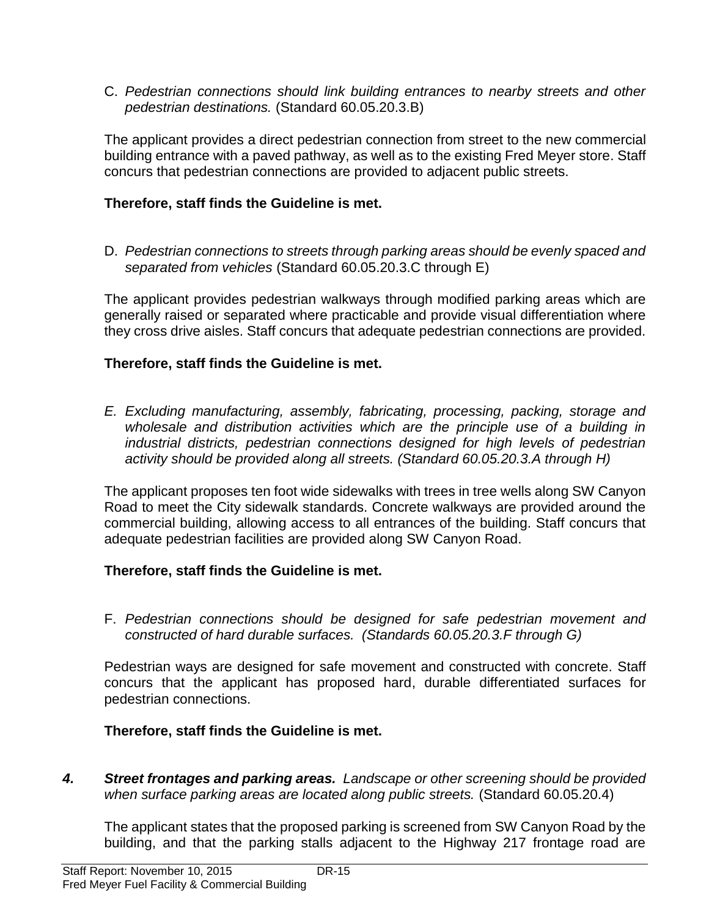C. *Pedestrian connections should link building entrances to nearby streets and other pedestrian destinations.* (Standard 60.05.20.3.B)

The applicant provides a direct pedestrian connection from street to the new commercial building entrance with a paved pathway, as well as to the existing Fred Meyer store. Staff concurs that pedestrian connections are provided to adjacent public streets.

**Therefore, staff finds the Guideline is met.**

D. *Pedestrian connections to streets through parking areas should be evenly spaced and separated from vehicles* (Standard 60.05.20.3.C through E)

The applicant provides pedestrian walkways through modified parking areas which are generally raised or separated where practicable and provide visual differentiation where they cross drive aisles. Staff concurs that adequate pedestrian connections are provided.

**Therefore, staff finds the Guideline is met.**

*E. Excluding manufacturing, assembly, fabricating, processing, packing, storage and wholesale and distribution activities which are the principle use of a building in industrial districts, pedestrian connections designed for high levels of pedestrian activity should be provided along all streets. (Standard 60.05.20.3.A through H)*

The applicant proposes ten foot wide sidewalks with trees in tree wells along SW Canyon Road to meet the City sidewalk standards. Concrete walkways are provided around the commercial building, allowing access to all entrances of the building. Staff concurs that adequate pedestrian facilities are provided along SW Canyon Road.

**Therefore, staff finds the Guideline is met.**

F. *Pedestrian connections should be designed for safe pedestrian movement and constructed of hard durable surfaces. (Standards 60.05.20.3.F through G)*

Pedestrian ways are designed for safe movement and constructed with concrete. Staff concurs that the applicant has proposed hard, durable differentiated surfaces for pedestrian connections.

**Therefore, staff finds the Guideline is met.**

***4. Street frontages and parking areas.*** *Landscape or other screening should be provided when surface parking areas are located along public streets.* (Standard 60.05.20.4)

The applicant states that the proposed parking is screened from SW Canyon Road by the building, and that the parking stalls adjacent to the Highway 217 frontage road are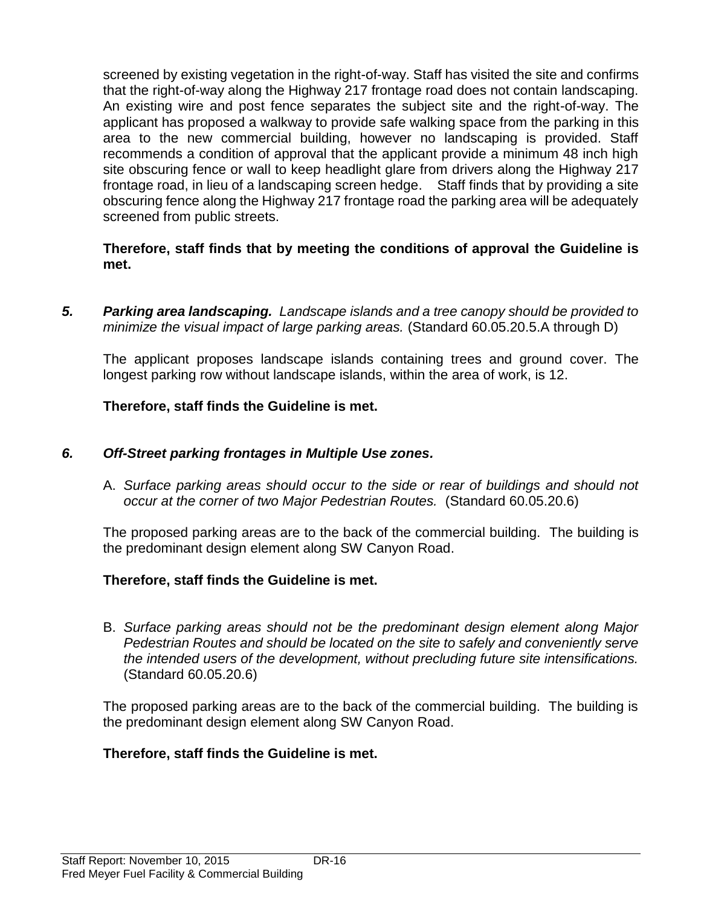screened by existing vegetation in the right-of-way. Staff has visited the site and confirms that the right-of-way along the Highway 217 frontage road does not contain landscaping. An existing wire and post fence separates the subject site and the right-of-way. The applicant has proposed a walkway to provide safe walking space from the parking in this area to the new commercial building, however no landscaping is provided. Staff recommends a condition of approval that the applicant provide a minimum 48 inch high site obscuring fence or wall to keep headlight glare from drivers along the Highway 217 frontage road, in lieu of a landscaping screen hedge. Staff finds that by providing a site obscuring fence along the Highway 217 frontage road the parking area will be adequately screened from public streets.

**Therefore, staff finds that by meeting the conditions of approval the Guideline is met.**

***5. Parking area landscaping.*** *Landscape islands and a tree canopy should be provided to minimize the visual impact of large parking areas.* (Standard 60.05.20.5.A through D)

The applicant proposes landscape islands containing trees and ground cover. The longest parking row without landscape islands, within the area of work, is 12.

**Therefore, staff finds the Guideline is met.**

***6. Off-Street parking frontages in Multiple Use zones.***

A. *Surface parking areas should occur to the side or rear of buildings and should not occur at the corner of two Major Pedestrian Routes.* (Standard 60.05.20.6)

The proposed parking areas are to the back of the commercial building. The building is the predominant design element along SW Canyon Road.

**Therefore, staff finds the Guideline is met.**

B. *Surface parking areas should not be the predominant design element along Major Pedestrian Routes and should be located on the site to safely and conveniently serve the intended users of the development, without precluding future site intensifications.* (Standard 60.05.20.6)

The proposed parking areas are to the back of the commercial building. The building is the predominant design element along SW Canyon Road.

**Therefore, staff finds the Guideline is met.**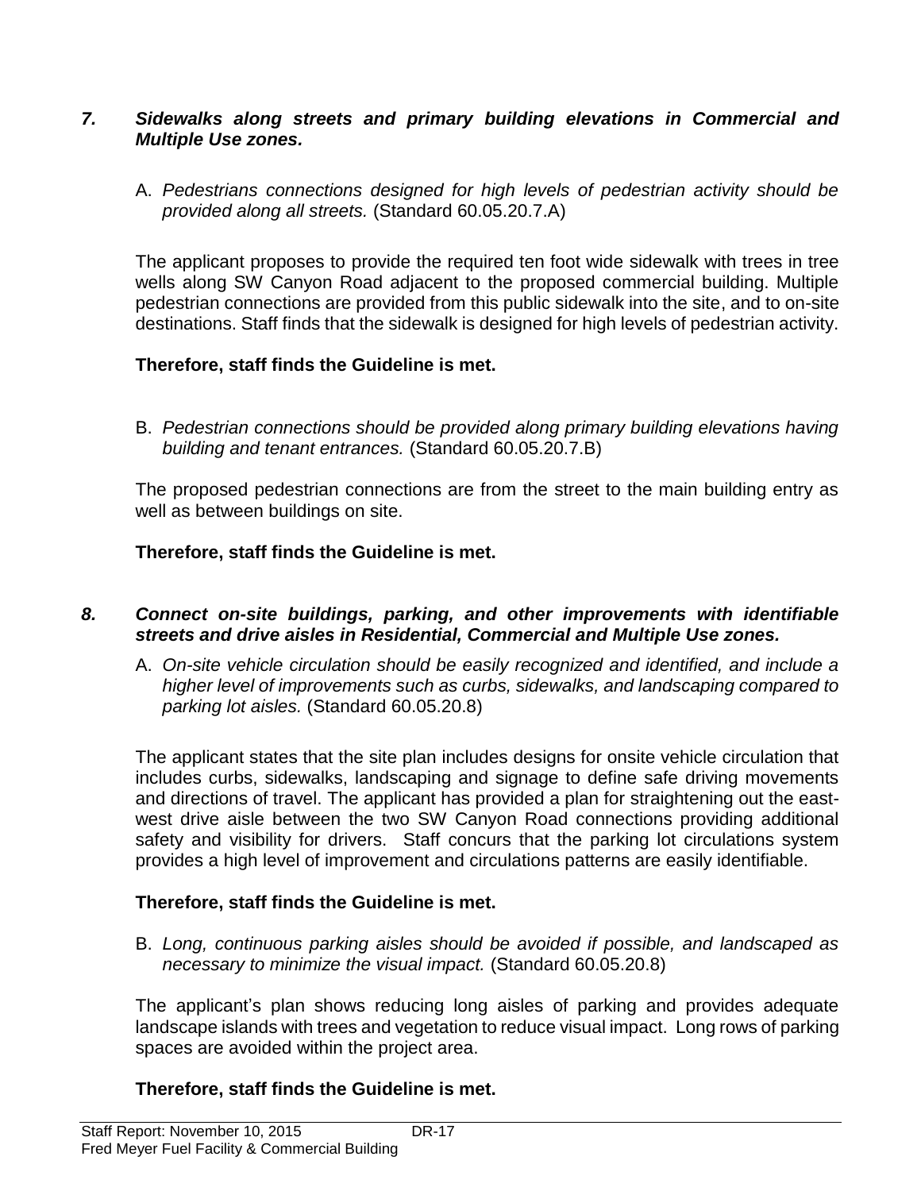### *7. Sidewalks along streets and primary building elevations in Commercial and Multiple Use zones.*

A. *Pedestrians connections designed for high levels of pedestrian activity should be provided along all streets.* (Standard 60.05.20.7.A)

The applicant proposes to provide the required ten foot wide sidewalk with trees in tree wells along SW Canyon Road adjacent to the proposed commercial building. Multiple pedestrian connections are provided from this public sidewalk into the site, and to on-site destinations. Staff finds that the sidewalk is designed for high levels of pedestrian activity.

**Therefore, staff finds the Guideline is met.**

B. *Pedestrian connections should be provided along primary building elevations having building and tenant entrances.* (Standard 60.05.20.7.B)

The proposed pedestrian connections are from the street to the main building entry as well as between buildings on site.

**Therefore, staff finds the Guideline is met.**

### *8. Connect on-site buildings, parking, and other improvements with identifiable streets and drive aisles in Residential, Commercial and Multiple Use zones.*

A. *On-site vehicle circulation should be easily recognized and identified, and include a higher level of improvements such as curbs, sidewalks, and landscaping compared to parking lot aisles.* (Standard 60.05.20.8)

The applicant states that the site plan includes designs for onsite vehicle circulation that includes curbs, sidewalks, landscaping and signage to define safe driving movements and directions of travel. The applicant has provided a plan for straightening out the east-west drive aisle between the two SW Canyon Road connections providing additional safety and visibility for drivers. Staff concurs that the parking lot circulations system provides a high level of improvement and circulations patterns are easily identifiable.

**Therefore, staff finds the Guideline is met.**

B. *Long, continuous parking aisles should be avoided if possible, and landscaped as necessary to minimize the visual impact.* (Standard 60.05.20.8)

The applicant's plan shows reducing long aisles of parking and provides adequate landscape islands with trees and vegetation to reduce visual impact. Long rows of parking spaces are avoided within the project area.

**Therefore, staff finds the Guideline is met.**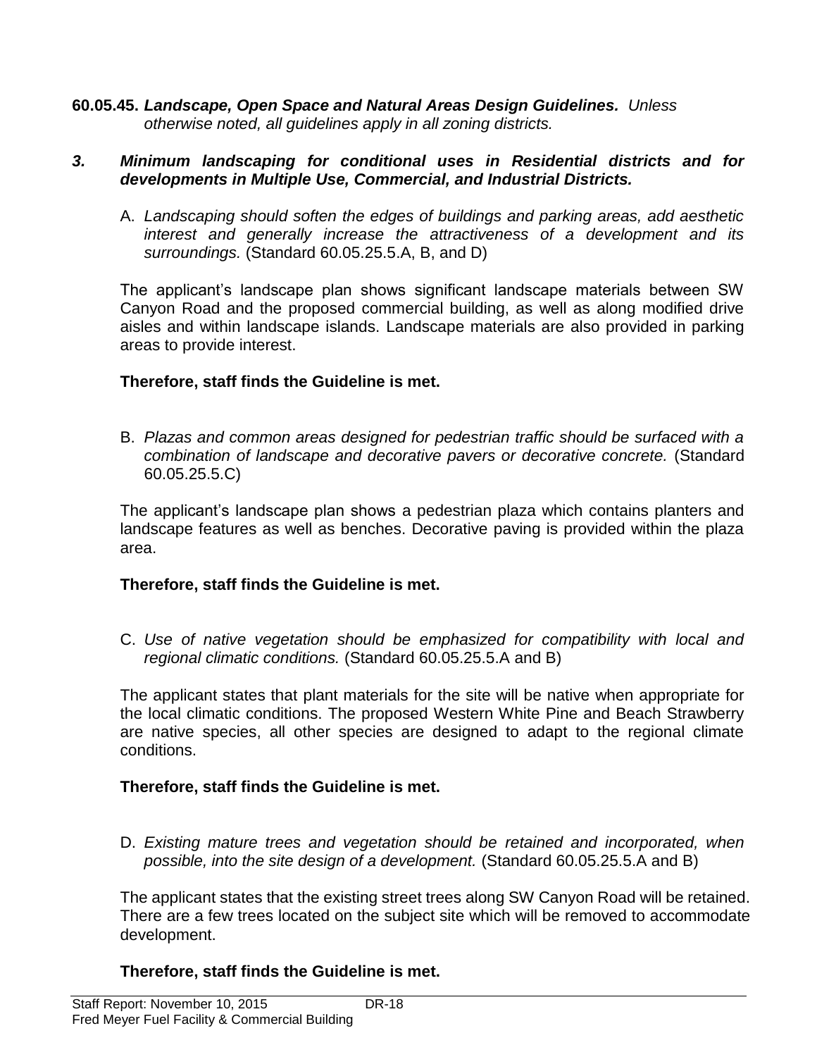**60.05.45. *Landscape, Open Space and Natural Areas Design Guidelines.*** *Unless otherwise noted, all guidelines apply in all zoning districts.*

***3. Minimum landscaping for conditional uses in Residential districts and for developments in Multiple Use, Commercial, and Industrial Districts.***

A. *Landscaping should soften the edges of buildings and parking areas, add aesthetic interest and generally increase the attractiveness of a development and its surroundings.* (Standard 60.05.25.5.A, B, and D)

The applicant's landscape plan shows significant landscape materials between SW Canyon Road and the proposed commercial building, as well as along modified drive aisles and within landscape islands. Landscape materials are also provided in parking areas to provide interest.

**Therefore, staff finds the Guideline is met.**

B. *Plazas and common areas designed for pedestrian traffic should be surfaced with a combination of landscape and decorative pavers or decorative concrete.* (Standard 60.05.25.5.C)

The applicant's landscape plan shows a pedestrian plaza which contains planters and landscape features as well as benches. Decorative paving is provided within the plaza area.

**Therefore, staff finds the Guideline is met.**

C. *Use of native vegetation should be emphasized for compatibility with local and regional climatic conditions.* (Standard 60.05.25.5.A and B)

The applicant states that plant materials for the site will be native when appropriate for the local climatic conditions. The proposed Western White Pine and Beach Strawberry are native species, all other species are designed to adapt to the regional climate conditions.

**Therefore, staff finds the Guideline is met.**

D. *Existing mature trees and vegetation should be retained and incorporated, when possible, into the site design of a development.* (Standard 60.05.25.5.A and B)

The applicant states that the existing street trees along SW Canyon Road will be retained. There are a few trees located on the subject site which will be removed to accommodate development.

**Therefore, staff finds the Guideline is met.**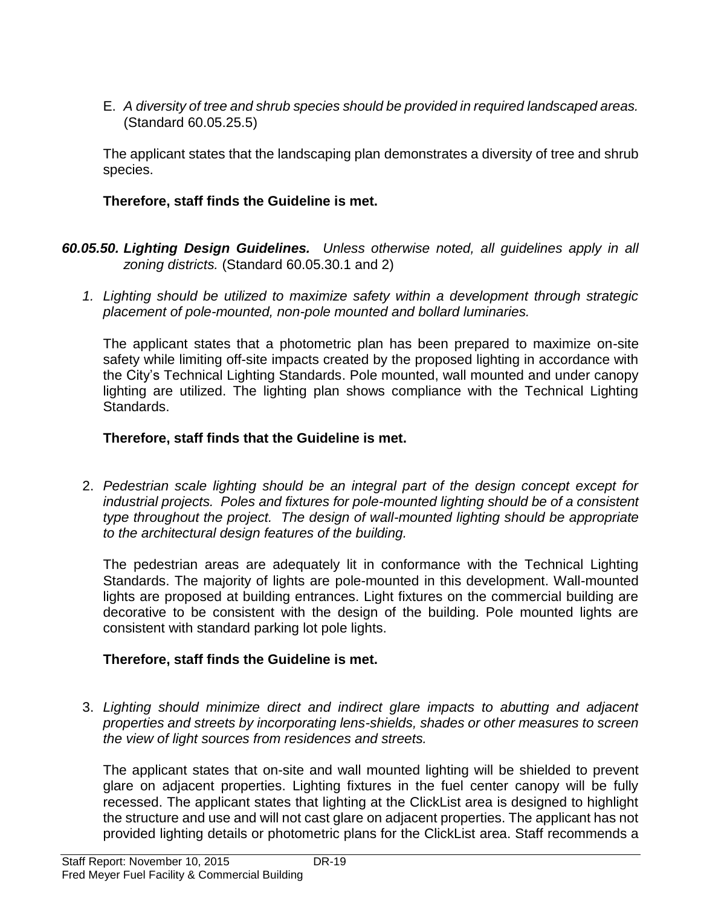E. *A diversity of tree and shrub species should be provided in required landscaped areas.* (Standard 60.05.25.5)

The applicant states that the landscaping plan demonstrates a diversity of tree and shrub species.

**Therefore, staff finds the Guideline is met.**

***60.05.50. Lighting Design Guidelines.*** *Unless otherwise noted, all guidelines apply in all zoning districts.* (Standard 60.05.30.1 and 2)

1. *Lighting should be utilized to maximize safety within a development through strategic placement of pole-mounted, non-pole mounted and bollard luminaries.*

   The applicant states that a photometric plan has been prepared to maximize on-site safety while limiting off-site impacts created by the proposed lighting in accordance with the City's Technical Lighting Standards. Pole mounted, wall mounted and under canopy lighting are utilized. The lighting plan shows compliance with the Technical Lighting Standards.

   **Therefore, staff finds that the Guideline is met.**

2. *Pedestrian scale lighting should be an integral part of the design concept except for industrial projects. Poles and fixtures for pole-mounted lighting should be of a consistent type throughout the project. The design of wall-mounted lighting should be appropriate to the architectural design features of the building.*

   The pedestrian areas are adequately lit in conformance with the Technical Lighting Standards. The majority of lights are pole-mounted in this development. Wall-mounted lights are proposed at building entrances. Light fixtures on the commercial building are decorative to be consistent with the design of the building. Pole mounted lights are consistent with standard parking lot pole lights.

   **Therefore, staff finds the Guideline is met.**

3. *Lighting should minimize direct and indirect glare impacts to abutting and adjacent properties and streets by incorporating lens-shields, shades or other measures to screen the view of light sources from residences and streets.*

   The applicant states that on-site and wall mounted lighting will be shielded to prevent glare on adjacent properties. Lighting fixtures in the fuel center canopy will be fully recessed. The applicant states that lighting at the ClickList area is designed to highlight the structure and use and will not cast glare on adjacent properties. The applicant has not provided lighting details or photometric plans for the ClickList area. Staff recommends a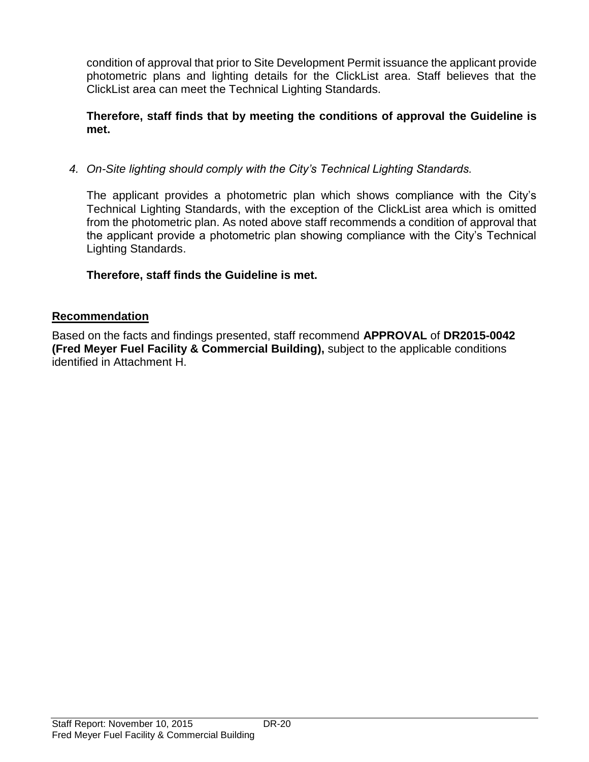condition of approval that prior to Site Development Permit issuance the applicant provide photometric plans and lighting details for the ClickList area. Staff believes that the ClickList area can meet the Technical Lighting Standards.

**Therefore, staff finds that by meeting the conditions of approval the Guideline is met.**

4. *On-Site lighting should comply with the City's Technical Lighting Standards.*

   The applicant provides a photometric plan which shows compliance with the City's Technical Lighting Standards, with the exception of the ClickList area which is omitted from the photometric plan. As noted above staff recommends a condition of approval that the applicant provide a photometric plan showing compliance with the City's Technical Lighting Standards.

   **Therefore, staff finds the Guideline is met.**

## Recommendation

Based on the facts and findings presented, staff recommend **APPROVAL** of **DR2015-0042 (Fred Meyer Fuel Facility & Commercial Building),** subject to the applicable conditions identified in Attachment H.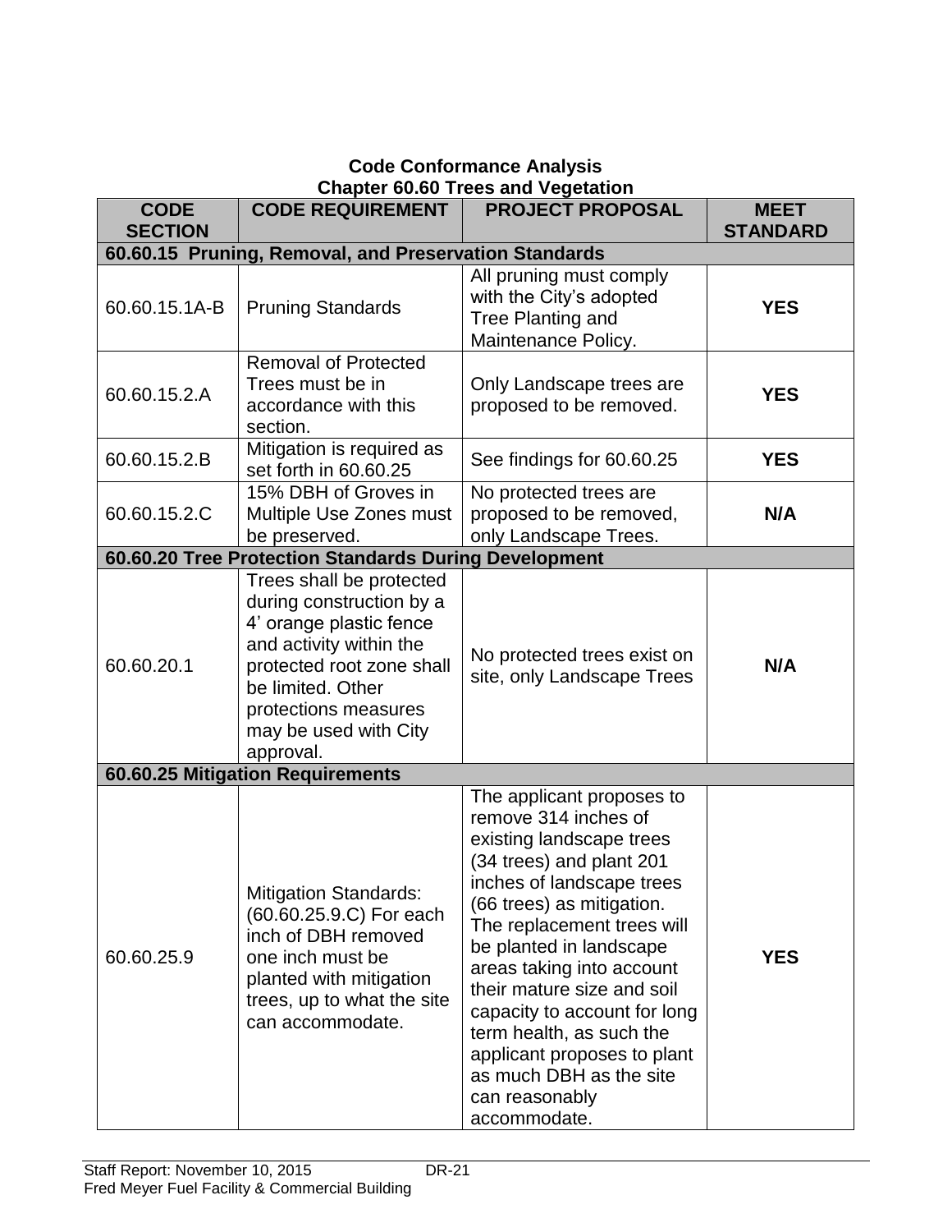**Code Conformance Analysis**
**Chapter 60.60 Trees and Vegetation**

| CODE SECTION | CODE REQUIREMENT | PROJECT PROPOSAL | MEET STANDARD |
|---|---|---|---|
| **60.60.15 Pruning, Removal, and Preservation Standards** | | | |
| 60.60.15.1A-B | Pruning Standards | All pruning must comply with the City's adopted Tree Planting and Maintenance Policy. | **YES** |
| 60.60.15.2.A | Removal of Protected Trees must be in accordance with this section. | Only Landscape trees are proposed to be removed. | **YES** |
| 60.60.15.2.B | Mitigation is required as set forth in 60.60.25 | See findings for 60.60.25 | **YES** |
| 60.60.15.2.C | 15% DBH of Groves in Multiple Use Zones must be preserved. | No protected trees are proposed to be removed, only Landscape Trees. | **N/A** |
| **60.60.20 Tree Protection Standards During Development** | | | |
| 60.60.20.1 | Trees shall be protected during construction by a 4' orange plastic fence and activity within the protected root zone shall be limited. Other protections measures may be used with City approval. | No protected trees exist on site, only Landscape Trees | **N/A** |
| **60.60.25 Mitigation Requirements** | | | |
| 60.60.25.9 | Mitigation Standards: (60.60.25.9.C) For each inch of DBH removed one inch must be planted with mitigation trees, up to what the site can accommodate. | The applicant proposes to remove 314 inches of existing landscape trees (34 trees) and plant 201 inches of landscape trees (66 trees) as mitigation. The replacement trees will be planted in landscape areas taking into account their mature size and soil capacity to account for long term health, as such the applicant proposes to plant as much DBH as the site can reasonably accommodate. | **YES** |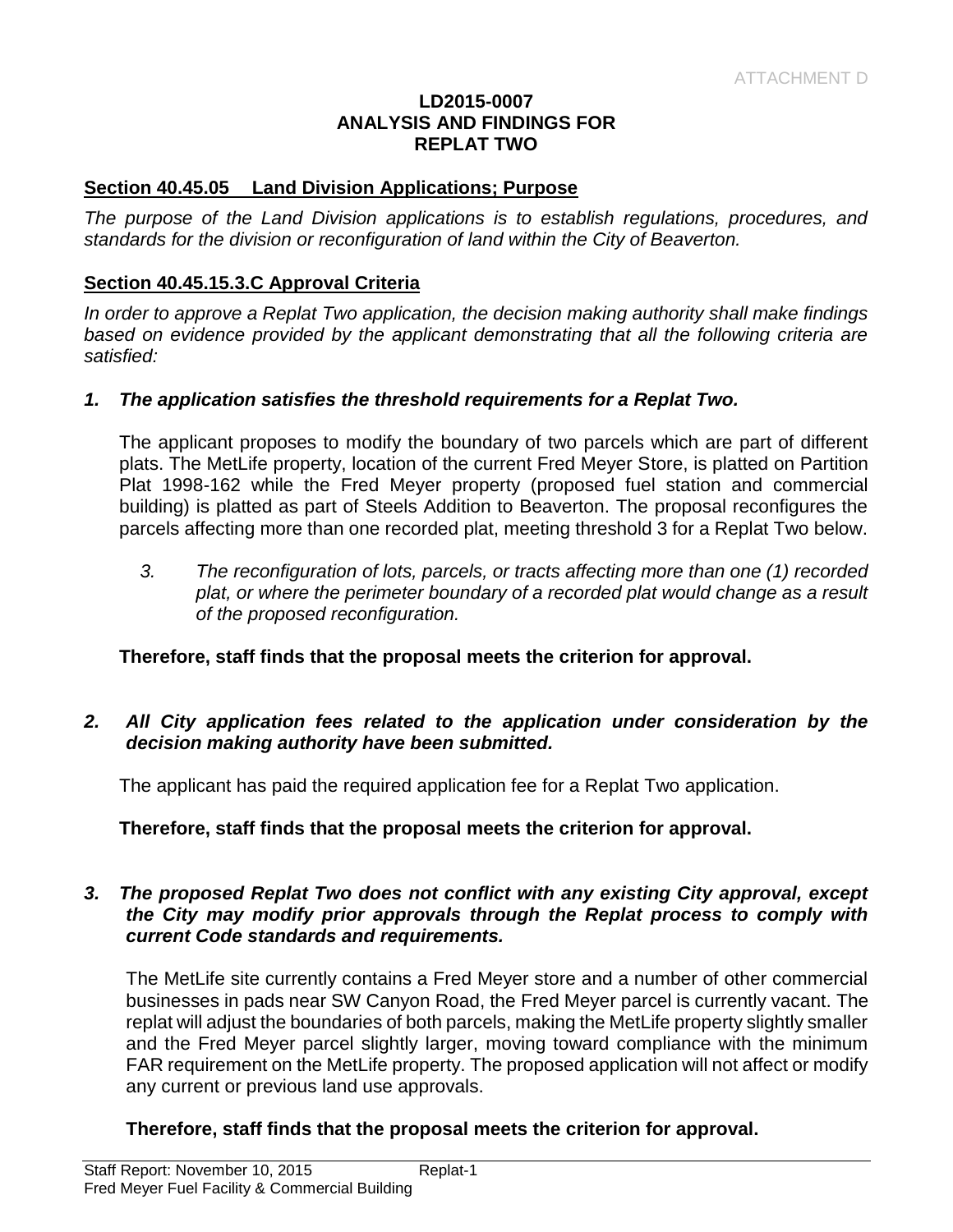ATTACHMENT D

**LD2015-0007**
**ANALYSIS AND FINDINGS FOR**
**REPLAT TWO**

## Section 40.45.05 Land Division Applications; Purpose

*The purpose of the Land Division applications is to establish regulations, procedures, and standards for the division or reconfiguration of land within the City of Beaverton.*

## Section 40.45.15.3.C Approval Criteria

*In order to approve a Replat Two application, the decision making authority shall make findings based on evidence provided by the applicant demonstrating that all the following criteria are satisfied:*

***1. The application satisfies the threshold requirements for a Replat Two.***

The applicant proposes to modify the boundary of two parcels which are part of different plats. The MetLife property, location of the current Fred Meyer Store, is platted on Partition Plat 1998-162 while the Fred Meyer property (proposed fuel station and commercial building) is platted as part of Steels Addition to Beaverton. The proposal reconfigures the parcels affecting more than one recorded plat, meeting threshold 3 for a Replat Two below.

> *3. The reconfiguration of lots, parcels, or tracts affecting more than one (1) recorded plat, or where the perimeter boundary of a recorded plat would change as a result of the proposed reconfiguration.*

**Therefore, staff finds that the proposal meets the criterion for approval.**

***2. All City application fees related to the application under consideration by the decision making authority have been submitted.***

The applicant has paid the required application fee for a Replat Two application.

**Therefore, staff finds that the proposal meets the criterion for approval.**

***3. The proposed Replat Two does not conflict with any existing City approval, except the City may modify prior approvals through the Replat process to comply with current Code standards and requirements.***

The MetLife site currently contains a Fred Meyer store and a number of other commercial businesses in pads near SW Canyon Road, the Fred Meyer parcel is currently vacant. The replat will adjust the boundaries of both parcels, making the MetLife property slightly smaller and the Fred Meyer parcel slightly larger, moving toward compliance with the minimum FAR requirement on the MetLife property. The proposed application will not affect or modify any current or previous land use approvals.

**Therefore, staff finds that the proposal meets the criterion for approval.**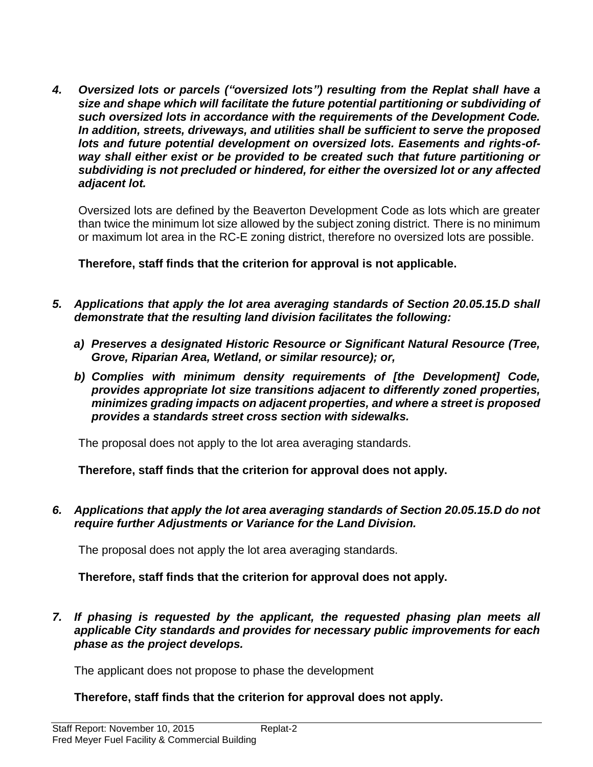4. ***Oversized lots or parcels ("oversized lots") resulting from the Replat shall have a size and shape which will facilitate the future potential partitioning or subdividing of such oversized lots in accordance with the requirements of the Development Code. In addition, streets, driveways, and utilities shall be sufficient to serve the proposed lots and future potential development on oversized lots. Easements and rights-of-way shall either exist or be provided to be created such that future partitioning or subdividing is not precluded or hindered, for either the oversized lot or any affected adjacent lot.***

   Oversized lots are defined by the Beaverton Development Code as lots which are greater than twice the minimum lot size allowed by the subject zoning district. There is no minimum or maximum lot area in the RC-E zoning district, therefore no oversized lots are possible.

   **Therefore, staff finds that the criterion for approval is not applicable.**

5. ***Applications that apply the lot area averaging standards of Section 20.05.15.D shall demonstrate that the resulting land division facilitates the following:***

   a) ***Preserves a designated Historic Resource or Significant Natural Resource (Tree, Grove, Riparian Area, Wetland, or similar resource); or,***

   b) ***Complies with minimum density requirements of [the Development] Code, provides appropriate lot size transitions adjacent to differently zoned properties, minimizes grading impacts on adjacent properties, and where a street is proposed provides a standards street cross section with sidewalks.***

   The proposal does not apply to the lot area averaging standards.

   **Therefore, staff finds that the criterion for approval does not apply.**

6. ***Applications that apply the lot area averaging standards of Section 20.05.15.D do not require further Adjustments or Variance for the Land Division.***

   The proposal does not apply the lot area averaging standards.

   **Therefore, staff finds that the criterion for approval does not apply.**

7. ***If phasing is requested by the applicant, the requested phasing plan meets all applicable City standards and provides for necessary public improvements for each phase as the project develops.***

   The applicant does not propose to phase the development

   **Therefore, staff finds that the criterion for approval does not apply.**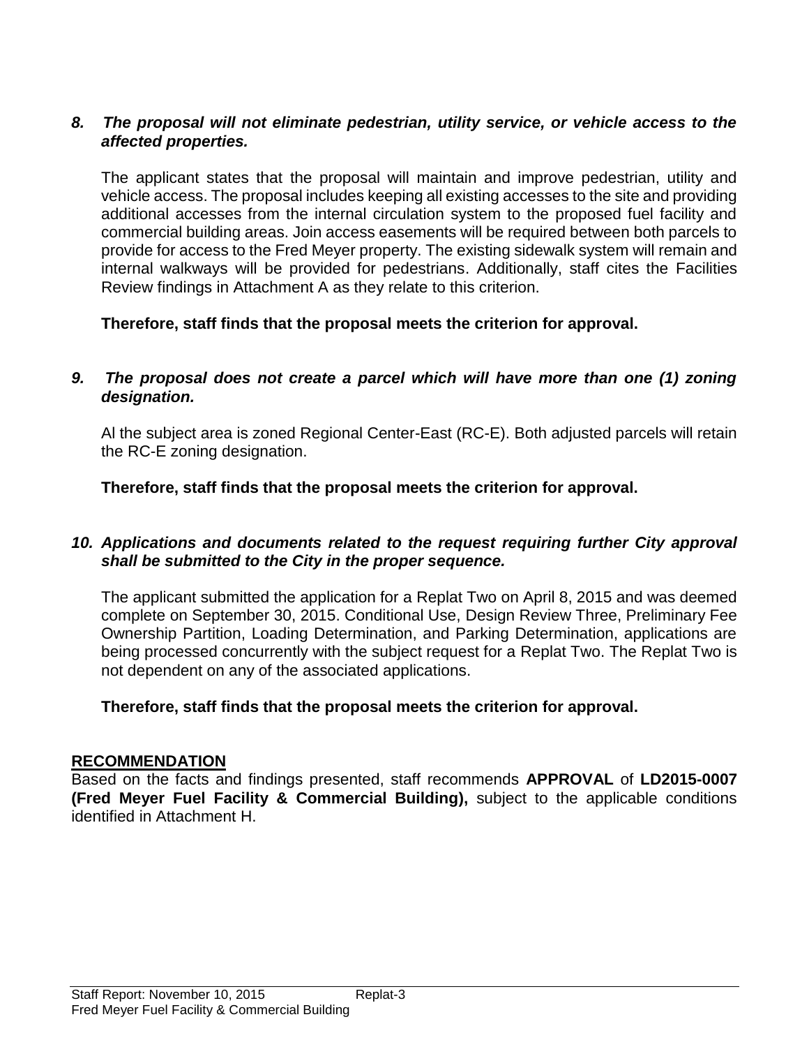*8. The proposal will not eliminate pedestrian, utility service, or vehicle access to the affected properties.*

The applicant states that the proposal will maintain and improve pedestrian, utility and vehicle access. The proposal includes keeping all existing accesses to the site and providing additional accesses from the internal circulation system to the proposed fuel facility and commercial building areas. Join access easements will be required between both parcels to provide for access to the Fred Meyer property. The existing sidewalk system will remain and internal walkways will be provided for pedestrians. Additionally, staff cites the Facilities Review findings in Attachment A as they relate to this criterion.

**Therefore, staff finds that the proposal meets the criterion for approval.**

*9. The proposal does not create a parcel which will have more than one (1) zoning designation.*

Al the subject area is zoned Regional Center-East (RC-E). Both adjusted parcels will retain the RC-E zoning designation.

**Therefore, staff finds that the proposal meets the criterion for approval.**

*10. Applications and documents related to the request requiring further City approval shall be submitted to the City in the proper sequence.*

The applicant submitted the application for a Replat Two on April 8, 2015 and was deemed complete on September 30, 2015. Conditional Use, Design Review Three, Preliminary Fee Ownership Partition, Loading Determination, and Parking Determination, applications are being processed concurrently with the subject request for a Replat Two. The Replat Two is not dependent on any of the associated applications.

**Therefore, staff finds that the proposal meets the criterion for approval.**

## RECOMMENDATION

Based on the facts and findings presented, staff recommends **APPROVAL** of **LD2015-0007 (Fred Meyer Fuel Facility & Commercial Building),** subject to the applicable conditions identified in Attachment H.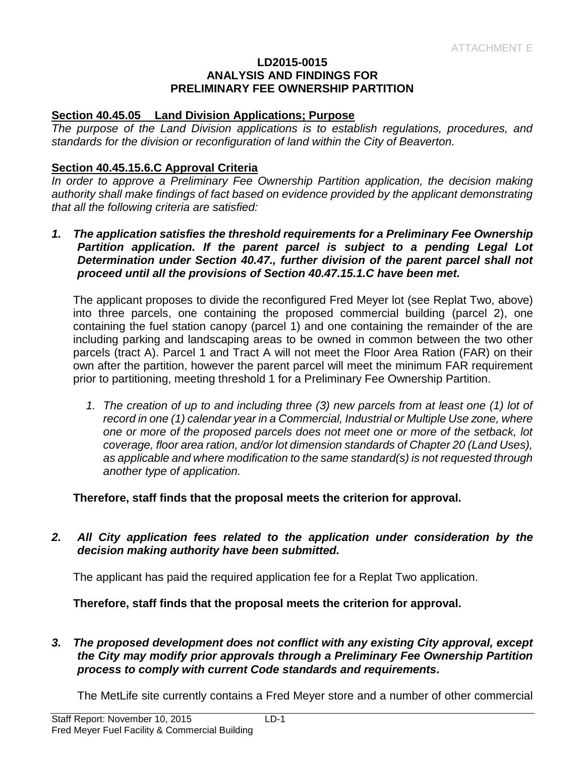ATTACHMENT E

**LD2015-0015**
**ANALYSIS AND FINDINGS FOR**
**PRELIMINARY FEE OWNERSHIP PARTITION**

**<u>Section 40.45.05 Land Division Applications; Purpose</u>**

*The purpose of the Land Division applications is to establish regulations, procedures, and standards for the division or reconfiguration of land within the City of Beaverton.*

**<u>Section 40.45.15.6.C Approval Criteria</u>**

*In order to approve a Preliminary Fee Ownership Partition application, the decision making authority shall make findings of fact based on evidence provided by the applicant demonstrating that all the following criteria are satisfied:*

***1. The application satisfies the threshold requirements for a Preliminary Fee Ownership Partition application. If the parent parcel is subject to a pending Legal Lot Determination under Section 40.47., further division of the parent parcel shall not proceed until all the provisions of Section 40.47.15.1.C have been met.***

The applicant proposes to divide the reconfigured Fred Meyer lot (see Replat Two, above) into three parcels, one containing the proposed commercial building (parcel 2), one containing the fuel station canopy (parcel 1) and one containing the remainder of the are including parking and landscaping areas to be owned in common between the two other parcels (tract A). Parcel 1 and Tract A will not meet the Floor Area Ration (FAR) on their own after the partition, however the parent parcel will meet the minimum FAR requirement prior to partitioning, meeting threshold 1 for a Preliminary Fee Ownership Partition.

1. *The creation of up to and including three (3) new parcels from at least one (1) lot of record in one (1) calendar year in a Commercial, Industrial or Multiple Use zone, where one or more of the proposed parcels does not meet one or more of the setback, lot coverage, floor area ration, and/or lot dimension standards of Chapter 20 (Land Uses), as applicable and where modification to the same standard(s) is not requested through another type of application.*

**Therefore, staff finds that the proposal meets the criterion for approval.**

***2. All City application fees related to the application under consideration by the decision making authority have been submitted.***

The applicant has paid the required application fee for a Replat Two application.

**Therefore, staff finds that the proposal meets the criterion for approval.**

***3. The proposed development does not conflict with any existing City approval, except the City may modify prior approvals through a Preliminary Fee Ownership Partition process to comply with current Code standards and requirements.***

The MetLife site currently contains a Fred Meyer store and a number of other commercial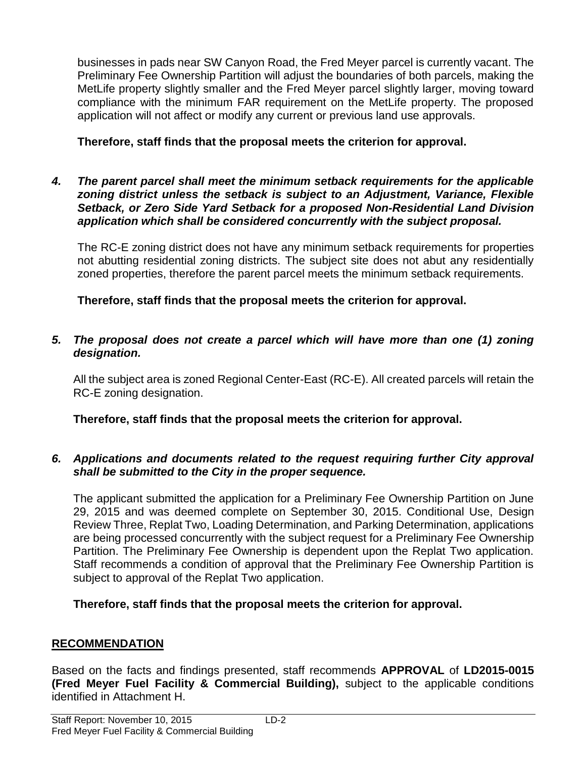businesses in pads near SW Canyon Road, the Fred Meyer parcel is currently vacant. The Preliminary Fee Ownership Partition will adjust the boundaries of both parcels, making the MetLife property slightly smaller and the Fred Meyer parcel slightly larger, moving toward compliance with the minimum FAR requirement on the MetLife property. The proposed application will not affect or modify any current or previous land use approvals.

**Therefore, staff finds that the proposal meets the criterion for approval.**

***4. The parent parcel shall meet the minimum setback requirements for the applicable zoning district unless the setback is subject to an Adjustment, Variance, Flexible Setback, or Zero Side Yard Setback for a proposed Non-Residential Land Division application which shall be considered concurrently with the subject proposal.***

The RC-E zoning district does not have any minimum setback requirements for properties not abutting residential zoning districts. The subject site does not abut any residentially zoned properties, therefore the parent parcel meets the minimum setback requirements.

**Therefore, staff finds that the proposal meets the criterion for approval.**

***5. The proposal does not create a parcel which will have more than one (1) zoning designation.***

All the subject area is zoned Regional Center-East (RC-E). All created parcels will retain the RC-E zoning designation.

**Therefore, staff finds that the proposal meets the criterion for approval.**

***6. Applications and documents related to the request requiring further City approval shall be submitted to the City in the proper sequence.***

The applicant submitted the application for a Preliminary Fee Ownership Partition on June 29, 2015 and was deemed complete on September 30, 2015. Conditional Use, Design Review Three, Replat Two, Loading Determination, and Parking Determination, applications are being processed concurrently with the subject request for a Preliminary Fee Ownership Partition. The Preliminary Fee Ownership is dependent upon the Replat Two application. Staff recommends a condition of approval that the Preliminary Fee Ownership Partition is subject to approval of the Replat Two application.

**Therefore, staff finds that the proposal meets the criterion for approval.**

## RECOMMENDATION

Based on the facts and findings presented, staff recommends **APPROVAL** of **LD2015-0015 (Fred Meyer Fuel Facility & Commercial Building),** subject to the applicable conditions identified in Attachment H.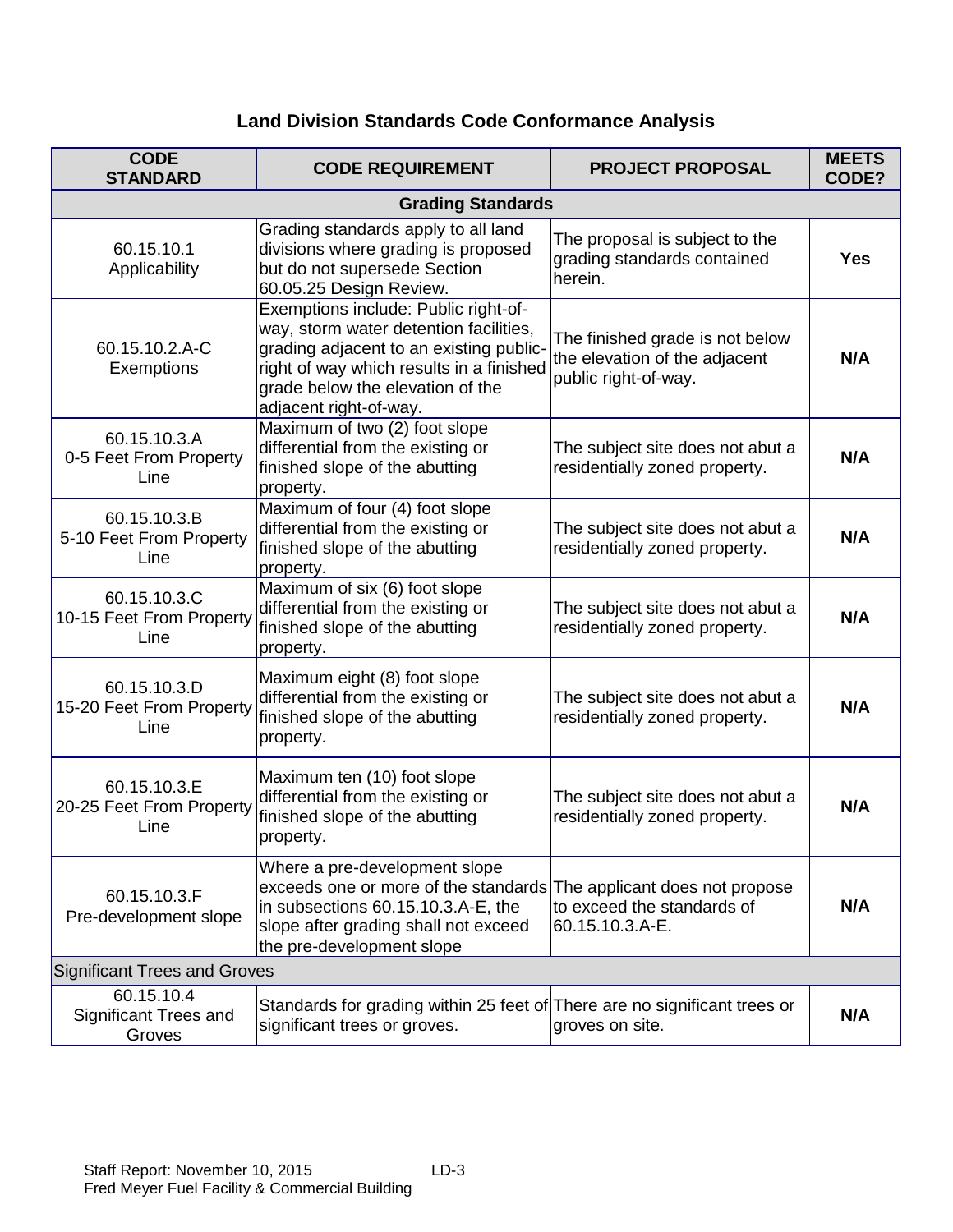## Land Division Standards Code Conformance Analysis

| CODE STANDARD | CODE REQUIREMENT | PROJECT PROPOSAL | MEETS CODE? |
|---|---|---|---|
| **Grading Standards** | | | |
| 60.15.10.1 Applicability | Grading standards apply to all land divisions where grading is proposed but do not supersede Section 60.05.25 Design Review. | The proposal is subject to the grading standards contained herein. | **Yes** |
| 60.15.10.2.A-C Exemptions | Exemptions include: Public right-of-way, storm water detention facilities, grading adjacent to an existing public-right of way which results in a finished grade below the elevation of the adjacent right-of-way. | The finished grade is not below the elevation of the adjacent public right-of-way. | **N/A** |
| 60.15.10.3.A 0-5 Feet From Property Line | Maximum of two (2) foot slope differential from the existing or finished slope of the abutting property. | The subject site does not abut a residentially zoned property. | **N/A** |
| 60.15.10.3.B 5-10 Feet From Property Line | Maximum of four (4) foot slope differential from the existing or finished slope of the abutting property. | The subject site does not abut a residentially zoned property. | **N/A** |
| 60.15.10.3.C 10-15 Feet From Property Line | Maximum of six (6) foot slope differential from the existing or finished slope of the abutting property. | The subject site does not abut a residentially zoned property. | **N/A** |
| 60.15.10.3.D 15-20 Feet From Property Line | Maximum eight (8) foot slope differential from the existing or finished slope of the abutting property. | The subject site does not abut a residentially zoned property. | **N/A** |
| 60.15.10.3.E 20-25 Feet From Property Line | Maximum ten (10) foot slope differential from the existing or finished slope of the abutting property. | The subject site does not abut a residentially zoned property. | **N/A** |
| 60.15.10.3.F Pre-development slope | Where a pre-development slope exceeds one or more of the standards in subsections 60.15.10.3.A-E, the slope after grading shall not exceed the pre-development slope | The applicant does not propose to exceed the standards of 60.15.10.3.A-E. | **N/A** |
| Significant Trees and Groves | | | |
| 60.15.10.4 Significant Trees and Groves | Standards for grading within 25 feet of significant trees or groves. | There are no significant trees or groves on site. | **N/A** |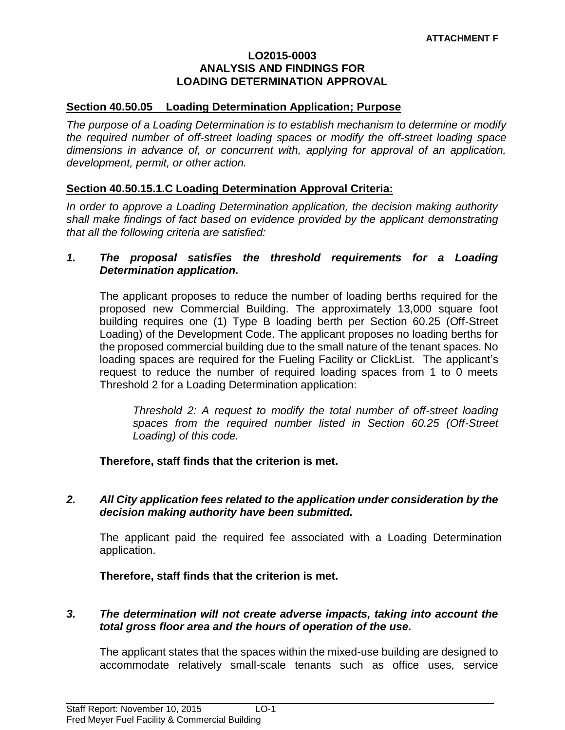**ATTACHMENT F**

**LO2015-0003**
**ANALYSIS AND FINDINGS FOR**
**LOADING DETERMINATION APPROVAL**

**Section 40.50.05 Loading Determination Application; Purpose**

*The purpose of a Loading Determination is to establish mechanism to determine or modify the required number of off-street loading spaces or modify the off-street loading space dimensions in advance of, or concurrent with, applying for approval of an application, development, permit, or other action.*

**Section 40.50.15.1.C Loading Determination Approval Criteria:**

*In order to approve a Loading Determination application, the decision making authority shall make findings of fact based on evidence provided by the applicant demonstrating that all the following criteria are satisfied:*

***1. The proposal satisfies the threshold requirements for a Loading Determination application.***

The applicant proposes to reduce the number of loading berths required for the proposed new Commercial Building. The approximately 13,000 square foot building requires one (1) Type B loading berth per Section 60.25 (Off-Street Loading) of the Development Code. The applicant proposes no loading berths for the proposed commercial building due to the small nature of the tenant spaces. No loading spaces are required for the Fueling Facility or ClickList. The applicant's request to reduce the number of required loading spaces from 1 to 0 meets Threshold 2 for a Loading Determination application:

> *Threshold 2: A request to modify the total number of off-street loading spaces from the required number listed in Section 60.25 (Off-Street Loading) of this code.*

**Therefore, staff finds that the criterion is met.**

***2. All City application fees related to the application under consideration by the decision making authority have been submitted.***

The applicant paid the required fee associated with a Loading Determination application.

**Therefore, staff finds that the criterion is met.**

***3. The determination will not create adverse impacts, taking into account the total gross floor area and the hours of operation of the use.***

The applicant states that the spaces within the mixed-use building are designed to accommodate relatively small-scale tenants such as office uses, service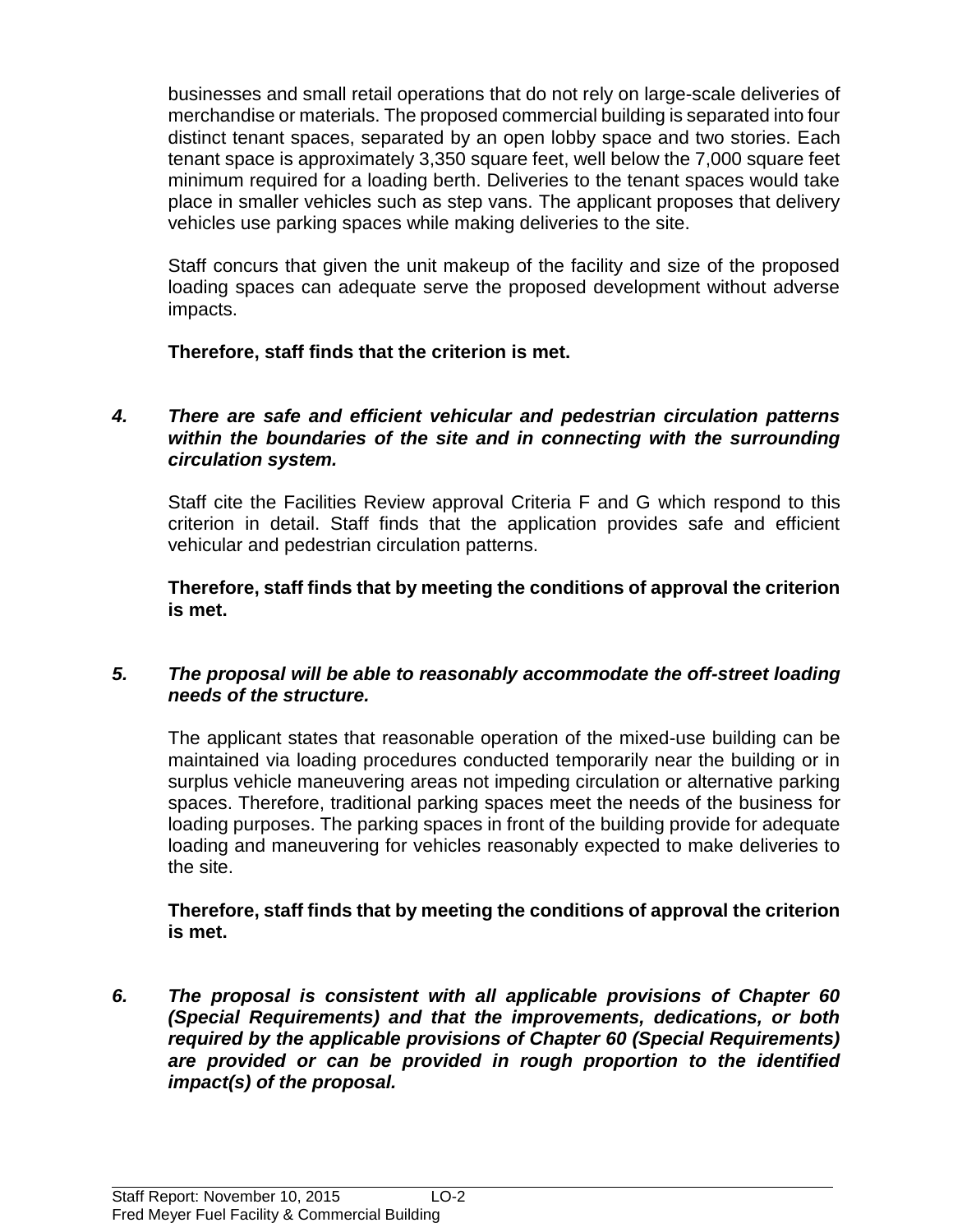businesses and small retail operations that do not rely on large-scale deliveries of merchandise or materials. The proposed commercial building is separated into four distinct tenant spaces, separated by an open lobby space and two stories. Each tenant space is approximately 3,350 square feet, well below the 7,000 square feet minimum required for a loading berth. Deliveries to the tenant spaces would take place in smaller vehicles such as step vans. The applicant proposes that delivery vehicles use parking spaces while making deliveries to the site.

Staff concurs that given the unit makeup of the facility and size of the proposed loading spaces can adequate serve the proposed development without adverse impacts.

**Therefore, staff finds that the criterion is met.**

***4. There are safe and efficient vehicular and pedestrian circulation patterns within the boundaries of the site and in connecting with the surrounding circulation system.***

Staff cite the Facilities Review approval Criteria F and G which respond to this criterion in detail. Staff finds that the application provides safe and efficient vehicular and pedestrian circulation patterns.

**Therefore, staff finds that by meeting the conditions of approval the criterion is met.**

***5. The proposal will be able to reasonably accommodate the off-street loading needs of the structure.***

The applicant states that reasonable operation of the mixed-use building can be maintained via loading procedures conducted temporarily near the building or in surplus vehicle maneuvering areas not impeding circulation or alternative parking spaces. Therefore, traditional parking spaces meet the needs of the business for loading purposes. The parking spaces in front of the building provide for adequate loading and maneuvering for vehicles reasonably expected to make deliveries to the site.

**Therefore, staff finds that by meeting the conditions of approval the criterion is met.**

***6. The proposal is consistent with all applicable provisions of Chapter 60 (Special Requirements) and that the improvements, dedications, or both required by the applicable provisions of Chapter 60 (Special Requirements) are provided or can be provided in rough proportion to the identified impact(s) of the proposal.***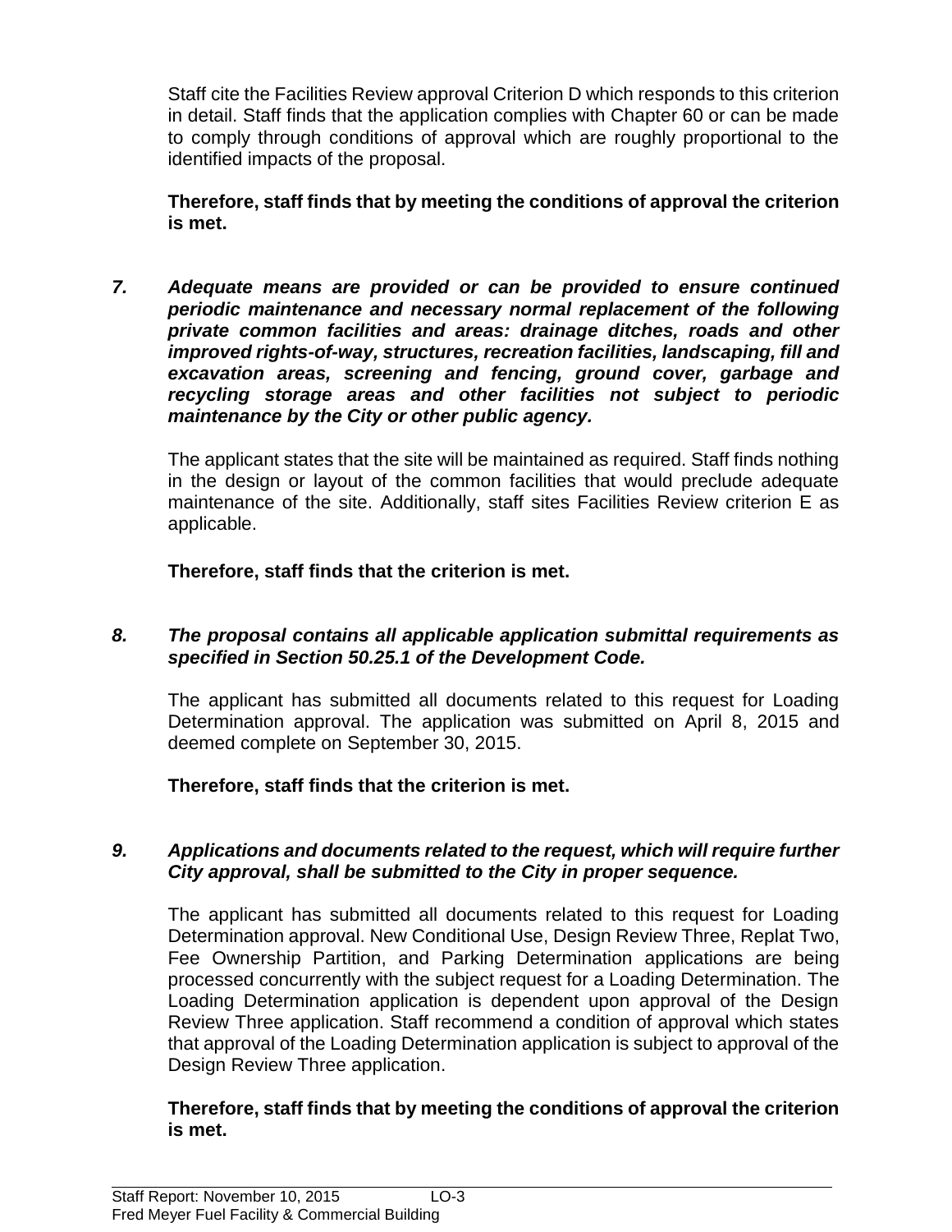Staff cite the Facilities Review approval Criterion D which responds to this criterion in detail. Staff finds that the application complies with Chapter 60 or can be made to comply through conditions of approval which are roughly proportional to the identified impacts of the proposal.

**Therefore, staff finds that by meeting the conditions of approval the criterion is met.**

7. ***Adequate means are provided or can be provided to ensure continued periodic maintenance and necessary normal replacement of the following private common facilities and areas: drainage ditches, roads and other improved rights-of-way, structures, recreation facilities, landscaping, fill and excavation areas, screening and fencing, ground cover, garbage and recycling storage areas and other facilities not subject to periodic maintenance by the City or other public agency.***

   The applicant states that the site will be maintained as required. Staff finds nothing in the design or layout of the common facilities that would preclude adequate maintenance of the site. Additionally, staff sites Facilities Review criterion E as applicable.

   **Therefore, staff finds that the criterion is met.**

8. ***The proposal contains all applicable application submittal requirements as specified in Section 50.25.1 of the Development Code.***

   The applicant has submitted all documents related to this request for Loading Determination approval. The application was submitted on April 8, 2015 and deemed complete on September 30, 2015.

   **Therefore, staff finds that the criterion is met.**

9. ***Applications and documents related to the request, which will require further City approval, shall be submitted to the City in proper sequence.***

   The applicant has submitted all documents related to this request for Loading Determination approval. New Conditional Use, Design Review Three, Replat Two, Fee Ownership Partition, and Parking Determination applications are being processed concurrently with the subject request for a Loading Determination. The Loading Determination application is dependent upon approval of the Design Review Three application. Staff recommend a condition of approval which states that approval of the Loading Determination application is subject to approval of the Design Review Three application.

   **Therefore, staff finds that by meeting the conditions of approval the criterion is met.**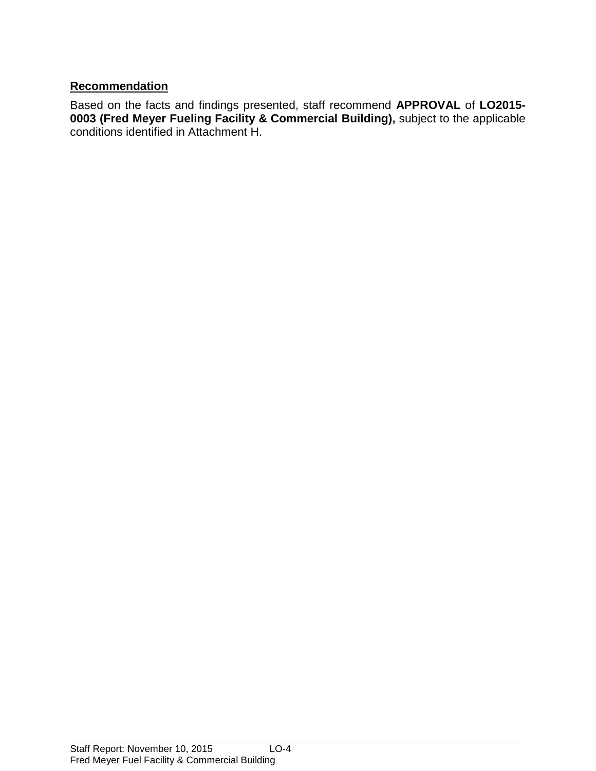**Recommendation**

Based on the facts and findings presented, staff recommend **APPROVAL** of **LO2015-0003 (Fred Meyer Fueling Facility & Commercial Building),** subject to the applicable conditions identified in Attachment H.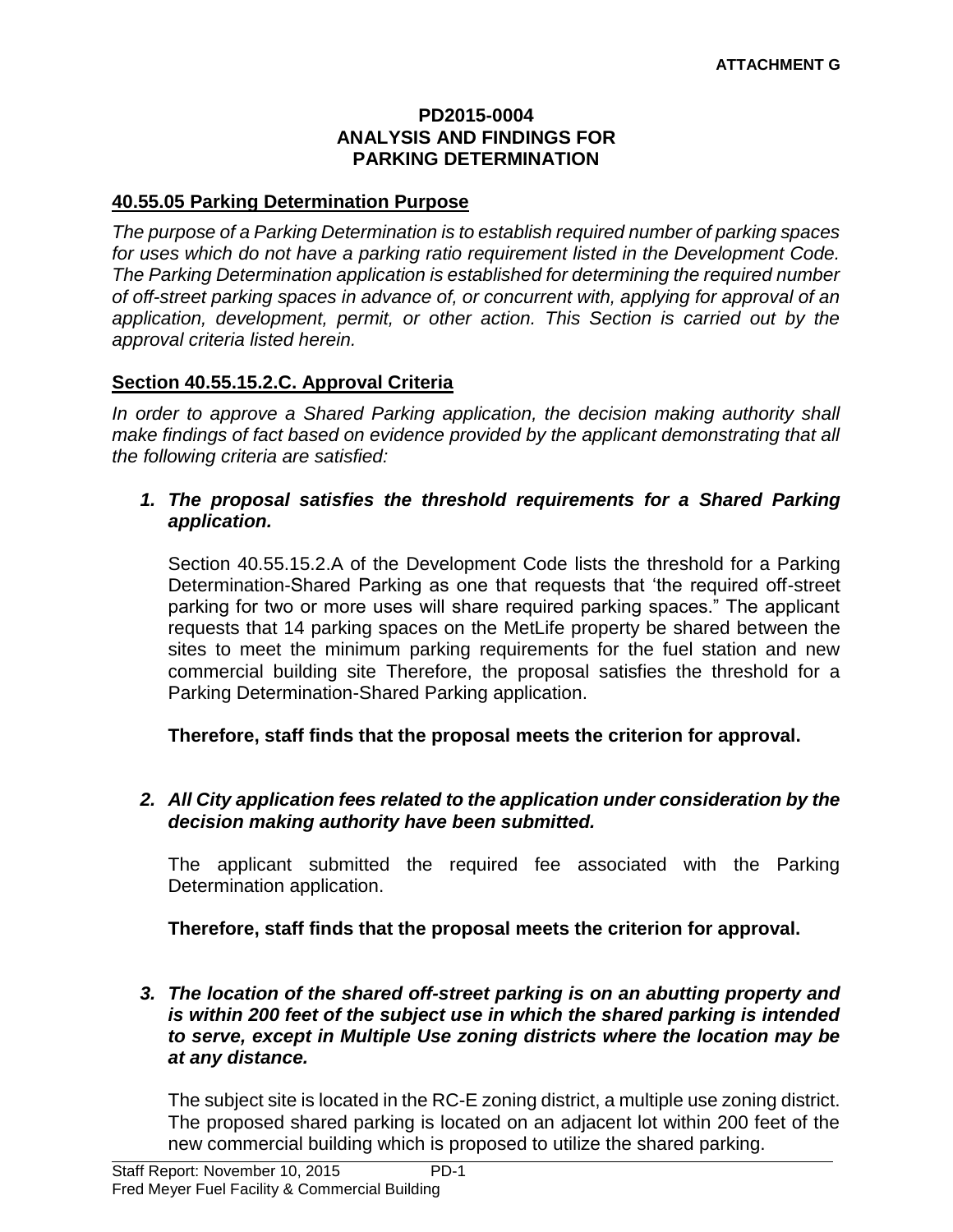**ATTACHMENT G**

**PD2015-0004**
**ANALYSIS AND FINDINGS FOR**
**PARKING DETERMINATION**

## 40.55.05 Parking Determination Purpose

*The purpose of a Parking Determination is to establish required number of parking spaces for uses which do not have a parking ratio requirement listed in the Development Code. The Parking Determination application is established for determining the required number of off-street parking spaces in advance of, or concurrent with, applying for approval of an application, development, permit, or other action. This Section is carried out by the approval criteria listed herein.*

## Section 40.55.15.2.C. Approval Criteria

*In order to approve a Shared Parking application, the decision making authority shall make findings of fact based on evidence provided by the applicant demonstrating that all the following criteria are satisfied:*

1. ***The proposal satisfies the threshold requirements for a Shared Parking application.***

   Section 40.55.15.2.A of the Development Code lists the threshold for a Parking Determination-Shared Parking as one that requests that 'the required off-street parking for two or more uses will share required parking spaces." The applicant requests that 14 parking spaces on the MetLife property be shared between the sites to meet the minimum parking requirements for the fuel station and new commercial building site Therefore, the proposal satisfies the threshold for a Parking Determination-Shared Parking application.

   **Therefore, staff finds that the proposal meets the criterion for approval.**

2. ***All City application fees related to the application under consideration by the decision making authority have been submitted.***

   The applicant submitted the required fee associated with the Parking Determination application.

   **Therefore, staff finds that the proposal meets the criterion for approval.**

3. ***The location of the shared off-street parking is on an abutting property and is within 200 feet of the subject use in which the shared parking is intended to serve, except in Multiple Use zoning districts where the location may be at any distance.***

   The subject site is located in the RC-E zoning district, a multiple use zoning district. The proposed shared parking is located on an adjacent lot within 200 feet of the new commercial building which is proposed to utilize the shared parking.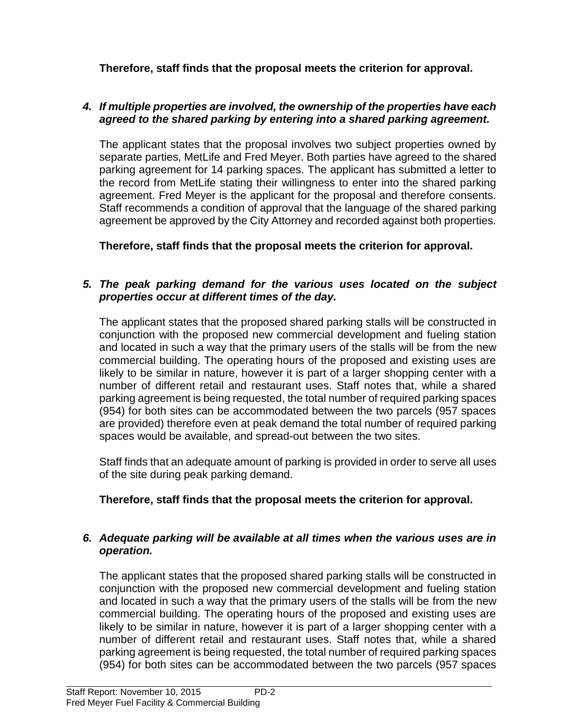**Therefore, staff finds that the proposal meets the criterion for approval.**

*4.* ***If multiple properties are involved, the ownership of the properties have each agreed to the shared parking by entering into a shared parking agreement.***

The applicant states that the proposal involves two subject properties owned by separate parties, MetLife and Fred Meyer. Both parties have agreed to the shared parking agreement for 14 parking spaces. The applicant has submitted a letter to the record from MetLife stating their willingness to enter into the shared parking agreement. Fred Meyer is the applicant for the proposal and therefore consents. Staff recommends a condition of approval that the language of the shared parking agreement be approved by the City Attorney and recorded against both properties.

**Therefore, staff finds that the proposal meets the criterion for approval.**

*5.* ***The peak parking demand for the various uses located on the subject properties occur at different times of the day.***

The applicant states that the proposed shared parking stalls will be constructed in conjunction with the proposed new commercial development and fueling station and located in such a way that the primary users of the stalls will be from the new commercial building. The operating hours of the proposed and existing uses are likely to be similar in nature, however it is part of a larger shopping center with a number of different retail and restaurant uses. Staff notes that, while a shared parking agreement is being requested, the total number of required parking spaces (954) for both sites can be accommodated between the two parcels (957 spaces are provided) therefore even at peak demand the total number of required parking spaces would be available, and spread-out between the two sites.

Staff finds that an adequate amount of parking is provided in order to serve all uses of the site during peak parking demand.

**Therefore, staff finds that the proposal meets the criterion for approval.**

*6.* ***Adequate parking will be available at all times when the various uses are in operation.***

The applicant states that the proposed shared parking stalls will be constructed in conjunction with the proposed new commercial development and fueling station and located in such a way that the primary users of the stalls will be from the new commercial building. The operating hours of the proposed and existing uses are likely to be similar in nature, however it is part of a larger shopping center with a number of different retail and restaurant uses. Staff notes that, while a shared parking agreement is being requested, the total number of required parking spaces (954) for both sites can be accommodated between the two parcels (957 spaces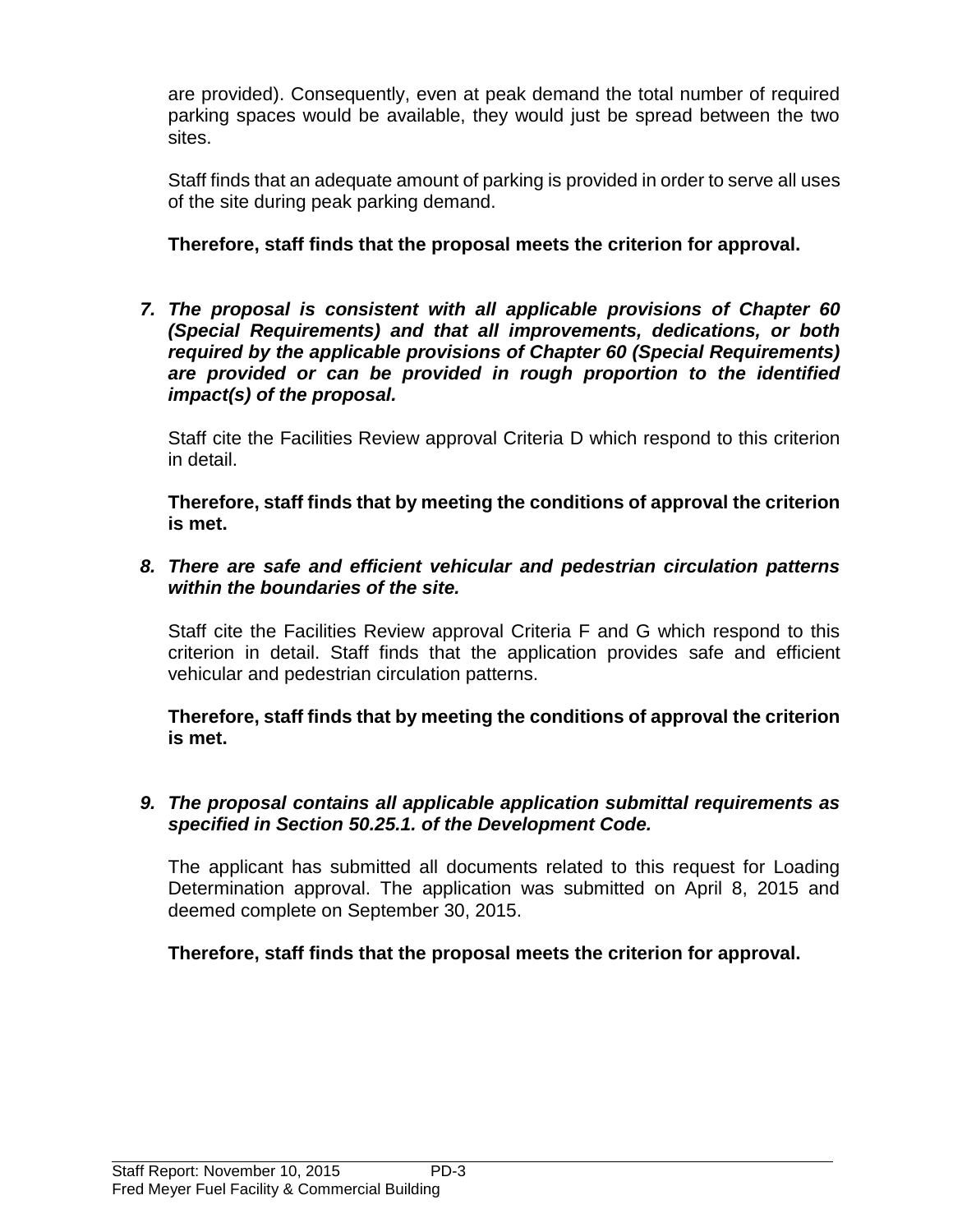are provided). Consequently, even at peak demand the total number of required parking spaces would be available, they would just be spread between the two sites.

Staff finds that an adequate amount of parking is provided in order to serve all uses of the site during peak parking demand.

**Therefore, staff finds that the proposal meets the criterion for approval.**

7. ***The proposal is consistent with all applicable provisions of Chapter 60 (Special Requirements) and that all improvements, dedications, or both required by the applicable provisions of Chapter 60 (Special Requirements) are provided or can be provided in rough proportion to the identified impact(s) of the proposal.***

   Staff cite the Facilities Review approval Criteria D which respond to this criterion in detail.

   **Therefore, staff finds that by meeting the conditions of approval the criterion is met.**

8. ***There are safe and efficient vehicular and pedestrian circulation patterns within the boundaries of the site.***

   Staff cite the Facilities Review approval Criteria F and G which respond to this criterion in detail. Staff finds that the application provides safe and efficient vehicular and pedestrian circulation patterns.

   **Therefore, staff finds that by meeting the conditions of approval the criterion is met.**

9. ***The proposal contains all applicable application submittal requirements as specified in Section 50.25.1. of the Development Code.***

   The applicant has submitted all documents related to this request for Loading Determination approval. The application was submitted on April 8, 2015 and deemed complete on September 30, 2015.

   **Therefore, staff finds that the proposal meets the criterion for approval.**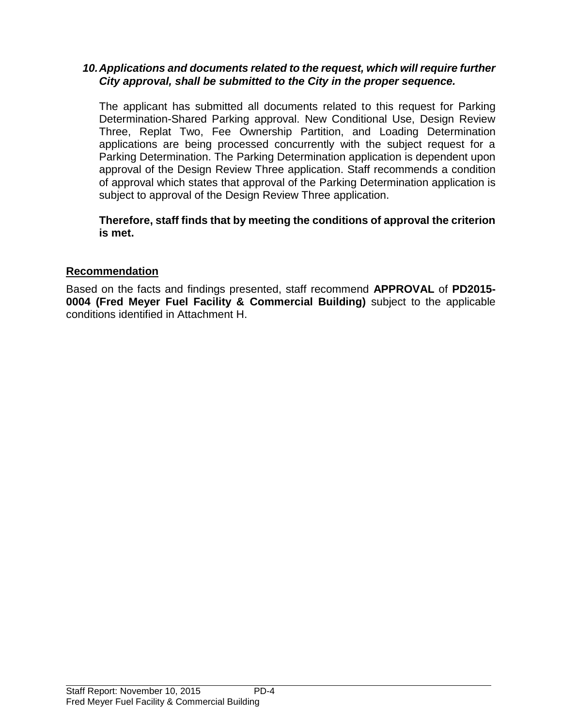***10. Applications and documents related to the request, which will require further City approval, shall be submitted to the City in the proper sequence.***

The applicant has submitted all documents related to this request for Parking Determination-Shared Parking approval. New Conditional Use, Design Review Three, Replat Two, Fee Ownership Partition, and Loading Determination applications are being processed concurrently with the subject request for a Parking Determination. The Parking Determination application is dependent upon approval of the Design Review Three application. Staff recommends a condition of approval which states that approval of the Parking Determination application is subject to approval of the Design Review Three application.

**Therefore, staff finds that by meeting the conditions of approval the criterion is met.**

## Recommendation

Based on the facts and findings presented, staff recommend **APPROVAL** of **PD2015-0004 (Fred Meyer Fuel Facility & Commercial Building)** subject to the applicable conditions identified in Attachment H.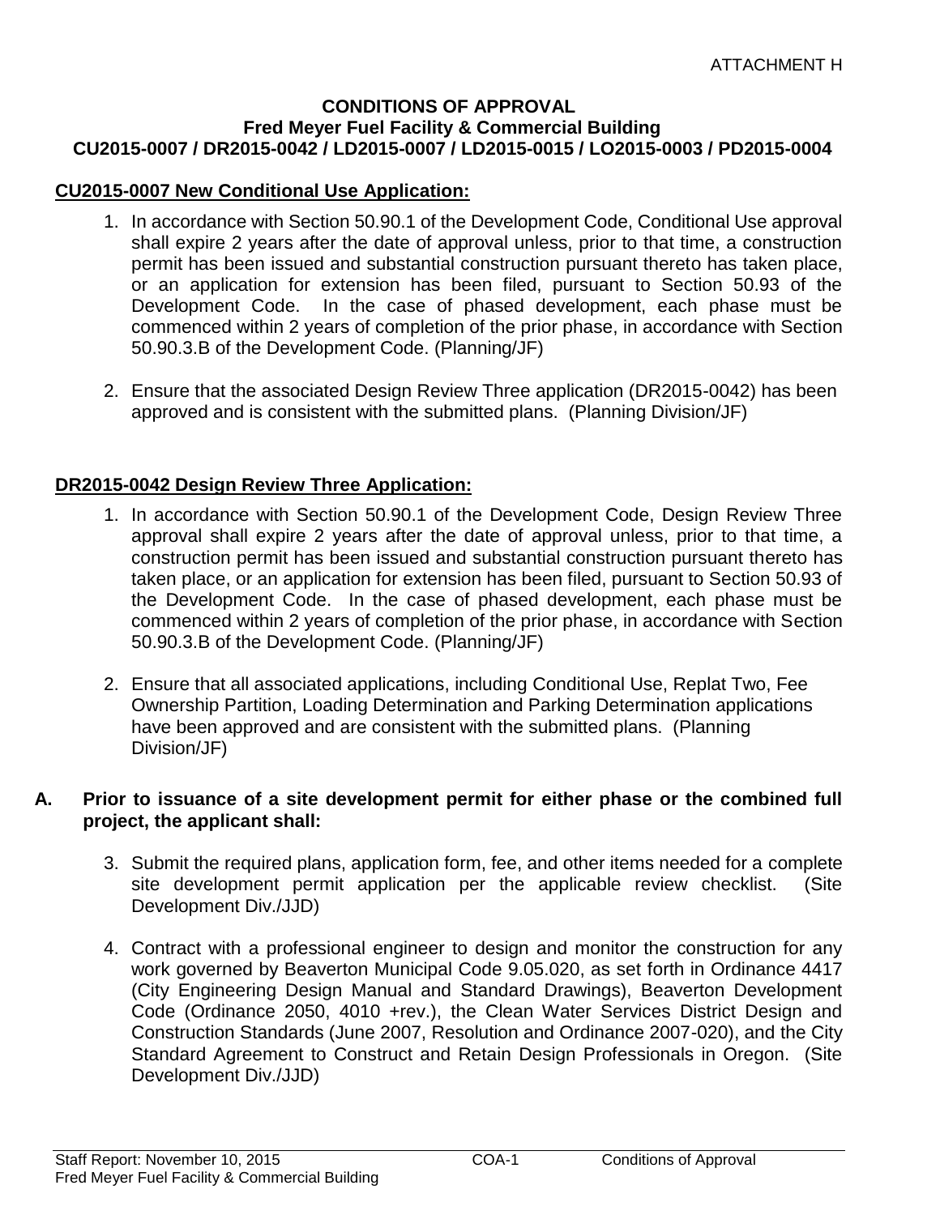ATTACHMENT H

**CONDITIONS OF APPROVAL**
**Fred Meyer Fuel Facility & Commercial Building**
**CU2015-0007 / DR2015-0042 / LD2015-0007 / LD2015-0015 / LO2015-0003 / PD2015-0004**

**CU2015-0007 New Conditional Use Application:**

1. In accordance with Section 50.90.1 of the Development Code, Conditional Use approval shall expire 2 years after the date of approval unless, prior to that time, a construction permit has been issued and substantial construction pursuant thereto has taken place, or an application for extension has been filed, pursuant to Section 50.93 of the Development Code. In the case of phased development, each phase must be commenced within 2 years of completion of the prior phase, in accordance with Section 50.90.3.B of the Development Code. (Planning/JF)

2. Ensure that the associated Design Review Three application (DR2015-0042) has been approved and is consistent with the submitted plans. (Planning Division/JF)

**DR2015-0042 Design Review Three Application:**

1. In accordance with Section 50.90.1 of the Development Code, Design Review Three approval shall expire 2 years after the date of approval unless, prior to that time, a construction permit has been issued and substantial construction pursuant thereto has taken place, or an application for extension has been filed, pursuant to Section 50.93 of the Development Code. In the case of phased development, each phase must be commenced within 2 years of completion of the prior phase, in accordance with Section 50.90.3.B of the Development Code. (Planning/JF)

2. Ensure that all associated applications, including Conditional Use, Replat Two, Fee Ownership Partition, Loading Determination and Parking Determination applications have been approved and are consistent with the submitted plans. (Planning Division/JF)

**A. Prior to issuance of a site development permit for either phase or the combined full project, the applicant shall:**

3. Submit the required plans, application form, fee, and other items needed for a complete site development permit application per the applicable review checklist. (Site Development Div./JJD)

4. Contract with a professional engineer to design and monitor the construction for any work governed by Beaverton Municipal Code 9.05.020, as set forth in Ordinance 4417 (City Engineering Design Manual and Standard Drawings), Beaverton Development Code (Ordinance 2050, 4010 +rev.), the Clean Water Services District Design and Construction Standards (June 2007, Resolution and Ordinance 2007-020), and the City Standard Agreement to Construct and Retain Design Professionals in Oregon. (Site Development Div./JJD)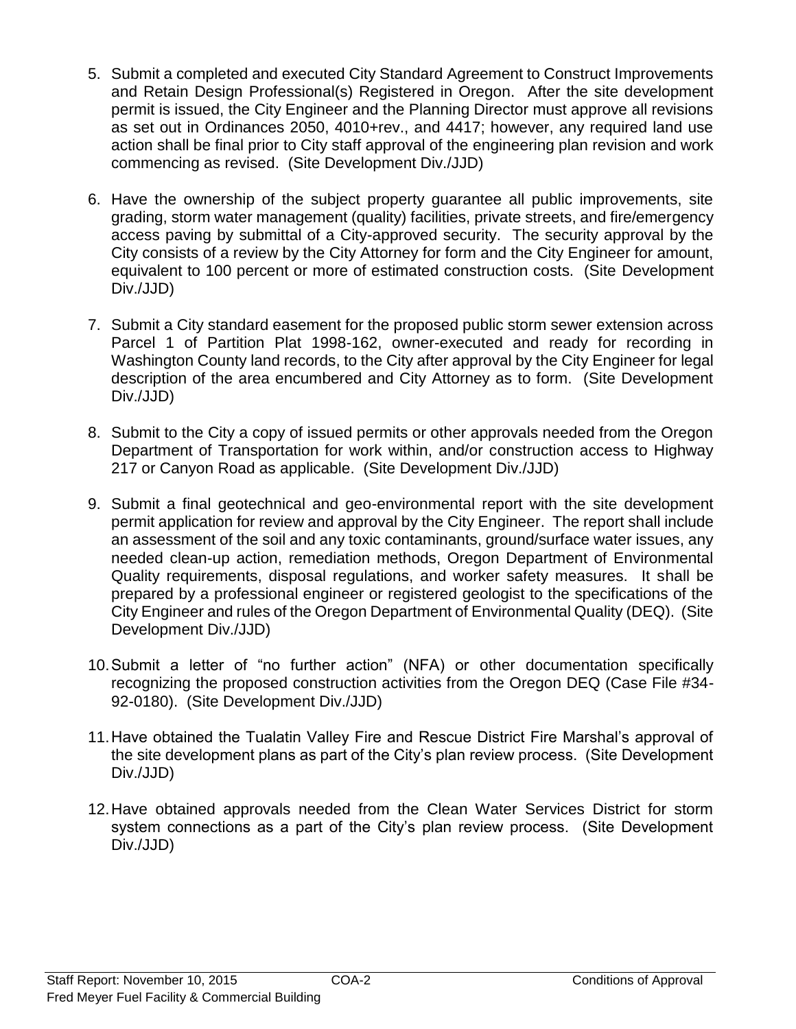5. Submit a completed and executed City Standard Agreement to Construct Improvements and Retain Design Professional(s) Registered in Oregon. After the site development permit is issued, the City Engineer and the Planning Director must approve all revisions as set out in Ordinances 2050, 4010+rev., and 4417; however, any required land use action shall be final prior to City staff approval of the engineering plan revision and work commencing as revised. (Site Development Div./JJD)

6. Have the ownership of the subject property guarantee all public improvements, site grading, storm water management (quality) facilities, private streets, and fire/emergency access paving by submittal of a City-approved security. The security approval by the City consists of a review by the City Attorney for form and the City Engineer for amount, equivalent to 100 percent or more of estimated construction costs. (Site Development Div./JJD)

7. Submit a City standard easement for the proposed public storm sewer extension across Parcel 1 of Partition Plat 1998-162, owner-executed and ready for recording in Washington County land records, to the City after approval by the City Engineer for legal description of the area encumbered and City Attorney as to form. (Site Development Div./JJD)

8. Submit to the City a copy of issued permits or other approvals needed from the Oregon Department of Transportation for work within, and/or construction access to Highway 217 or Canyon Road as applicable. (Site Development Div./JJD)

9. Submit a final geotechnical and geo-environmental report with the site development permit application for review and approval by the City Engineer. The report shall include an assessment of the soil and any toxic contaminants, ground/surface water issues, any needed clean-up action, remediation methods, Oregon Department of Environmental Quality requirements, disposal regulations, and worker safety measures. It shall be prepared by a professional engineer or registered geologist to the specifications of the City Engineer and rules of the Oregon Department of Environmental Quality (DEQ). (Site Development Div./JJD)

10. Submit a letter of "no further action" (NFA) or other documentation specifically recognizing the proposed construction activities from the Oregon DEQ (Case File #34-92-0180). (Site Development Div./JJD)

11. Have obtained the Tualatin Valley Fire and Rescue District Fire Marshal's approval of the site development plans as part of the City's plan review process. (Site Development Div./JJD)

12. Have obtained approvals needed from the Clean Water Services District for storm system connections as a part of the City's plan review process. (Site Development Div./JJD)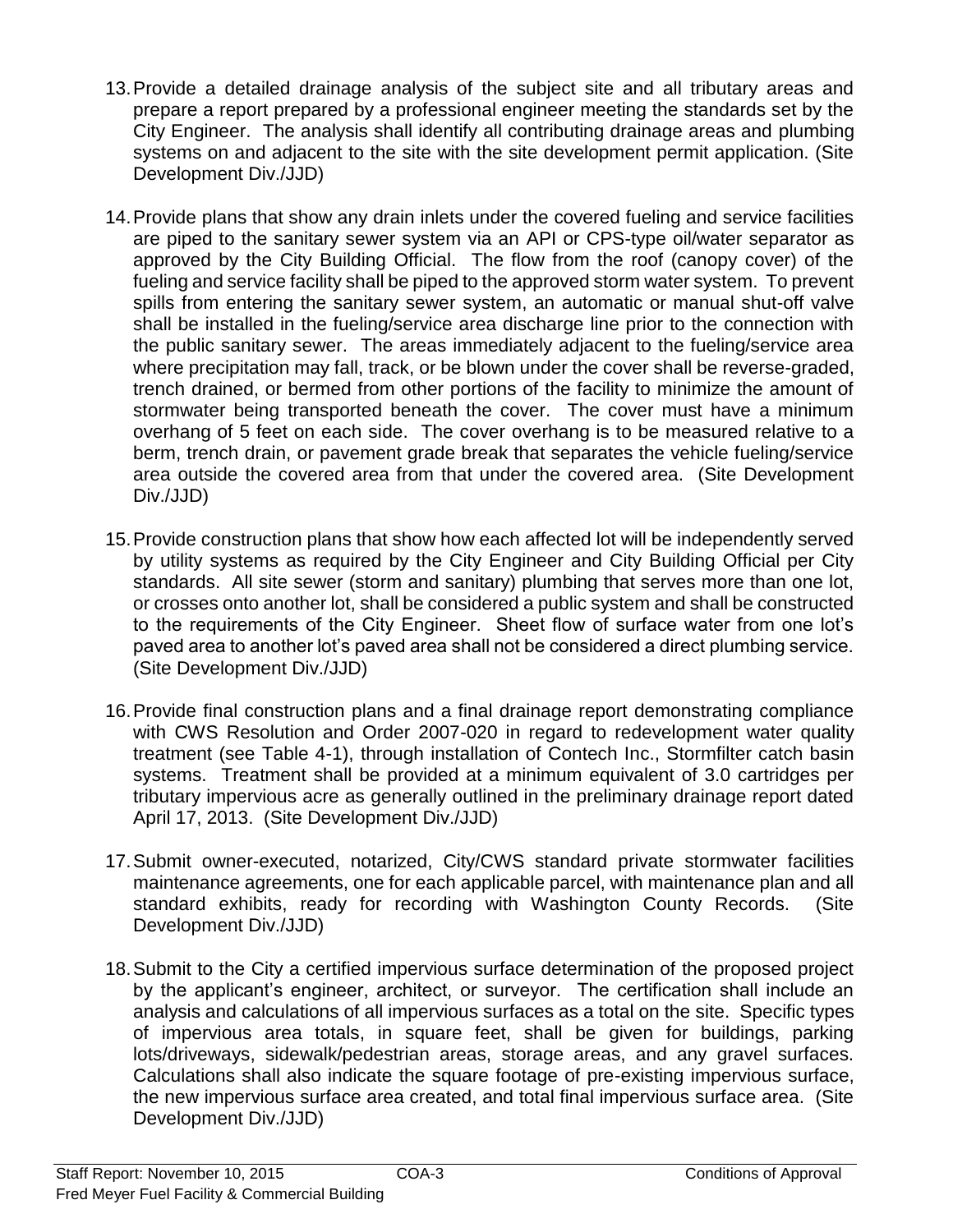13. Provide a detailed drainage analysis of the subject site and all tributary areas and prepare a report prepared by a professional engineer meeting the standards set by the City Engineer. The analysis shall identify all contributing drainage areas and plumbing systems on and adjacent to the site with the site development permit application. (Site Development Div./JJD)

14. Provide plans that show any drain inlets under the covered fueling and service facilities are piped to the sanitary sewer system via an API or CPS-type oil/water separator as approved by the City Building Official. The flow from the roof (canopy cover) of the fueling and service facility shall be piped to the approved storm water system. To prevent spills from entering the sanitary sewer system, an automatic or manual shut-off valve shall be installed in the fueling/service area discharge line prior to the connection with the public sanitary sewer. The areas immediately adjacent to the fueling/service area where precipitation may fall, track, or be blown under the cover shall be reverse-graded, trench drained, or bermed from other portions of the facility to minimize the amount of stormwater being transported beneath the cover. The cover must have a minimum overhang of 5 feet on each side. The cover overhang is to be measured relative to a berm, trench drain, or pavement grade break that separates the vehicle fueling/service area outside the covered area from that under the covered area. (Site Development Div./JJD)

15. Provide construction plans that show how each affected lot will be independently served by utility systems as required by the City Engineer and City Building Official per City standards. All site sewer (storm and sanitary) plumbing that serves more than one lot, or crosses onto another lot, shall be considered a public system and shall be constructed to the requirements of the City Engineer. Sheet flow of surface water from one lot's paved area to another lot's paved area shall not be considered a direct plumbing service. (Site Development Div./JJD)

16. Provide final construction plans and a final drainage report demonstrating compliance with CWS Resolution and Order 2007-020 in regard to redevelopment water quality treatment (see Table 4-1), through installation of Contech Inc., Stormfilter catch basin systems. Treatment shall be provided at a minimum equivalent of 3.0 cartridges per tributary impervious acre as generally outlined in the preliminary drainage report dated April 17, 2013. (Site Development Div./JJD)

17. Submit owner-executed, notarized, City/CWS standard private stormwater facilities maintenance agreements, one for each applicable parcel, with maintenance plan and all standard exhibits, ready for recording with Washington County Records. (Site Development Div./JJD)

18. Submit to the City a certified impervious surface determination of the proposed project by the applicant's engineer, architect, or surveyor. The certification shall include an analysis and calculations of all impervious surfaces as a total on the site. Specific types of impervious area totals, in square feet, shall be given for buildings, parking lots/driveways, sidewalk/pedestrian areas, storage areas, and any gravel surfaces. Calculations shall also indicate the square footage of pre-existing impervious surface, the new impervious surface area created, and total final impervious surface area. (Site Development Div./JJD)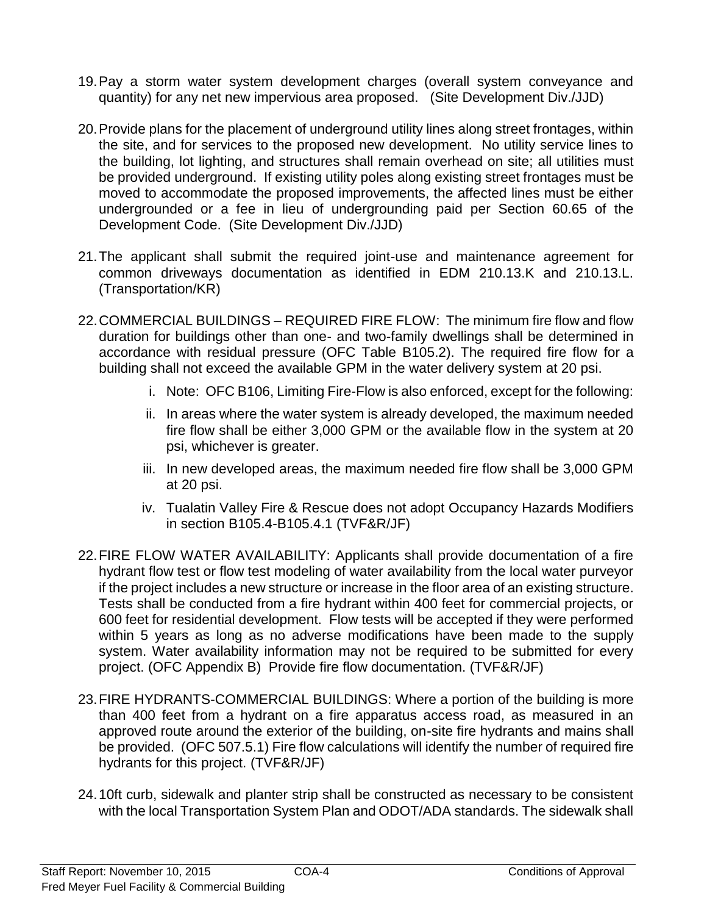19. Pay a storm water system development charges (overall system conveyance and quantity) for any net new impervious area proposed. (Site Development Div./JJD)

20. Provide plans for the placement of underground utility lines along street frontages, within the site, and for services to the proposed new development. No utility service lines to the building, lot lighting, and structures shall remain overhead on site; all utilities must be provided underground. If existing utility poles along existing street frontages must be moved to accommodate the proposed improvements, the affected lines must be either undergrounded or a fee in lieu of undergrounding paid per Section 60.65 of the Development Code. (Site Development Div./JJD)

21. The applicant shall submit the required joint-use and maintenance agreement for common driveways documentation as identified in EDM 210.13.K and 210.13.L. (Transportation/KR)

22. COMMERCIAL BUILDINGS – REQUIRED FIRE FLOW: The minimum fire flow and flow duration for buildings other than one- and two-family dwellings shall be determined in accordance with residual pressure (OFC Table B105.2). The required fire flow for a building shall not exceed the available GPM in the water delivery system at 20 psi.

    i. Note: OFC B106, Limiting Fire-Flow is also enforced, except for the following:

    ii. In areas where the water system is already developed, the maximum needed fire flow shall be either 3,000 GPM or the available flow in the system at 20 psi, whichever is greater.

    iii. In new developed areas, the maximum needed fire flow shall be 3,000 GPM at 20 psi.

    iv. Tualatin Valley Fire & Rescue does not adopt Occupancy Hazards Modifiers in section B105.4-B105.4.1 (TVF&R/JF)

22. FIRE FLOW WATER AVAILABILITY: Applicants shall provide documentation of a fire hydrant flow test or flow test modeling of water availability from the local water purveyor if the project includes a new structure or increase in the floor area of an existing structure. Tests shall be conducted from a fire hydrant within 400 feet for commercial projects, or 600 feet for residential development. Flow tests will be accepted if they were performed within 5 years as long as no adverse modifications have been made to the supply system. Water availability information may not be required to be submitted for every project. (OFC Appendix B) Provide fire flow documentation. (TVF&R/JF)

23. FIRE HYDRANTS-COMMERCIAL BUILDINGS: Where a portion of the building is more than 400 feet from a hydrant on a fire apparatus access road, as measured in an approved route around the exterior of the building, on-site fire hydrants and mains shall be provided. (OFC 507.5.1) Fire flow calculations will identify the number of required fire hydrants for this project. (TVF&R/JF)

24. 10ft curb, sidewalk and planter strip shall be constructed as necessary to be consistent with the local Transportation System Plan and ODOT/ADA standards. The sidewalk shall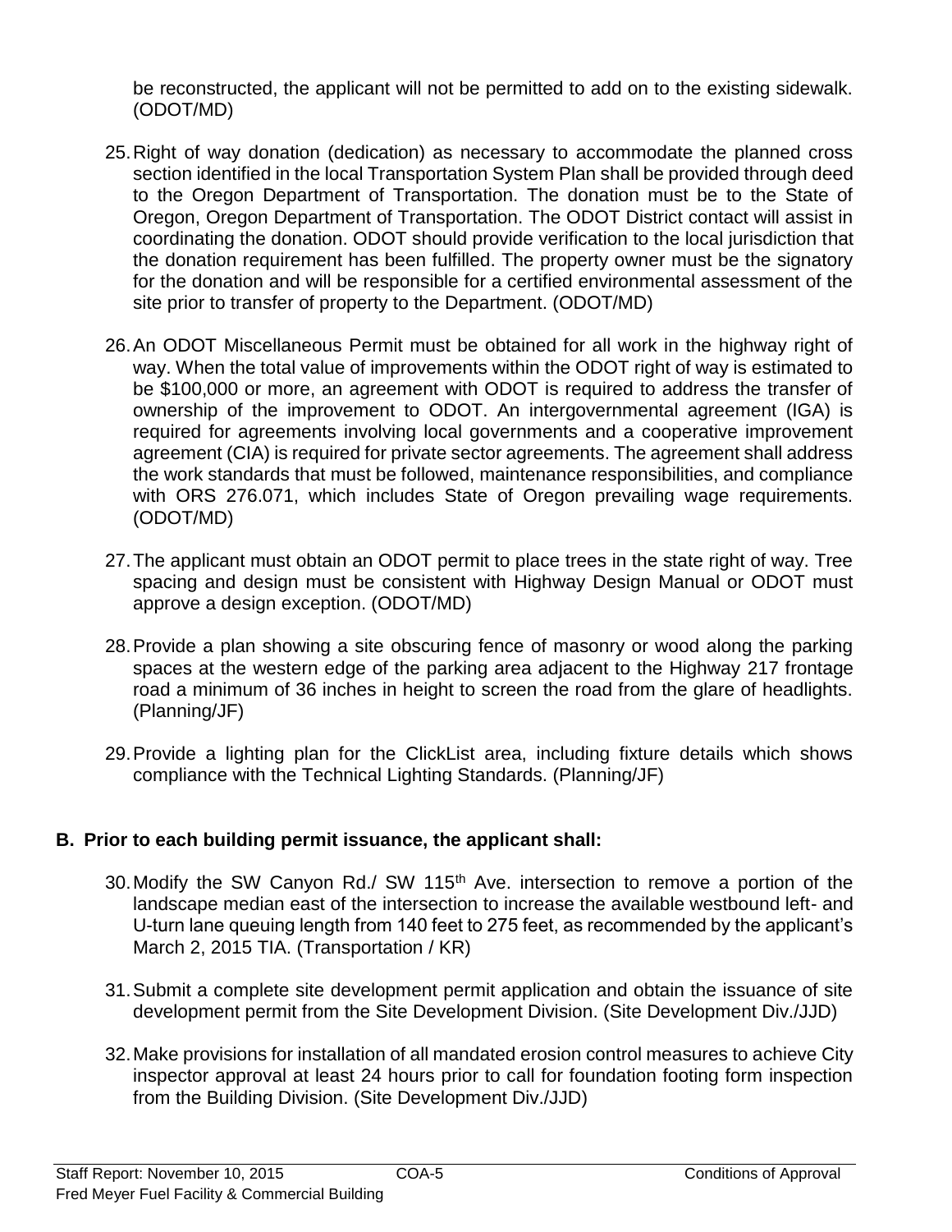be reconstructed, the applicant will not be permitted to add on to the existing sidewalk. (ODOT/MD)

25. Right of way donation (dedication) as necessary to accommodate the planned cross section identified in the local Transportation System Plan shall be provided through deed to the Oregon Department of Transportation. The donation must be to the State of Oregon, Oregon Department of Transportation. The ODOT District contact will assist in coordinating the donation. ODOT should provide verification to the local jurisdiction that the donation requirement has been fulfilled. The property owner must be the signatory for the donation and will be responsible for a certified environmental assessment of the site prior to transfer of property to the Department. (ODOT/MD)

26. An ODOT Miscellaneous Permit must be obtained for all work in the highway right of way. When the total value of improvements within the ODOT right of way is estimated to be $100,000 or more, an agreement with ODOT is required to address the transfer of ownership of the improvement to ODOT. An intergovernmental agreement (IGA) is required for agreements involving local governments and a cooperative improvement agreement (CIA) is required for private sector agreements. The agreement shall address the work standards that must be followed, maintenance responsibilities, and compliance with ORS 276.071, which includes State of Oregon prevailing wage requirements. (ODOT/MD)

27. The applicant must obtain an ODOT permit to place trees in the state right of way. Tree spacing and design must be consistent with Highway Design Manual or ODOT must approve a design exception. (ODOT/MD)

28. Provide a plan showing a site obscuring fence of masonry or wood along the parking spaces at the western edge of the parking area adjacent to the Highway 217 frontage road a minimum of 36 inches in height to screen the road from the glare of headlights. (Planning/JF)

29. Provide a lighting plan for the ClickList area, including fixture details which shows compliance with the Technical Lighting Standards. (Planning/JF)

## B. Prior to each building permit issuance, the applicant shall:

30. Modify the SW Canyon Rd./ SW 115th Ave. intersection to remove a portion of the landscape median east of the intersection to increase the available westbound left- and U-turn lane queuing length from 140 feet to 275 feet, as recommended by the applicant's March 2, 2015 TIA. (Transportation / KR)

31. Submit a complete site development permit application and obtain the issuance of site development permit from the Site Development Division. (Site Development Div./JJD)

32. Make provisions for installation of all mandated erosion control measures to achieve City inspector approval at least 24 hours prior to call for foundation footing form inspection from the Building Division. (Site Development Div./JJD)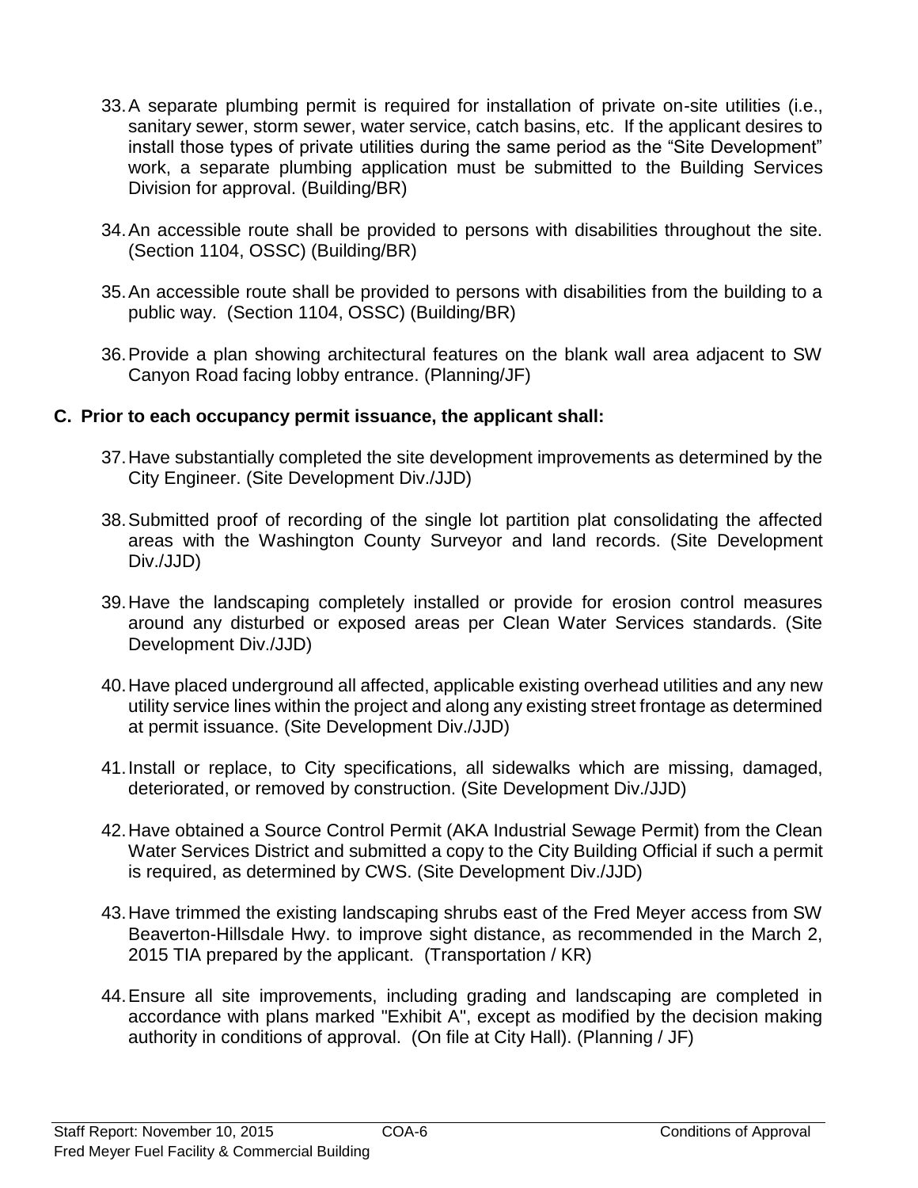33. A separate plumbing permit is required for installation of private on-site utilities (i.e., sanitary sewer, storm sewer, water service, catch basins, etc. If the applicant desires to install those types of private utilities during the same period as the "Site Development" work, a separate plumbing application must be submitted to the Building Services Division for approval. (Building/BR)

34. An accessible route shall be provided to persons with disabilities throughout the site. (Section 1104, OSSC) (Building/BR)

35. An accessible route shall be provided to persons with disabilities from the building to a public way. (Section 1104, OSSC) (Building/BR)

36. Provide a plan showing architectural features on the blank wall area adjacent to SW Canyon Road facing lobby entrance. (Planning/JF)

**C. Prior to each occupancy permit issuance, the applicant shall:**

37. Have substantially completed the site development improvements as determined by the City Engineer. (Site Development Div./JJD)

38. Submitted proof of recording of the single lot partition plat consolidating the affected areas with the Washington County Surveyor and land records. (Site Development Div./JJD)

39. Have the landscaping completely installed or provide for erosion control measures around any disturbed or exposed areas per Clean Water Services standards. (Site Development Div./JJD)

40. Have placed underground all affected, applicable existing overhead utilities and any new utility service lines within the project and along any existing street frontage as determined at permit issuance. (Site Development Div./JJD)

41. Install or replace, to City specifications, all sidewalks which are missing, damaged, deteriorated, or removed by construction. (Site Development Div./JJD)

42. Have obtained a Source Control Permit (AKA Industrial Sewage Permit) from the Clean Water Services District and submitted a copy to the City Building Official if such a permit is required, as determined by CWS. (Site Development Div./JJD)

43. Have trimmed the existing landscaping shrubs east of the Fred Meyer access from SW Beaverton-Hillsdale Hwy. to improve sight distance, as recommended in the March 2, 2015 TIA prepared by the applicant. (Transportation / KR)

44. Ensure all site improvements, including grading and landscaping are completed in accordance with plans marked "Exhibit A", except as modified by the decision making authority in conditions of approval. (On file at City Hall). (Planning / JF)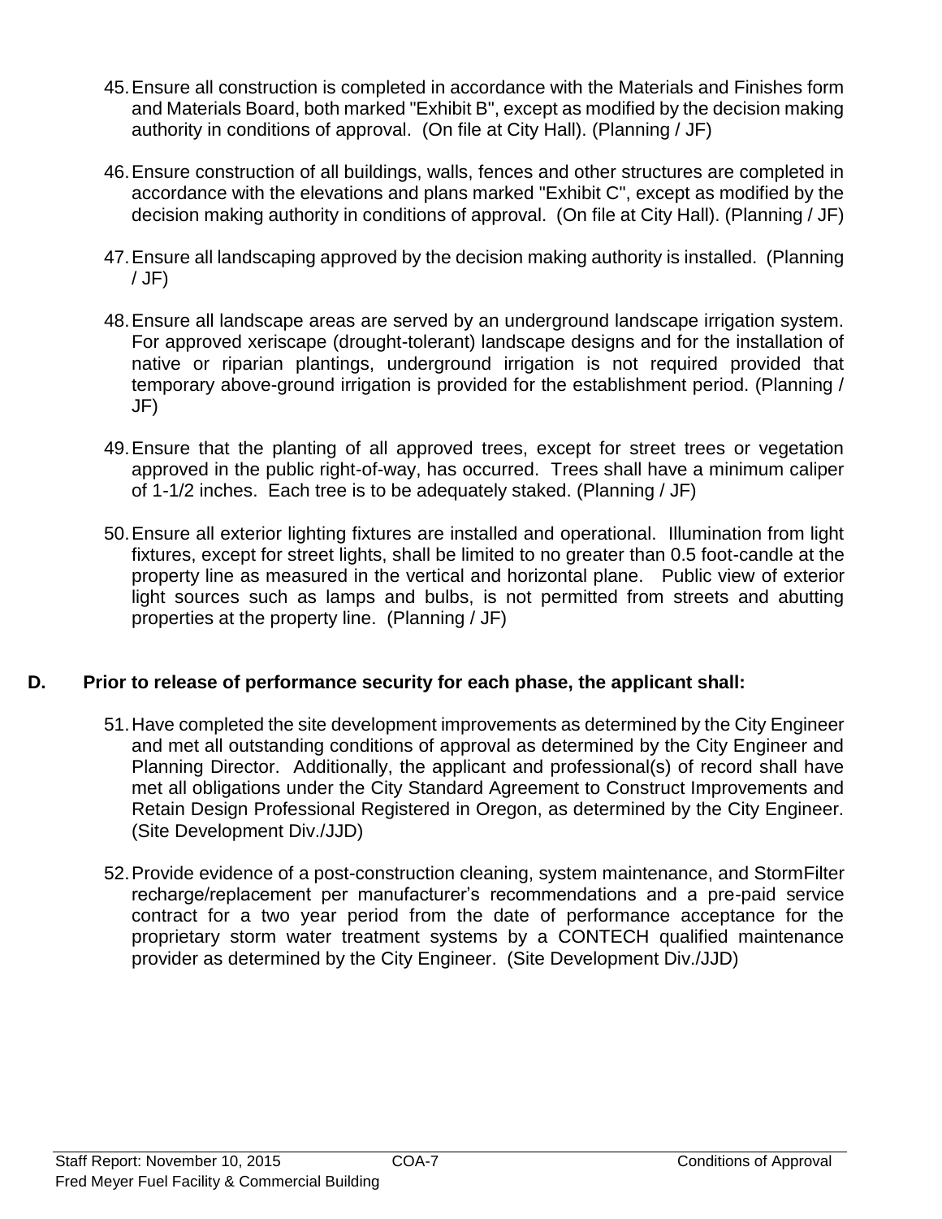45. Ensure all construction is completed in accordance with the Materials and Finishes form and Materials Board, both marked "Exhibit B", except as modified by the decision making authority in conditions of approval. (On file at City Hall). (Planning / JF)

46. Ensure construction of all buildings, walls, fences and other structures are completed in accordance with the elevations and plans marked "Exhibit C", except as modified by the decision making authority in conditions of approval. (On file at City Hall). (Planning / JF)

47. Ensure all landscaping approved by the decision making authority is installed. (Planning / JF)

48. Ensure all landscape areas are served by an underground landscape irrigation system. For approved xeriscape (drought-tolerant) landscape designs and for the installation of native or riparian plantings, underground irrigation is not required provided that temporary above-ground irrigation is provided for the establishment period. (Planning / JF)

49. Ensure that the planting of all approved trees, except for street trees or vegetation approved in the public right-of-way, has occurred. Trees shall have a minimum caliper of 1-1/2 inches. Each tree is to be adequately staked. (Planning / JF)

50. Ensure all exterior lighting fixtures are installed and operational. Illumination from light fixtures, except for street lights, shall be limited to no greater than 0.5 foot-candle at the property line as measured in the vertical and horizontal plane. Public view of exterior light sources such as lamps and bulbs, is not permitted from streets and abutting properties at the property line. (Planning / JF)

## D. Prior to release of performance security for each phase, the applicant shall:

51. Have completed the site development improvements as determined by the City Engineer and met all outstanding conditions of approval as determined by the City Engineer and Planning Director. Additionally, the applicant and professional(s) of record shall have met all obligations under the City Standard Agreement to Construct Improvements and Retain Design Professional Registered in Oregon, as determined by the City Engineer. (Site Development Div./JJD)

52. Provide evidence of a post-construction cleaning, system maintenance, and StormFilter recharge/replacement per manufacturer's recommendations and a pre-paid service contract for a two year period from the date of performance acceptance for the proprietary storm water treatment systems by a CONTECH qualified maintenance provider as determined by the City Engineer. (Site Development Div./JJD)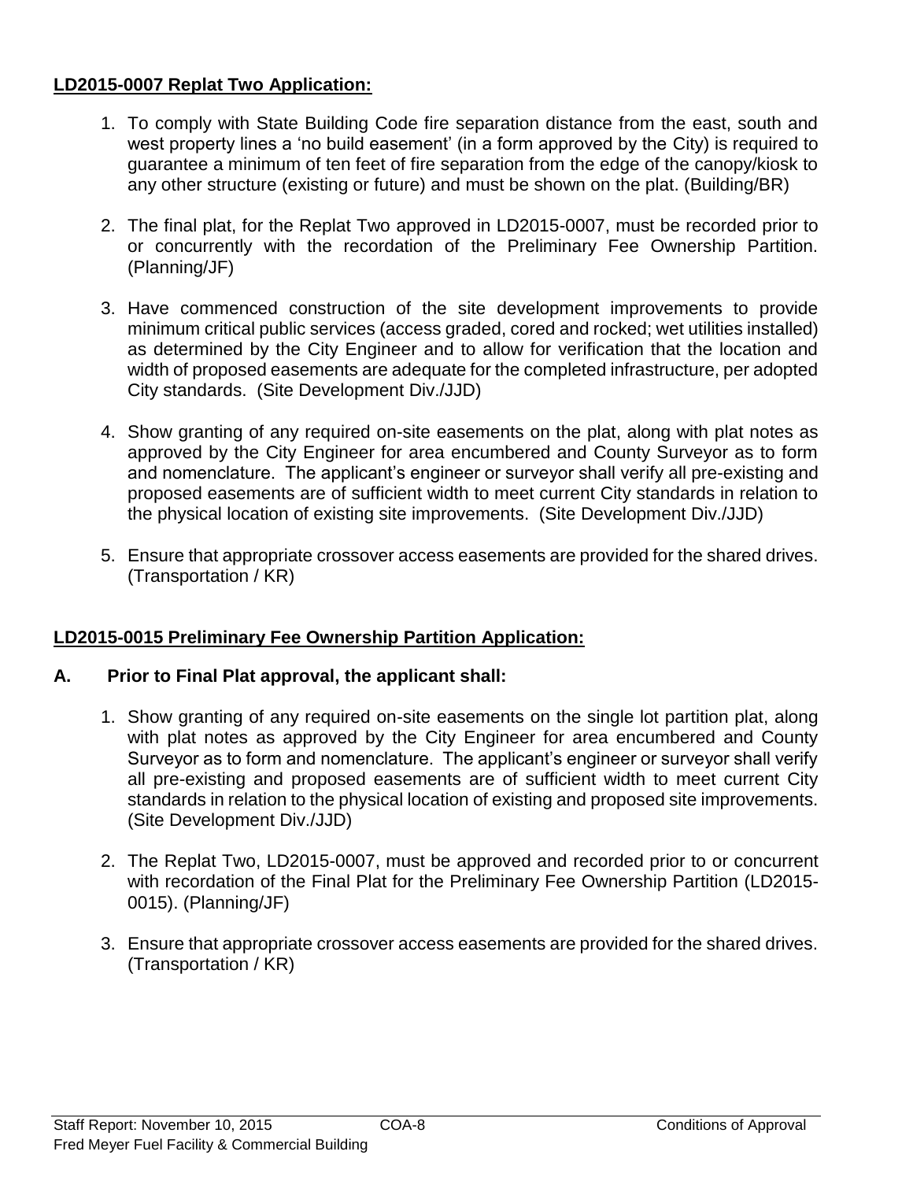**LD2015-0007 Replat Two Application:**

1. To comply with State Building Code fire separation distance from the east, south and west property lines a 'no build easement' (in a form approved by the City) is required to guarantee a minimum of ten feet of fire separation from the edge of the canopy/kiosk to any other structure (existing or future) and must be shown on the plat. (Building/BR)

2. The final plat, for the Replat Two approved in LD2015-0007, must be recorded prior to or concurrently with the recordation of the Preliminary Fee Ownership Partition. (Planning/JF)

3. Have commenced construction of the site development improvements to provide minimum critical public services (access graded, cored and rocked; wet utilities installed) as determined by the City Engineer and to allow for verification that the location and width of proposed easements are adequate for the completed infrastructure, per adopted City standards. (Site Development Div./JJD)

4. Show granting of any required on-site easements on the plat, along with plat notes as approved by the City Engineer for area encumbered and County Surveyor as to form and nomenclature. The applicant's engineer or surveyor shall verify all pre-existing and proposed easements are of sufficient width to meet current City standards in relation to the physical location of existing site improvements. (Site Development Div./JJD)

5. Ensure that appropriate crossover access easements are provided for the shared drives. (Transportation / KR)

**LD2015-0015 Preliminary Fee Ownership Partition Application:**

**A. Prior to Final Plat approval, the applicant shall:**

1. Show granting of any required on-site easements on the single lot partition plat, along with plat notes as approved by the City Engineer for area encumbered and County Surveyor as to form and nomenclature. The applicant's engineer or surveyor shall verify all pre-existing and proposed easements are of sufficient width to meet current City standards in relation to the physical location of existing and proposed site improvements. (Site Development Div./JJD)

2. The Replat Two, LD2015-0007, must be approved and recorded prior to or concurrent with recordation of the Final Plat for the Preliminary Fee Ownership Partition (LD2015-0015). (Planning/JF)

3. Ensure that appropriate crossover access easements are provided for the shared drives. (Transportation / KR)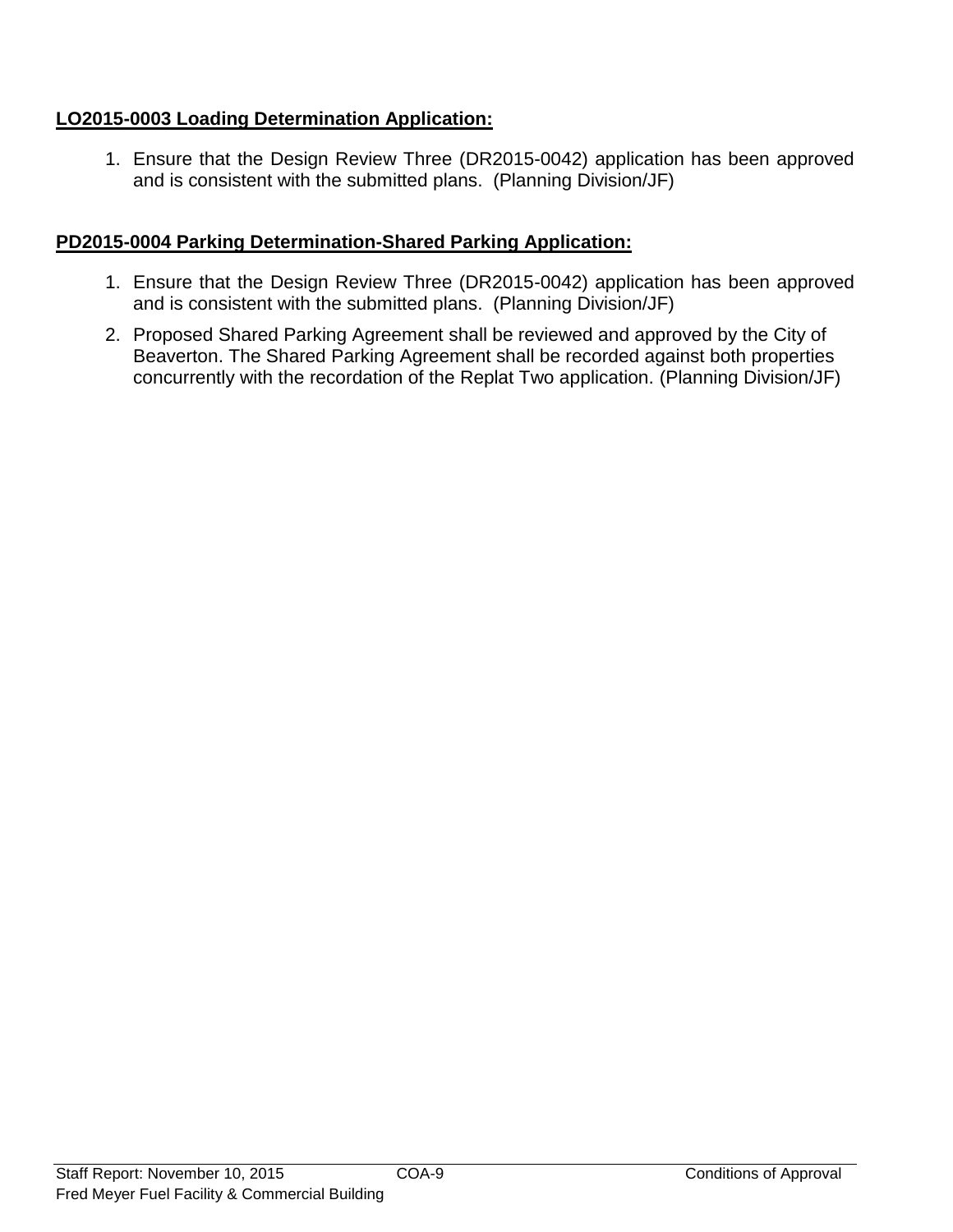**LO2015-0003 Loading Determination Application:**

1. Ensure that the Design Review Three (DR2015-0042) application has been approved and is consistent with the submitted plans. (Planning Division/JF)

**PD2015-0004 Parking Determination-Shared Parking Application:**

1. Ensure that the Design Review Three (DR2015-0042) application has been approved and is consistent with the submitted plans. (Planning Division/JF)
2. Proposed Shared Parking Agreement shall be reviewed and approved by the City of Beaverton. The Shared Parking Agreement shall be recorded against both properties concurrently with the recordation of the Replat Two application. (Planning Division/JF)